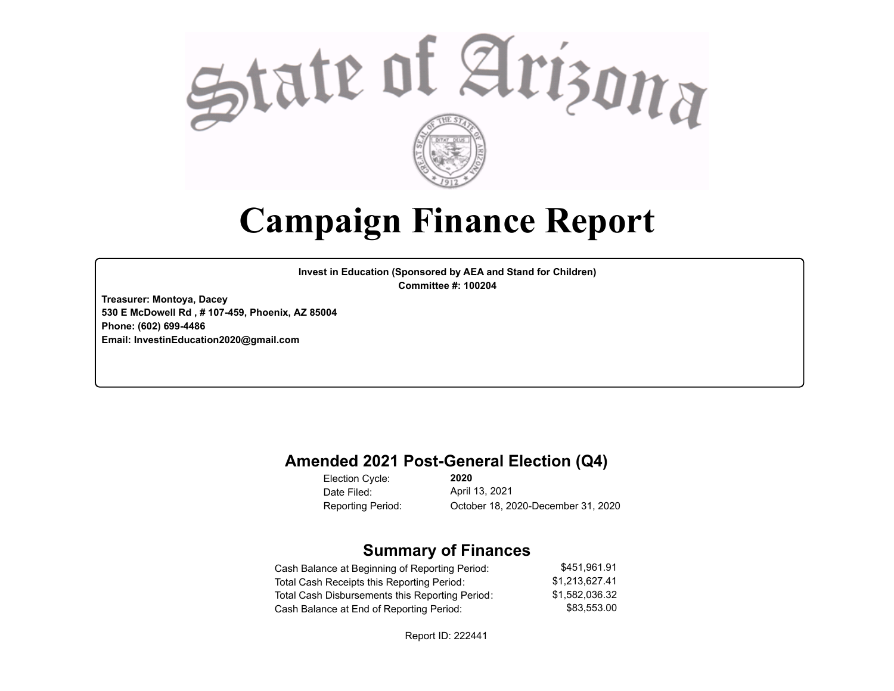# State of Arizona

# Campaign Finance Report

**Invest in Education (Sponsored by AEA and Stand for Children)**
**Committee #: 100204**

**Treasurer: Montoya, Dacey**
**530 E McDowell Rd , # 107-459, Phoenix, AZ 85004**
**Phone: (602) 699-4486**
**Email: InvestinEducation2020@gmail.com**

## Amended 2021 Post-General Election (Q4)

| | |
|---|---|
| Election Cycle: | **2020** |
| Date Filed: | April 13, 2021 |
| Reporting Period: | October 18, 2020-December 31, 2020 |

## Summary of Finances

| | |
|---|---|
| Cash Balance at Beginning of Reporting Period: | $451,961.91 |
| Total Cash Receipts this Reporting Period: | $1,213,627.41 |
| Total Cash Disbursements this Reporting Period: | $1,582,036.32 |
| Cash Balance at End of Reporting Period: | $83,553.00 |

Report ID: 222441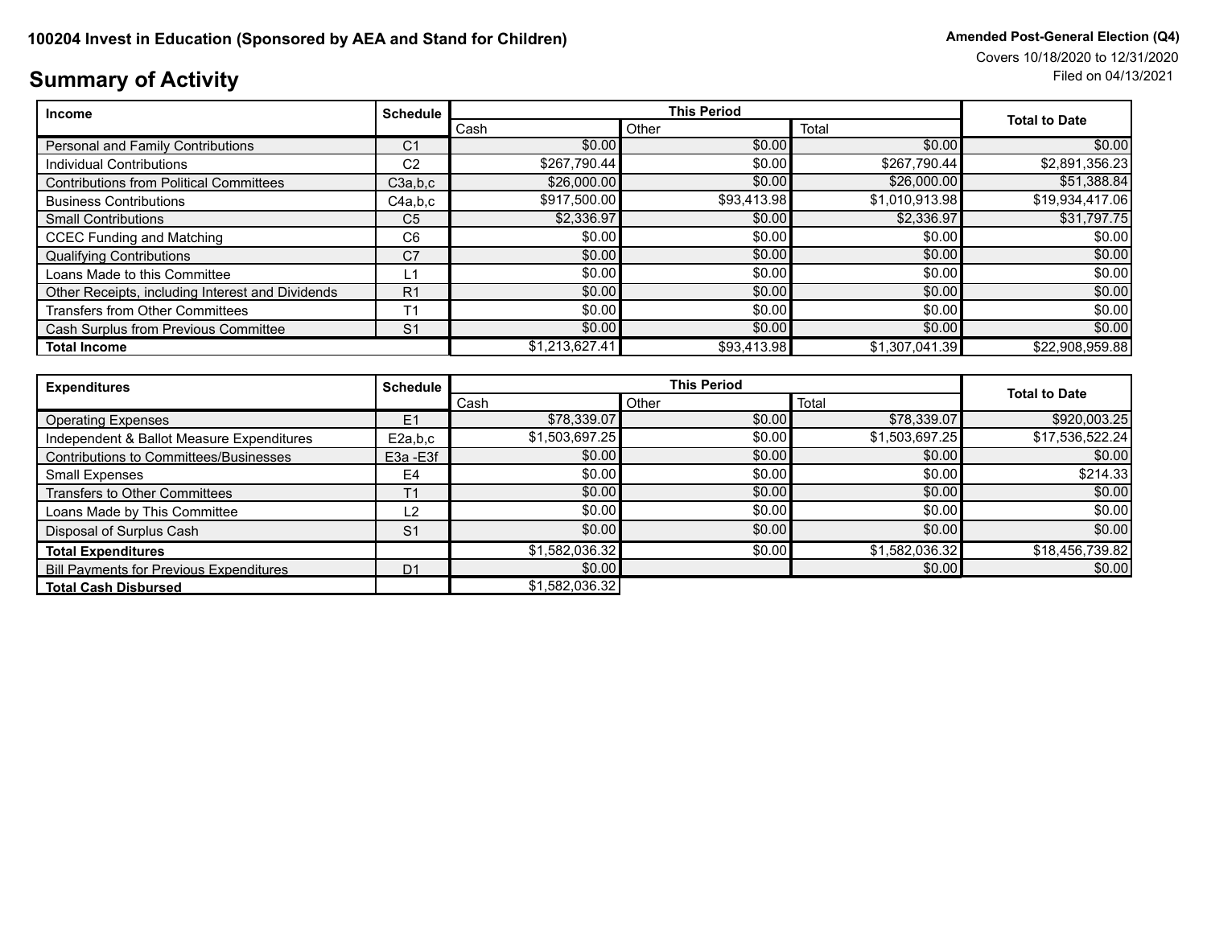**100204 Invest in Education (Sponsored by AEA and Stand for Children)**

**Amended Post-General Election (Q4)**
Covers 10/18/2020 to 12/31/2020
Filed on 04/13/2021

# Summary of Activity

| Income | Schedule | This Period | | | Total to Date |
|---|---|---|---|---|---|
| | | Cash | Other | Total | |
| Personal and Family Contributions | C1 | $0.00 | $0.00 | $0.00 | $0.00 |
| Individual Contributions | C2 | $267,790.44 | $0.00 | $267,790.44 | $2,891,356.23 |
| Contributions from Political Committees | C3a,b,c | $26,000.00 | $0.00 | $26,000.00 | $51,388.84 |
| Business Contributions | C4a,b,c | $917,500.00 | $93,413.98 | $1,010,913.98 | $19,934,417.06 |
| Small Contributions | C5 | $2,336.97 | $0.00 | $2,336.97 | $31,797.75 |
| CCEC Funding and Matching | C6 | $0.00 | $0.00 | $0.00 | $0.00 |
| Qualifying Contributions | C7 | $0.00 | $0.00 | $0.00 | $0.00 |
| Loans Made to this Committee | L1 | $0.00 | $0.00 | $0.00 | $0.00 |
| Other Receipts, including Interest and Dividends | R1 | $0.00 | $0.00 | $0.00 | $0.00 |
| Transfers from Other Committees | T1 | $0.00 | $0.00 | $0.00 | $0.00 |
| Cash Surplus from Previous Committee | S1 | $0.00 | $0.00 | $0.00 | $0.00 |
| **Total Income** | | $1,213,627.41 | $93,413.98 | $1,307,041.39 | $22,908,959.88 |

| Expenditures | Schedule | This Period | | | Total to Date |
|---|---|---|---|---|---|
| | | Cash | Other | Total | |
| Operating Expenses | E1 | $78,339.07 | $0.00 | $78,339.07 | $920,003.25 |
| Independent & Ballot Measure Expenditures | E2a,b,c | $1,503,697.25 | $0.00 | $1,503,697.25 | $17,536,522.24 |
| Contributions to Committees/Businesses | E3a -E3f | $0.00 | $0.00 | $0.00 | $0.00 |
| Small Expenses | E4 | $0.00 | $0.00 | $0.00 | $214.33 |
| Transfers to Other Committees | T1 | $0.00 | $0.00 | $0.00 | $0.00 |
| Loans Made by This Committee | L2 | $0.00 | $0.00 | $0.00 | $0.00 |
| Disposal of Surplus Cash | S1 | $0.00 | $0.00 | $0.00 | $0.00 |
| **Total Expenditures** | | $1,582,036.32 | $0.00 | $1,582,036.32 | $18,456,739.82 |
| Bill Payments for Previous Expenditures | D1 | $0.00 | | $0.00 | $0.00 |
| **Total Cash Disbursed** | | $1,582,036.32 | | | |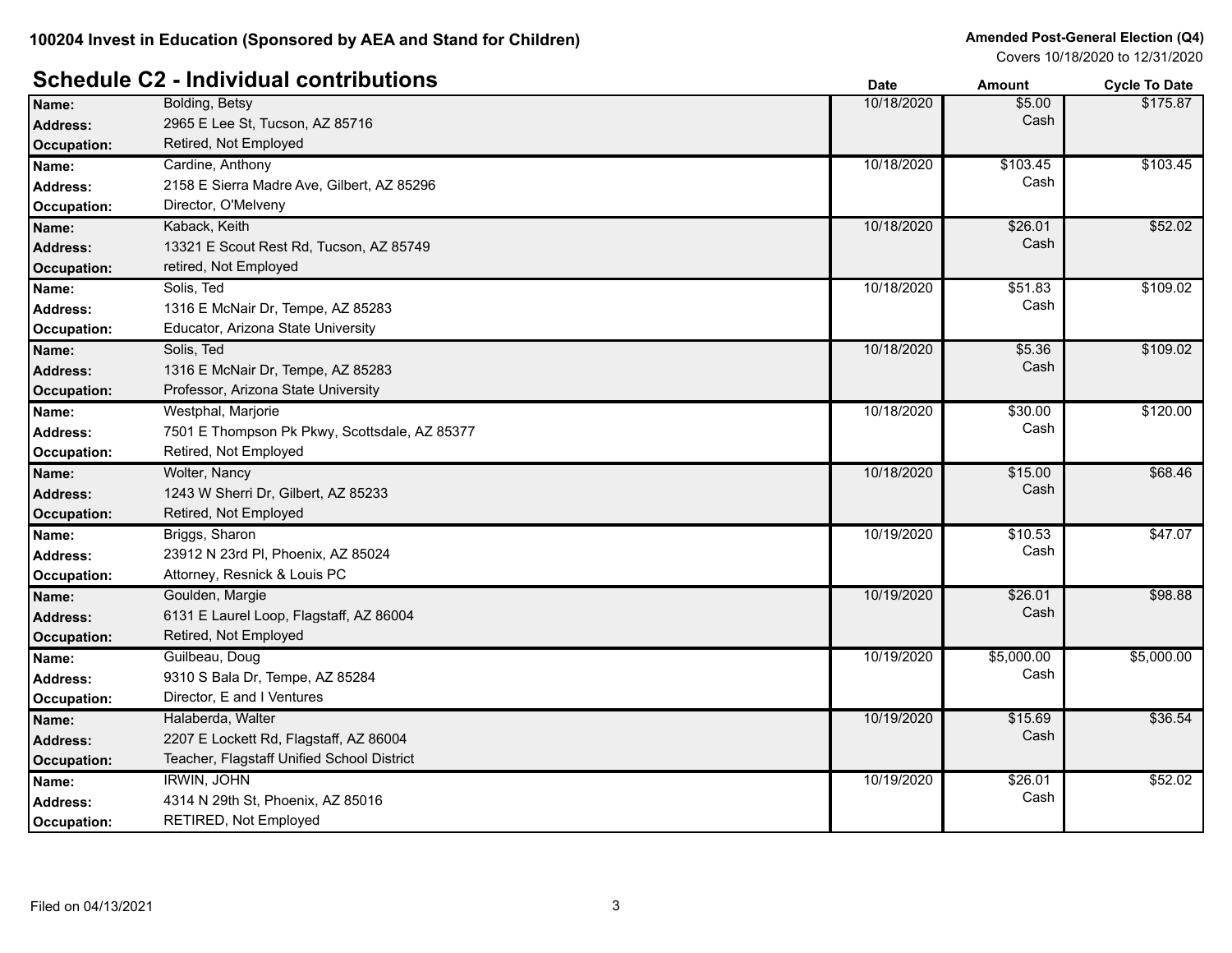**100204 Invest in Education (Sponsored by AEA and Stand for Children)**

**Amended Post-General Election (Q4)**
Covers 10/18/2020 to 12/31/2020

## Schedule C2 - Individual contributions

| | | Date | Amount | Cycle To Date |
|---|---|---|---|---|
| **Name:** | Bolding, Betsy | 10/18/2020 | $5.00 | $175.87 |
| **Address:** | 2965 E Lee St, Tucson, AZ 85716 | | Cash | |
| **Occupation:** | Retired, Not Employed | | | |
| **Name:** | Cardine, Anthony | 10/18/2020 | $103.45 | $103.45 |
| **Address:** | 2158 E Sierra Madre Ave, Gilbert, AZ 85296 | | Cash | |
| **Occupation:** | Director, O'Melveny | | | |
| **Name:** | Kaback, Keith | 10/18/2020 | $26.01 | $52.02 |
| **Address:** | 13321 E Scout Rest Rd, Tucson, AZ 85749 | | Cash | |
| **Occupation:** | retired, Not Employed | | | |
| **Name:** | Solis, Ted | 10/18/2020 | $51.83 | $109.02 |
| **Address:** | 1316 E McNair Dr, Tempe, AZ 85283 | | Cash | |
| **Occupation:** | Educator, Arizona State University | | | |
| **Name:** | Solis, Ted | 10/18/2020 | $5.36 | $109.02 |
| **Address:** | 1316 E McNair Dr, Tempe, AZ 85283 | | Cash | |
| **Occupation:** | Professor, Arizona State University | | | |
| **Name:** | Westphal, Marjorie | 10/18/2020 | $30.00 | $120.00 |
| **Address:** | 7501 E Thompson Pk Pkwy, Scottsdale, AZ 85377 | | Cash | |
| **Occupation:** | Retired, Not Employed | | | |
| **Name:** | Wolter, Nancy | 10/18/2020 | $15.00 | $68.46 |
| **Address:** | 1243 W Sherri Dr, Gilbert, AZ 85233 | | Cash | |
| **Occupation:** | Retired, Not Employed | | | |
| **Name:** | Briggs, Sharon | 10/19/2020 | $10.53 | $47.07 |
| **Address:** | 23912 N 23rd Pl, Phoenix, AZ 85024 | | Cash | |
| **Occupation:** | Attorney, Resnick & Louis PC | | | |
| **Name:** | Goulden, Margie | 10/19/2020 | $26.01 | $98.88 |
| **Address:** | 6131 E Laurel Loop, Flagstaff, AZ 86004 | | Cash | |
| **Occupation:** | Retired, Not Employed | | | |
| **Name:** | Guilbeau, Doug | 10/19/2020 | $5,000.00 | $5,000.00 |
| **Address:** | 9310 S Bala Dr, Tempe, AZ 85284 | | Cash | |
| **Occupation:** | Director, E and I Ventures | | | |
| **Name:** | Halaberda, Walter | 10/19/2020 | $15.69 | $36.54 |
| **Address:** | 2207 E Lockett Rd, Flagstaff, AZ 86004 | | Cash | |
| **Occupation:** | Teacher, Flagstaff Unified School District | | | |
| **Name:** | IRWIN, JOHN | 10/19/2020 | $26.01 | $52.02 |
| **Address:** | 4314 N 29th St, Phoenix, AZ 85016 | | Cash | |
| **Occupation:** | RETIRED, Not Employed | | | |

Filed on 04/13/2021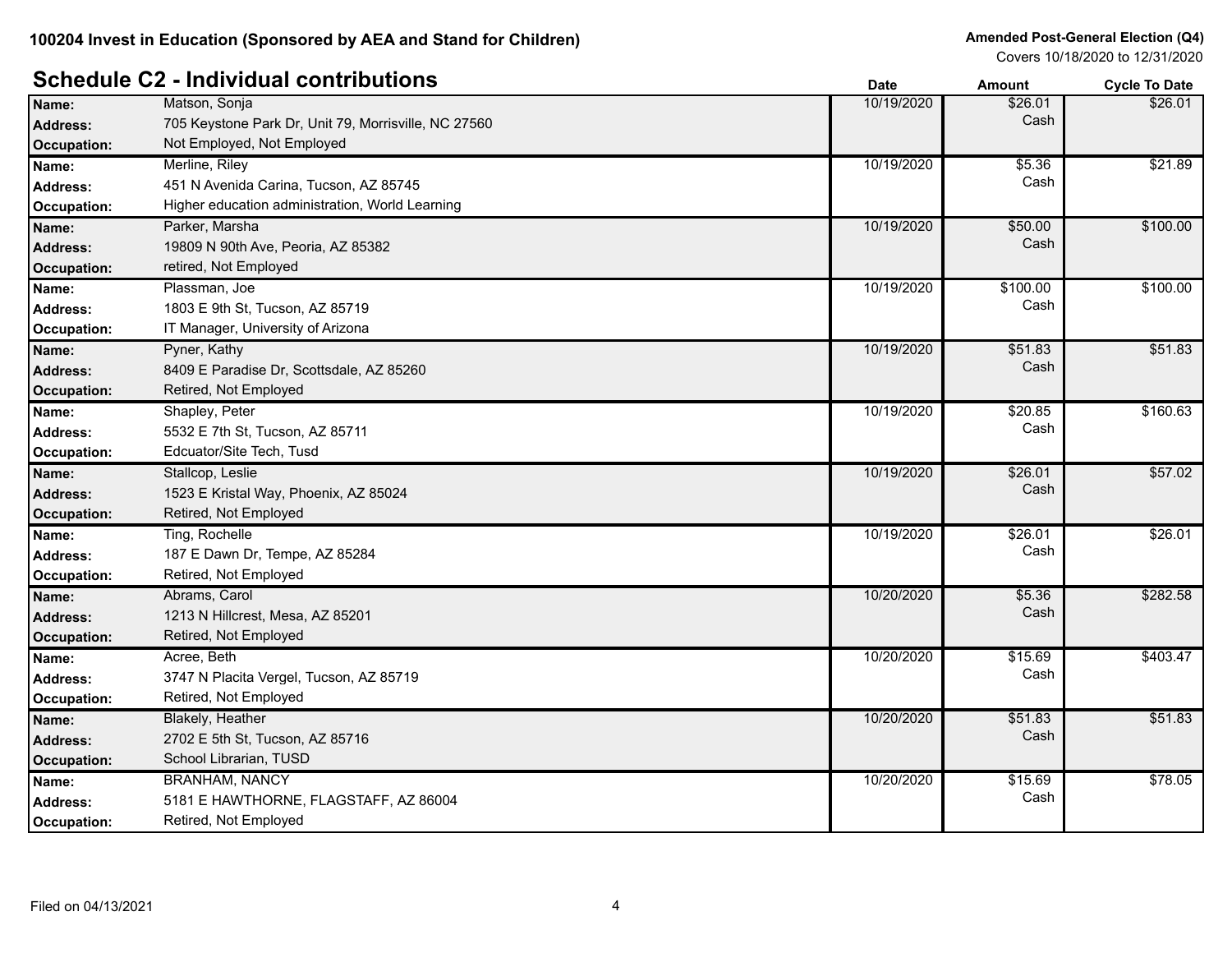**100204 Invest in Education (Sponsored by AEA and Stand for Children)**

**Amended Post-General Election (Q4)**
Covers 10/18/2020 to 12/31/2020

## Schedule C2 - Individual contributions

| | | Date | Amount | Cycle To Date |
|---|---|---|---|---|
| **Name:** | Matson, Sonja | 10/19/2020 | $26.01 | $26.01 |
| **Address:** | 705 Keystone Park Dr, Unit 79, Morrisville, NC 27560 | | Cash | |
| **Occupation:** | Not Employed, Not Employed | | | |
| **Name:** | Merline, Riley | 10/19/2020 | $5.36 | $21.89 |
| **Address:** | 451 N Avenida Carina, Tucson, AZ 85745 | | Cash | |
| **Occupation:** | Higher education administration, World Learning | | | |
| **Name:** | Parker, Marsha | 10/19/2020 | $50.00 | $100.00 |
| **Address:** | 19809 N 90th Ave, Peoria, AZ 85382 | | Cash | |
| **Occupation:** | retired, Not Employed | | | |
| **Name:** | Plassman, Joe | 10/19/2020 | $100.00 | $100.00 |
| **Address:** | 1803 E 9th St, Tucson, AZ 85719 | | Cash | |
| **Occupation:** | IT Manager, University of Arizona | | | |
| **Name:** | Pyner, Kathy | 10/19/2020 | $51.83 | $51.83 |
| **Address:** | 8409 E Paradise Dr, Scottsdale, AZ 85260 | | Cash | |
| **Occupation:** | Retired, Not Employed | | | |
| **Name:** | Shapley, Peter | 10/19/2020 | $20.85 | $160.63 |
| **Address:** | 5532 E 7th St, Tucson, AZ 85711 | | Cash | |
| **Occupation:** | Edcuator/Site Tech, Tusd | | | |
| **Name:** | Stallcop, Leslie | 10/19/2020 | $26.01 | $57.02 |
| **Address:** | 1523 E Kristal Way, Phoenix, AZ 85024 | | Cash | |
| **Occupation:** | Retired, Not Employed | | | |
| **Name:** | Ting, Rochelle | 10/19/2020 | $26.01 | $26.01 |
| **Address:** | 187 E Dawn Dr, Tempe, AZ 85284 | | Cash | |
| **Occupation:** | Retired, Not Employed | | | |
| **Name:** | Abrams, Carol | 10/20/2020 | $5.36 | $282.58 |
| **Address:** | 1213 N Hillcrest, Mesa, AZ 85201 | | Cash | |
| **Occupation:** | Retired, Not Employed | | | |
| **Name:** | Acree, Beth | 10/20/2020 | $15.69 | $403.47 |
| **Address:** | 3747 N Placita Vergel, Tucson, AZ 85719 | | Cash | |
| **Occupation:** | Retired, Not Employed | | | |
| **Name:** | Blakely, Heather | 10/20/2020 | $51.83 | $51.83 |
| **Address:** | 2702 E 5th St, Tucson, AZ 85716 | | Cash | |
| **Occupation:** | School Librarian, TUSD | | | |
| **Name:** | BRANHAM, NANCY | 10/20/2020 | $15.69 | $78.05 |
| **Address:** | 5181 E HAWTHORNE, FLAGSTAFF, AZ 86004 | | Cash | |
| **Occupation:** | Retired, Not Employed | | | |

Filed on 04/13/2021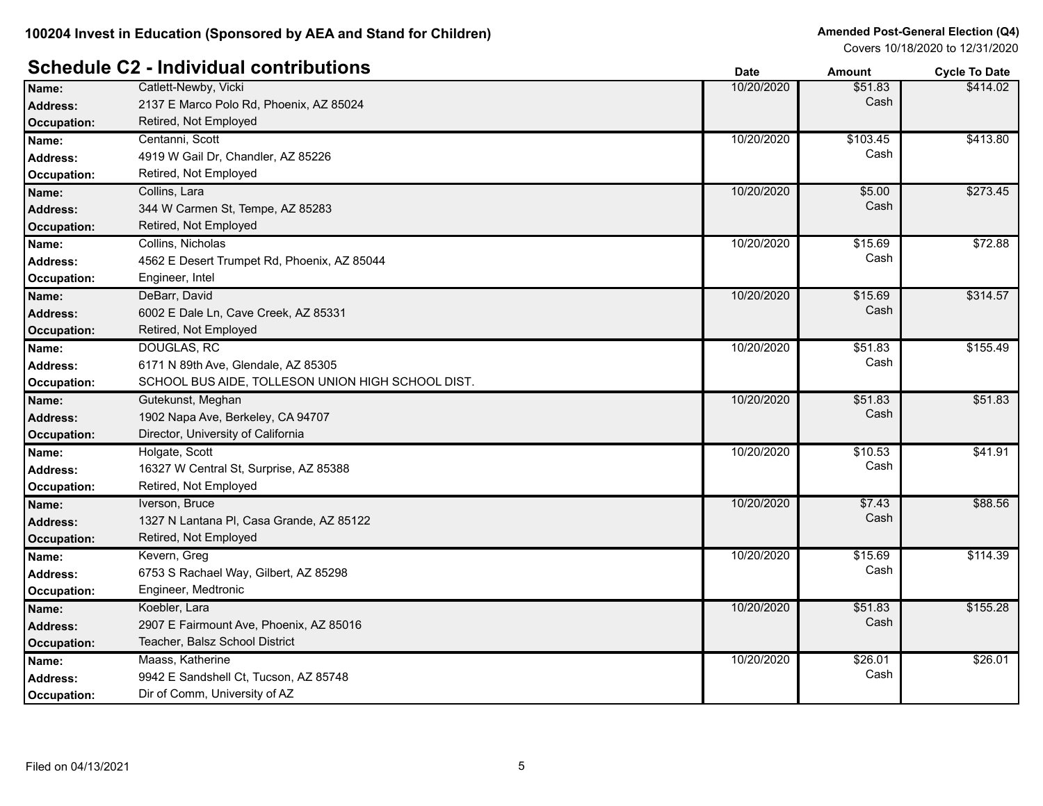100204 Invest in Education (Sponsored by AEA and Stand for Children)

Amended Post-General Election (Q4)
Covers 10/18/2020 to 12/31/2020

## Schedule C2 - Individual contributions

| | | Date | Amount | Cycle To Date |
|---|---|---|---|---|
| **Name:** | Catlett-Newby, Vicki | 10/20/2020 | $51.83 Cash | $414.02 |
| **Address:** | 2137 E Marco Polo Rd, Phoenix, AZ 85024 | | | |
| **Occupation:** | Retired, Not Employed | | | |
| **Name:** | Centanni, Scott | 10/20/2020 | $103.45 Cash | $413.80 |
| **Address:** | 4919 W Gail Dr, Chandler, AZ 85226 | | | |
| **Occupation:** | Retired, Not Employed | | | |
| **Name:** | Collins, Lara | 10/20/2020 | $5.00 Cash | $273.45 |
| **Address:** | 344 W Carmen St, Tempe, AZ 85283 | | | |
| **Occupation:** | Retired, Not Employed | | | |
| **Name:** | Collins, Nicholas | 10/20/2020 | $15.69 Cash | $72.88 |
| **Address:** | 4562 E Desert Trumpet Rd, Phoenix, AZ 85044 | | | |
| **Occupation:** | Engineer, Intel | | | |
| **Name:** | DeBarr, David | 10/20/2020 | $15.69 Cash | $314.57 |
| **Address:** | 6002 E Dale Ln, Cave Creek, AZ 85331 | | | |
| **Occupation:** | Retired, Not Employed | | | |
| **Name:** | DOUGLAS, RC | 10/20/2020 | $51.83 Cash | $155.49 |
| **Address:** | 6171 N 89th Ave, Glendale, AZ 85305 | | | |
| **Occupation:** | SCHOOL BUS AIDE, TOLLESON UNION HIGH SCHOOL DIST. | | | |
| **Name:** | Gutekunst, Meghan | 10/20/2020 | $51.83 Cash | $51.83 |
| **Address:** | 1902 Napa Ave, Berkeley, CA 94707 | | | |
| **Occupation:** | Director, University of California | | | |
| **Name:** | Holgate, Scott | 10/20/2020 | $10.53 Cash | $41.91 |
| **Address:** | 16327 W Central St, Surprise, AZ 85388 | | | |
| **Occupation:** | Retired, Not Employed | | | |
| **Name:** | Iverson, Bruce | 10/20/2020 | $7.43 Cash | $88.56 |
| **Address:** | 1327 N Lantana Pl, Casa Grande, AZ 85122 | | | |
| **Occupation:** | Retired, Not Employed | | | |
| **Name:** | Kevern, Greg | 10/20/2020 | $15.69 Cash | $114.39 |
| **Address:** | 6753 S Rachael Way, Gilbert, AZ 85298 | | | |
| **Occupation:** | Engineer, Medtronic | | | |
| **Name:** | Koebler, Lara | 10/20/2020 | $51.83 Cash | $155.28 |
| **Address:** | 2907 E Fairmount Ave, Phoenix, AZ 85016 | | | |
| **Occupation:** | Teacher, Balsz School District | | | |
| **Name:** | Maass, Katherine | 10/20/2020 | $26.01 Cash | $26.01 |
| **Address:** | 9942 E Sandshell Ct, Tucson, AZ 85748 | | | |
| **Occupation:** | Dir of Comm, University of AZ | | | |

Filed on 04/13/2021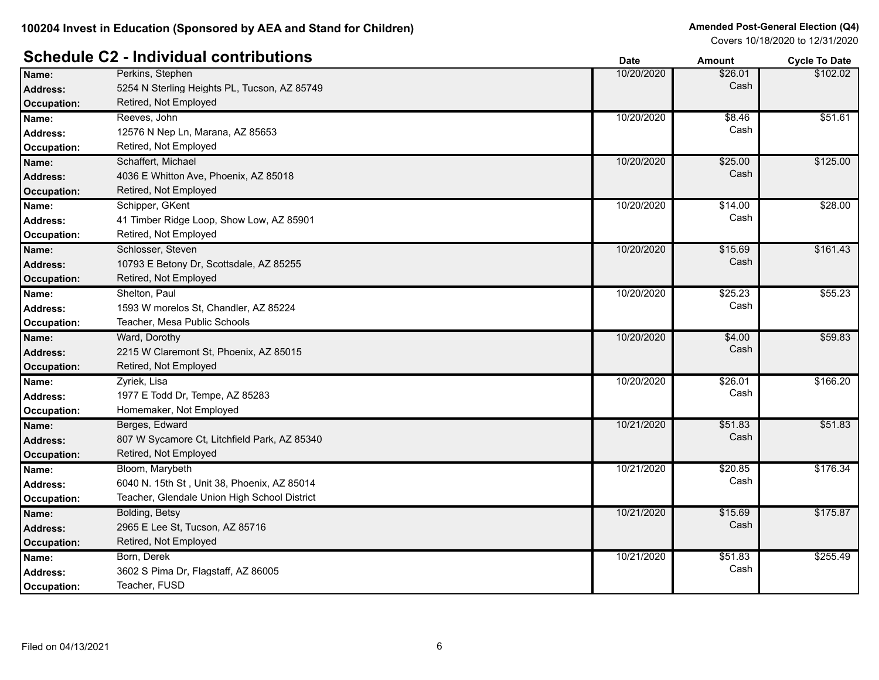100204 Invest in Education (Sponsored by AEA and Stand for Children)

Amended Post-General Election (Q4)
Covers 10/18/2020 to 12/31/2020

## Schedule C2 - Individual contributions

| Name / Address / Occupation | | Date | Amount | Cycle To Date |
|---|---|---|---|---|
| Name: | Perkins, Stephen | 10/20/2020 | $26.01 Cash | $102.02 |
| Address: | 5254 N Sterling Heights PL, Tucson, AZ 85749 | | | |
| Occupation: | Retired, Not Employed | | | |
| Name: | Reeves, John | 10/20/2020 | $8.46 Cash | $51.61 |
| Address: | 12576 N Nep Ln, Marana, AZ 85653 | | | |
| Occupation: | Retired, Not Employed | | | |
| Name: | Schaffert, Michael | 10/20/2020 | $25.00 Cash | $125.00 |
| Address: | 4036 E Whitton Ave, Phoenix, AZ 85018 | | | |
| Occupation: | Retired, Not Employed | | | |
| Name: | Schipper, GKent | 10/20/2020 | $14.00 Cash | $28.00 |
| Address: | 41 Timber Ridge Loop, Show Low, AZ 85901 | | | |
| Occupation: | Retired, Not Employed | | | |
| Name: | Schlosser, Steven | 10/20/2020 | $15.69 Cash | $161.43 |
| Address: | 10793 E Betony Dr, Scottsdale, AZ 85255 | | | |
| Occupation: | Retired, Not Employed | | | |
| Name: | Shelton, Paul | 10/20/2020 | $25.23 Cash | $55.23 |
| Address: | 1593 W morelos St, Chandler, AZ 85224 | | | |
| Occupation: | Teacher, Mesa Public Schools | | | |
| Name: | Ward, Dorothy | 10/20/2020 | $4.00 Cash | $59.83 |
| Address: | 2215 W Claremont St, Phoenix, AZ 85015 | | | |
| Occupation: | Retired, Not Employed | | | |
| Name: | Zyriek, Lisa | 10/20/2020 | $26.01 Cash | $166.20 |
| Address: | 1977 E Todd Dr, Tempe, AZ 85283 | | | |
| Occupation: | Homemaker, Not Employed | | | |
| Name: | Berges, Edward | 10/21/2020 | $51.83 Cash | $51.83 |
| Address: | 807 W Sycamore Ct, Litchfield Park, AZ 85340 | | | |
| Occupation: | Retired, Not Employed | | | |
| Name: | Bloom, Marybeth | 10/21/2020 | $20.85 Cash | $176.34 |
| Address: | 6040 N. 15th St , Unit 38, Phoenix, AZ 85014 | | | |
| Occupation: | Teacher, Glendale Union High School District | | | |
| Name: | Bolding, Betsy | 10/21/2020 | $15.69 Cash | $175.87 |
| Address: | 2965 E Lee St, Tucson, AZ 85716 | | | |
| Occupation: | Retired, Not Employed | | | |
| Name: | Born, Derek | 10/21/2020 | $51.83 Cash | $255.49 |
| Address: | 3602 S Pima Dr, Flagstaff, AZ 86005 | | | |
| Occupation: | Teacher, FUSD | | | |

Filed on 04/13/2021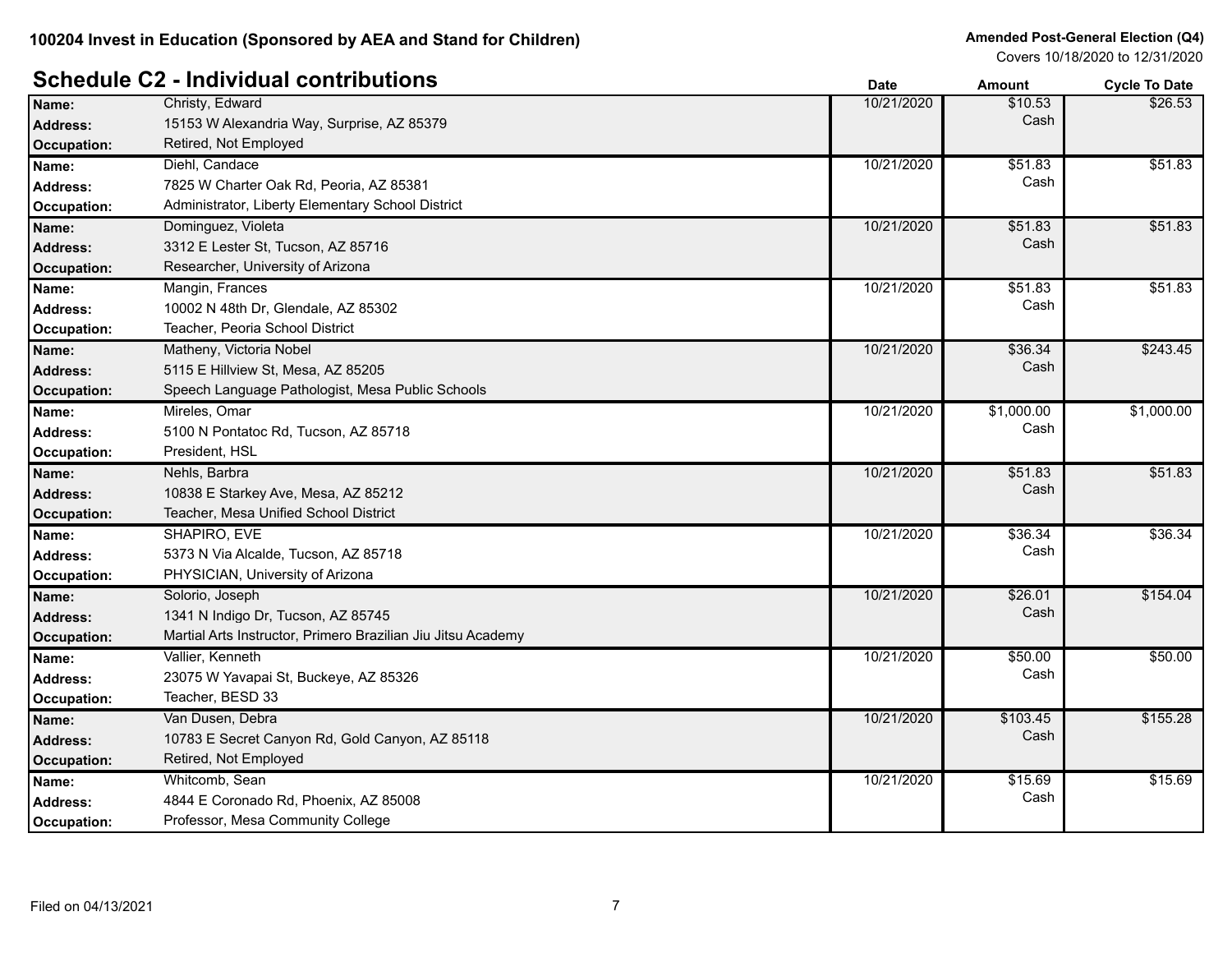**100204 Invest in Education (Sponsored by AEA and Stand for Children)**

**Amended Post-General Election (Q4)**
Covers 10/18/2020 to 12/31/2020

## Schedule C2 - Individual contributions

| | | Date | Amount | Cycle To Date |
|---|---|---|---|---|
| **Name:** | Christy, Edward | 10/21/2020 | $10.53 | $26.53 |
| **Address:** | 15153 W Alexandria Way, Surprise, AZ 85379 | | Cash | |
| **Occupation:** | Retired, Not Employed | | | |
| **Name:** | Diehl, Candace | 10/21/2020 | $51.83 | $51.83 |
| **Address:** | 7825 W Charter Oak Rd, Peoria, AZ 85381 | | Cash | |
| **Occupation:** | Administrator, Liberty Elementary School District | | | |
| **Name:** | Dominguez, Violeta | 10/21/2020 | $51.83 | $51.83 |
| **Address:** | 3312 E Lester St, Tucson, AZ 85716 | | Cash | |
| **Occupation:** | Researcher, University of Arizona | | | |
| **Name:** | Mangin, Frances | 10/21/2020 | $51.83 | $51.83 |
| **Address:** | 10002 N 48th Dr, Glendale, AZ 85302 | | Cash | |
| **Occupation:** | Teacher, Peoria School District | | | |
| **Name:** | Matheny, Victoria Nobel | 10/21/2020 | $36.34 | $243.45 |
| **Address:** | 5115 E Hillview St, Mesa, AZ 85205 | | Cash | |
| **Occupation:** | Speech Language Pathologist, Mesa Public Schools | | | |
| **Name:** | Mireles, Omar | 10/21/2020 | $1,000.00 | $1,000.00 |
| **Address:** | 5100 N Pontatoc Rd, Tucson, AZ 85718 | | Cash | |
| **Occupation:** | President, HSL | | | |
| **Name:** | Nehls, Barbra | 10/21/2020 | $51.83 | $51.83 |
| **Address:** | 10838 E Starkey Ave, Mesa, AZ 85212 | | Cash | |
| **Occupation:** | Teacher, Mesa Unified School District | | | |
| **Name:** | SHAPIRO, EVE | 10/21/2020 | $36.34 | $36.34 |
| **Address:** | 5373 N Via Alcalde, Tucson, AZ 85718 | | Cash | |
| **Occupation:** | PHYSICIAN, University of Arizona | | | |
| **Name:** | Solorio, Joseph | 10/21/2020 | $26.01 | $154.04 |
| **Address:** | 1341 N Indigo Dr, Tucson, AZ 85745 | | Cash | |
| **Occupation:** | Martial Arts Instructor, Primero Brazilian Jiu Jitsu Academy | | | |
| **Name:** | Vallier, Kenneth | 10/21/2020 | $50.00 | $50.00 |
| **Address:** | 23075 W Yavapai St, Buckeye, AZ 85326 | | Cash | |
| **Occupation:** | Teacher, BESD 33 | | | |
| **Name:** | Van Dusen, Debra | 10/21/2020 | $103.45 | $155.28 |
| **Address:** | 10783 E Secret Canyon Rd, Gold Canyon, AZ 85118 | | Cash | |
| **Occupation:** | Retired, Not Employed | | | |
| **Name:** | Whitcomb, Sean | 10/21/2020 | $15.69 | $15.69 |
| **Address:** | 4844 E Coronado Rd, Phoenix, AZ 85008 | | Cash | |
| **Occupation:** | Professor, Mesa Community College | | | |

Filed on 04/13/2021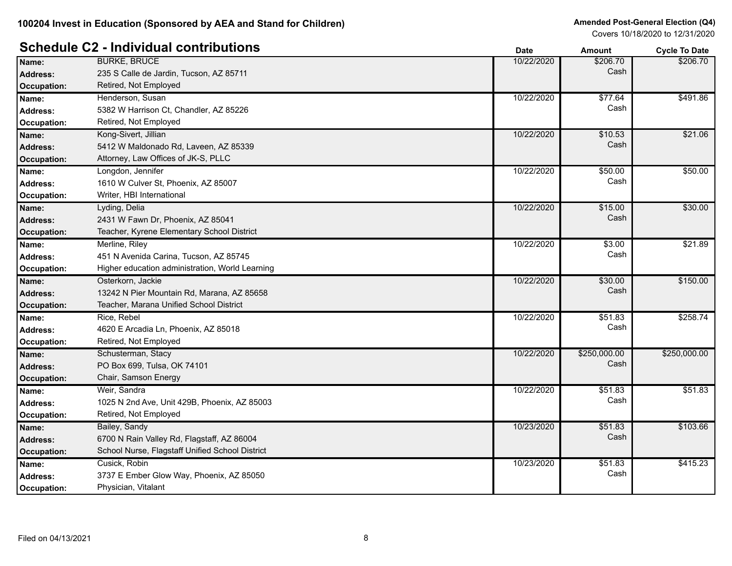100204 Invest in Education (Sponsored by AEA and Stand for Children)

**Amended Post-General Election (Q4)**
Covers 10/18/2020 to 12/31/2020

## Schedule C2 - Individual contributions

| | | Date | Amount | Cycle To Date |
|---|---|---|---|---|
| **Name:** | BURKE, BRUCE | 10/22/2020 | $206.70 | $206.70 |
| **Address:** | 235 S Calle de Jardin, Tucson, AZ 85711 | | Cash | |
| **Occupation:** | Retired, Not Employed | | | |
| **Name:** | Henderson, Susan | 10/22/2020 | $77.64 | $491.86 |
| **Address:** | 5382 W Harrison Ct, Chandler, AZ 85226 | | Cash | |
| **Occupation:** | Retired, Not Employed | | | |
| **Name:** | Kong-Sivert, Jillian | 10/22/2020 | $10.53 | $21.06 |
| **Address:** | 5412 W Maldonado Rd, Laveen, AZ 85339 | | Cash | |
| **Occupation:** | Attorney, Law Offices of JK-S, PLLC | | | |
| **Name:** | Longdon, Jennifer | 10/22/2020 | $50.00 | $50.00 |
| **Address:** | 1610 W Culver St, Phoenix, AZ 85007 | | Cash | |
| **Occupation:** | Writer, HBI International | | | |
| **Name:** | Lyding, Delia | 10/22/2020 | $15.00 | $30.00 |
| **Address:** | 2431 W Fawn Dr, Phoenix, AZ 85041 | | Cash | |
| **Occupation:** | Teacher, Kyrene Elementary School District | | | |
| **Name:** | Merline, Riley | 10/22/2020 | $3.00 | $21.89 |
| **Address:** | 451 N Avenida Carina, Tucson, AZ 85745 | | Cash | |
| **Occupation:** | Higher education administration, World Learning | | | |
| **Name:** | Osterkorn, Jackie | 10/22/2020 | $30.00 | $150.00 |
| **Address:** | 13242 N Pier Mountain Rd, Marana, AZ 85658 | | Cash | |
| **Occupation:** | Teacher, Marana Unified School District | | | |
| **Name:** | Rice, Rebel | 10/22/2020 | $51.83 | $258.74 |
| **Address:** | 4620 E Arcadia Ln, Phoenix, AZ 85018 | | Cash | |
| **Occupation:** | Retired, Not Employed | | | |
| **Name:** | Schusterman, Stacy | 10/22/2020 | $250,000.00 | $250,000.00 |
| **Address:** | PO Box 699, Tulsa, OK 74101 | | Cash | |
| **Occupation:** | Chair, Samson Energy | | | |
| **Name:** | Weir, Sandra | 10/22/2020 | $51.83 | $51.83 |
| **Address:** | 1025 N 2nd Ave, Unit 429B, Phoenix, AZ 85003 | | Cash | |
| **Occupation:** | Retired, Not Employed | | | |
| **Name:** | Bailey, Sandy | 10/23/2020 | $51.83 | $103.66 |
| **Address:** | 6700 N Rain Valley Rd, Flagstaff, AZ 86004 | | Cash | |
| **Occupation:** | School Nurse, Flagstaff Unified School District | | | |
| **Name:** | Cusick, Robin | 10/23/2020 | $51.83 | $415.23 |
| **Address:** | 3737 E Ember Glow Way, Phoenix, AZ 85050 | | Cash | |
| **Occupation:** | Physician, Vitalant | | | |

Filed on 04/13/2021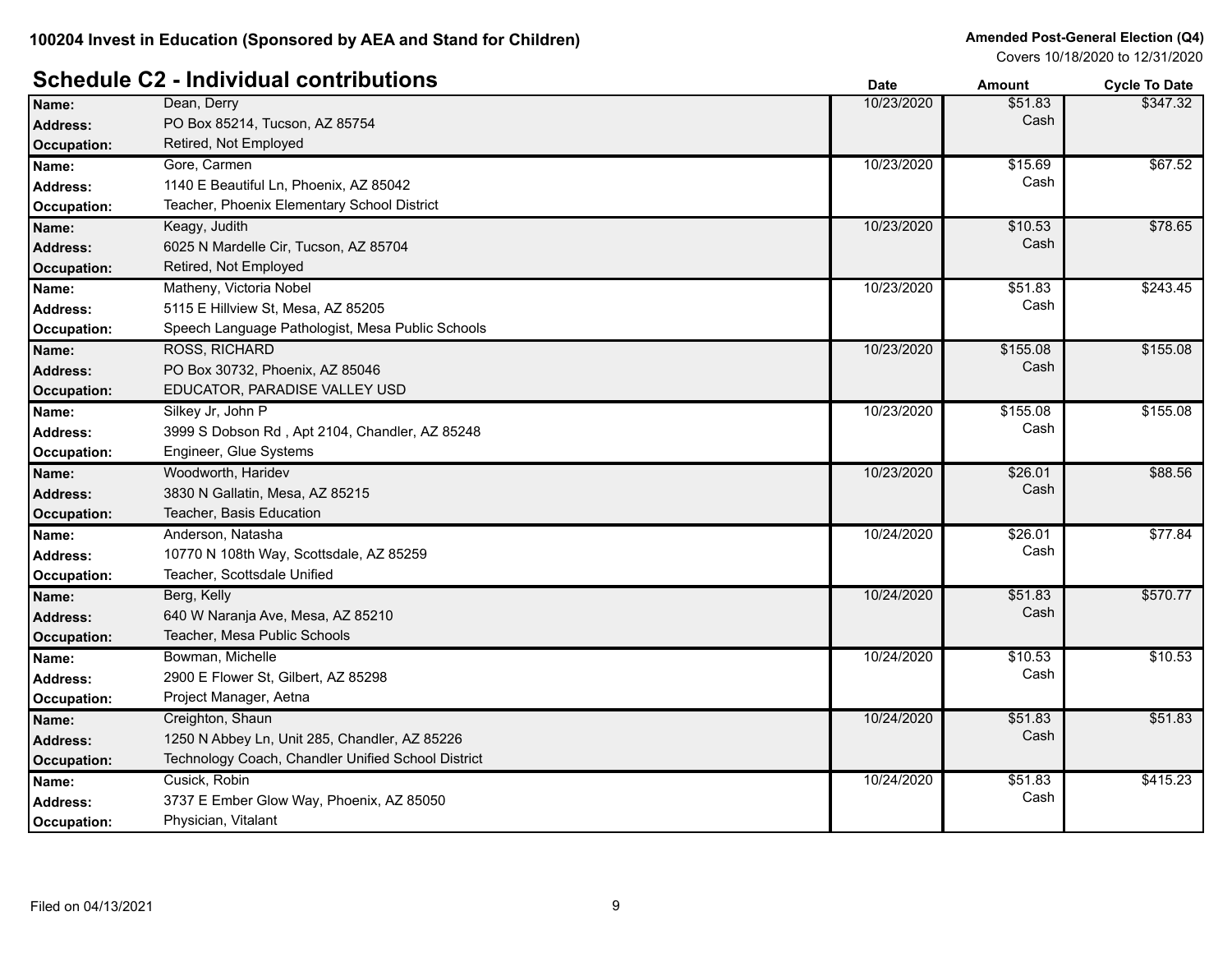100204 Invest in Education (Sponsored by AEA and Stand for Children)

Amended Post-General Election (Q4)
Covers 10/18/2020 to 12/31/2020

## Schedule C2 - Individual contributions

| | | Date | Amount | Cycle To Date |
|---|---|---|---|---|
| **Name:** | Dean, Derry | 10/23/2020 | $51.83 | $347.32 |
| **Address:** | PO Box 85214, Tucson, AZ 85754 | | Cash | |
| **Occupation:** | Retired, Not Employed | | | |
| **Name:** | Gore, Carmen | 10/23/2020 | $15.69 | $67.52 |
| **Address:** | 1140 E Beautiful Ln, Phoenix, AZ 85042 | | Cash | |
| **Occupation:** | Teacher, Phoenix Elementary School District | | | |
| **Name:** | Keagy, Judith | 10/23/2020 | $10.53 | $78.65 |
| **Address:** | 6025 N Mardelle Cir, Tucson, AZ 85704 | | Cash | |
| **Occupation:** | Retired, Not Employed | | | |
| **Name:** | Matheny, Victoria Nobel | 10/23/2020 | $51.83 | $243.45 |
| **Address:** | 5115 E Hillview St, Mesa, AZ 85205 | | Cash | |
| **Occupation:** | Speech Language Pathologist, Mesa Public Schools | | | |
| **Name:** | ROSS, RICHARD | 10/23/2020 | $155.08 | $155.08 |
| **Address:** | PO Box 30732, Phoenix, AZ 85046 | | Cash | |
| **Occupation:** | EDUCATOR, PARADISE VALLEY USD | | | |
| **Name:** | Silkey Jr, John P | 10/23/2020 | $155.08 | $155.08 |
| **Address:** | 3999 S Dobson Rd , Apt 2104, Chandler, AZ 85248 | | Cash | |
| **Occupation:** | Engineer, Glue Systems | | | |
| **Name:** | Woodworth, Haridev | 10/23/2020 | $26.01 | $88.56 |
| **Address:** | 3830 N Gallatin, Mesa, AZ 85215 | | Cash | |
| **Occupation:** | Teacher, Basis Education | | | |
| **Name:** | Anderson, Natasha | 10/24/2020 | $26.01 | $77.84 |
| **Address:** | 10770 N 108th Way, Scottsdale, AZ 85259 | | Cash | |
| **Occupation:** | Teacher, Scottsdale Unified | | | |
| **Name:** | Berg, Kelly | 10/24/2020 | $51.83 | $570.77 |
| **Address:** | 640 W Naranja Ave, Mesa, AZ 85210 | | Cash | |
| **Occupation:** | Teacher, Mesa Public Schools | | | |
| **Name:** | Bowman, Michelle | 10/24/2020 | $10.53 | $10.53 |
| **Address:** | 2900 E Flower St, Gilbert, AZ 85298 | | Cash | |
| **Occupation:** | Project Manager, Aetna | | | |
| **Name:** | Creighton, Shaun | 10/24/2020 | $51.83 | $51.83 |
| **Address:** | 1250 N Abbey Ln, Unit 285, Chandler, AZ 85226 | | Cash | |
| **Occupation:** | Technology Coach, Chandler Unified School District | | | |
| **Name:** | Cusick, Robin | 10/24/2020 | $51.83 | $415.23 |
| **Address:** | 3737 E Ember Glow Way, Phoenix, AZ 85050 | | Cash | |
| **Occupation:** | Physician, Vitalant | | | |

Filed on 04/13/2021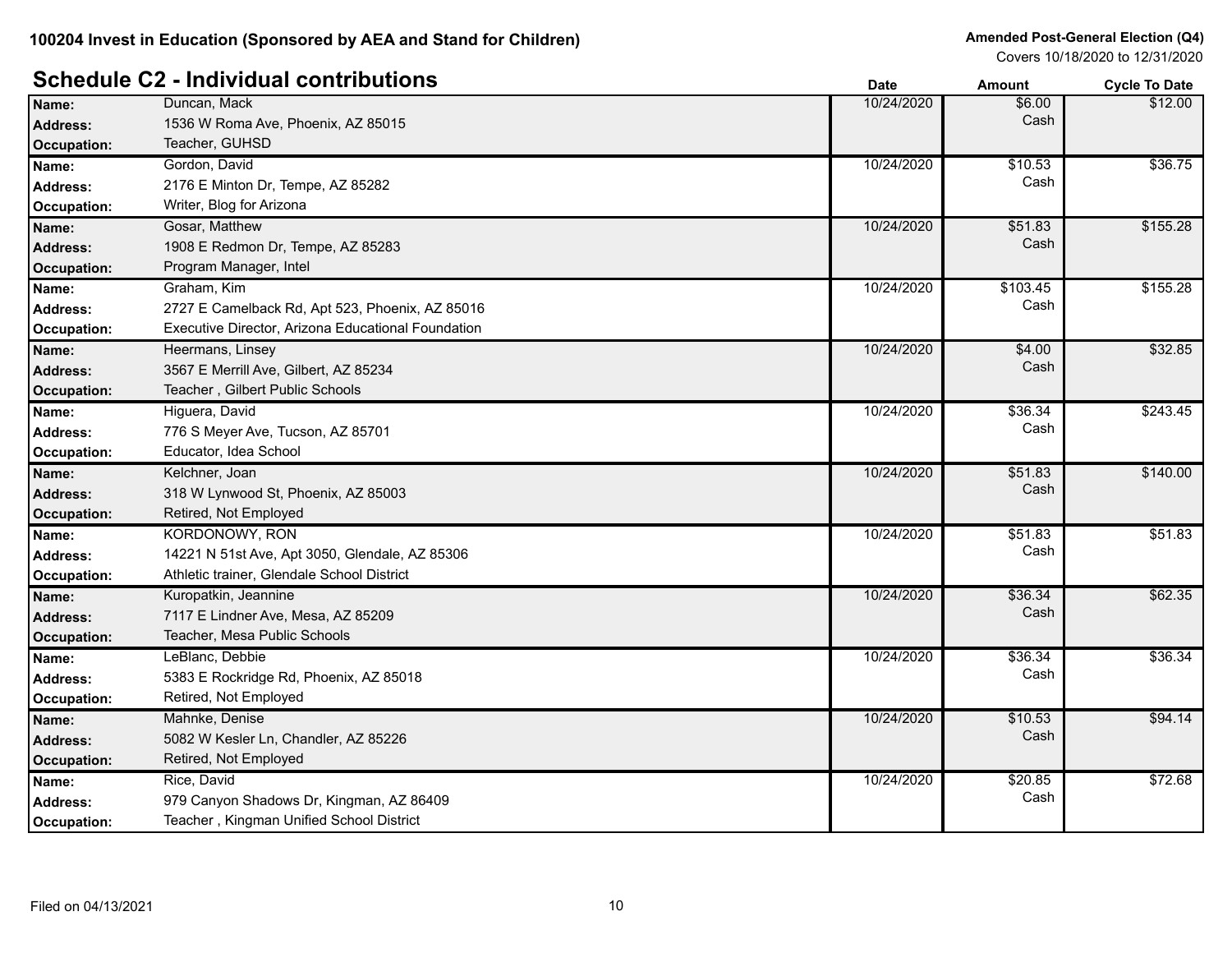**100204 Invest in Education (Sponsored by AEA and Stand for Children)**

**Amended Post-General Election (Q4)**
Covers 10/18/2020 to 12/31/2020

## Schedule C2 - Individual contributions

| Field | Value | Date | Amount | Cycle To Date |
|---|---|---|---|---|
| **Name:** | Duncan, Mack | 10/24/2020 | $6.00 Cash | $12.00 |
| **Address:** | 1536 W Roma Ave, Phoenix, AZ 85015 | | | |
| **Occupation:** | Teacher, GUHSD | | | |
| **Name:** | Gordon, David | 10/24/2020 | $10.53 Cash | $36.75 |
| **Address:** | 2176 E Minton Dr, Tempe, AZ 85282 | | | |
| **Occupation:** | Writer, Blog for Arizona | | | |
| **Name:** | Gosar, Matthew | 10/24/2020 | $51.83 Cash | $155.28 |
| **Address:** | 1908 E Redmon Dr, Tempe, AZ 85283 | | | |
| **Occupation:** | Program Manager, Intel | | | |
| **Name:** | Graham, Kim | 10/24/2020 | $103.45 Cash | $155.28 |
| **Address:** | 2727 E Camelback Rd, Apt 523, Phoenix, AZ 85016 | | | |
| **Occupation:** | Executive Director, Arizona Educational Foundation | | | |
| **Name:** | Heermans, Linsey | 10/24/2020 | $4.00 Cash | $32.85 |
| **Address:** | 3567 E Merrill Ave, Gilbert, AZ 85234 | | | |
| **Occupation:** | Teacher , Gilbert Public Schools | | | |
| **Name:** | Higuera, David | 10/24/2020 | $36.34 Cash | $243.45 |
| **Address:** | 776 S Meyer Ave, Tucson, AZ 85701 | | | |
| **Occupation:** | Educator, Idea School | | | |
| **Name:** | Kelchner, Joan | 10/24/2020 | $51.83 Cash | $140.00 |
| **Address:** | 318 W Lynwood St, Phoenix, AZ 85003 | | | |
| **Occupation:** | Retired, Not Employed | | | |
| **Name:** | KORDONOWY, RON | 10/24/2020 | $51.83 Cash | $51.83 |
| **Address:** | 14221 N 51st Ave, Apt 3050, Glendale, AZ 85306 | | | |
| **Occupation:** | Athletic trainer, Glendale School District | | | |
| **Name:** | Kuropatkin, Jeannine | 10/24/2020 | $36.34 Cash | $62.35 |
| **Address:** | 7117 E Lindner Ave, Mesa, AZ 85209 | | | |
| **Occupation:** | Teacher, Mesa Public Schools | | | |
| **Name:** | LeBlanc, Debbie | 10/24/2020 | $36.34 Cash | $36.34 |
| **Address:** | 5383 E Rockridge Rd, Phoenix, AZ 85018 | | | |
| **Occupation:** | Retired, Not Employed | | | |
| **Name:** | Mahnke, Denise | 10/24/2020 | $10.53 Cash | $94.14 |
| **Address:** | 5082 W Kesler Ln, Chandler, AZ 85226 | | | |
| **Occupation:** | Retired, Not Employed | | | |
| **Name:** | Rice, David | 10/24/2020 | $20.85 Cash | $72.68 |
| **Address:** | 979 Canyon Shadows Dr, Kingman, AZ 86409 | | | |
| **Occupation:** | Teacher , Kingman Unified School District | | | |

Filed on 04/13/2021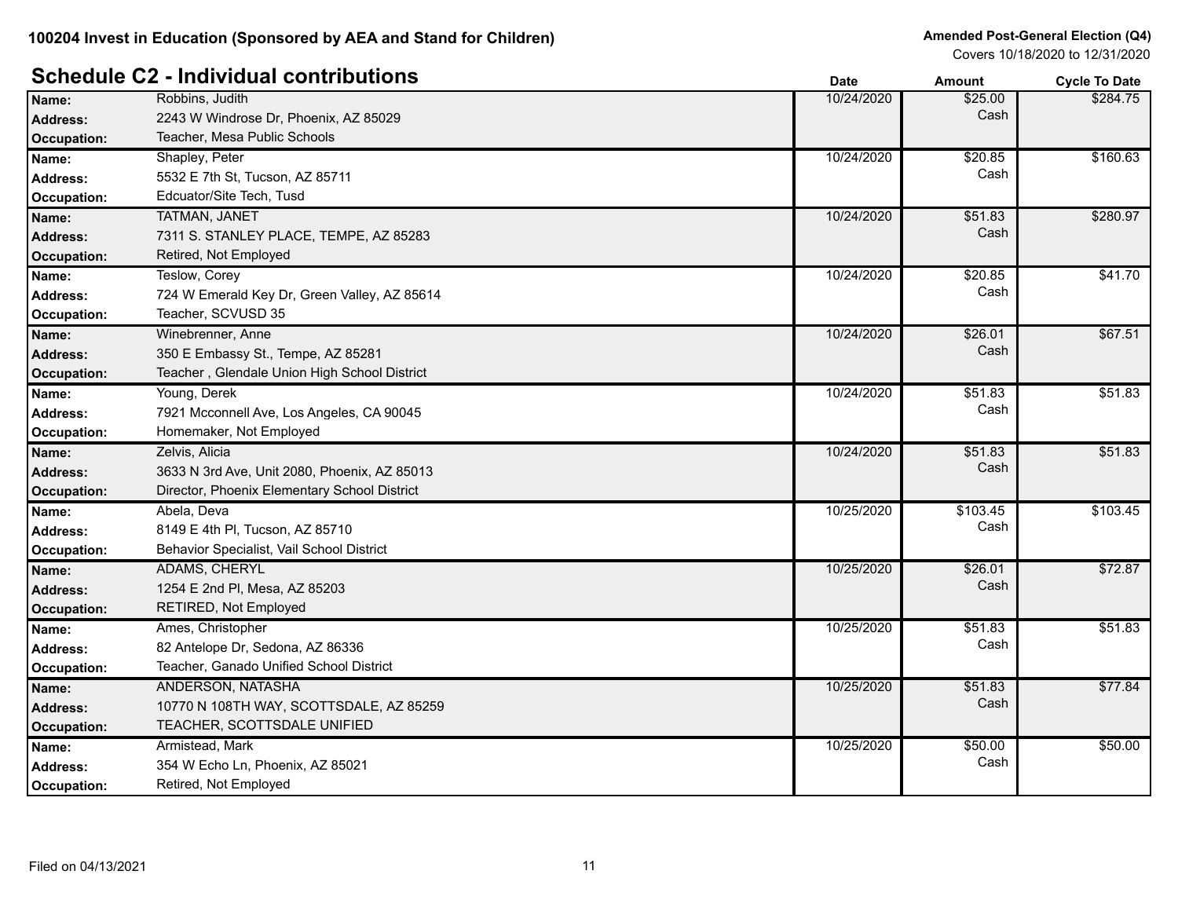**100204 Invest in Education (Sponsored by AEA and Stand for Children)**

**Amended Post-General Election (Q4)**
Covers 10/18/2020 to 12/31/2020

## Schedule C2 - Individual contributions

| Field | Details | Date | Amount | Cycle To Date |
|---|---|---|---|---|
| **Name:** | Robbins, Judith | 10/24/2020 | $25.00 Cash | $284.75 |
| **Address:** | 2243 W Windrose Dr, Phoenix, AZ 85029 | | | |
| **Occupation:** | Teacher, Mesa Public Schools | | | |
| **Name:** | Shapley, Peter | 10/24/2020 | $20.85 Cash | $160.63 |
| **Address:** | 5532 E 7th St, Tucson, AZ 85711 | | | |
| **Occupation:** | Edcuator/Site Tech, Tusd | | | |
| **Name:** | TATMAN, JANET | 10/24/2020 | $51.83 Cash | $280.97 |
| **Address:** | 7311 S. STANLEY PLACE, TEMPE, AZ 85283 | | | |
| **Occupation:** | Retired, Not Employed | | | |
| **Name:** | Teslow, Corey | 10/24/2020 | $20.85 Cash | $41.70 |
| **Address:** | 724 W Emerald Key Dr, Green Valley, AZ 85614 | | | |
| **Occupation:** | Teacher, SCVUSD 35 | | | |
| **Name:** | Winebrenner, Anne | 10/24/2020 | $26.01 Cash | $67.51 |
| **Address:** | 350 E Embassy St., Tempe, AZ 85281 | | | |
| **Occupation:** | Teacher , Glendale Union High School District | | | |
| **Name:** | Young, Derek | 10/24/2020 | $51.83 Cash | $51.83 |
| **Address:** | 7921 Mcconnell Ave, Los Angeles, CA 90045 | | | |
| **Occupation:** | Homemaker, Not Employed | | | |
| **Name:** | Zelvis, Alicia | 10/24/2020 | $51.83 Cash | $51.83 |
| **Address:** | 3633 N 3rd Ave, Unit 2080, Phoenix, AZ 85013 | | | |
| **Occupation:** | Director, Phoenix Elementary School District | | | |
| **Name:** | Abela, Deva | 10/25/2020 | $103.45 Cash | $103.45 |
| **Address:** | 8149 E 4th Pl, Tucson, AZ 85710 | | | |
| **Occupation:** | Behavior Specialist, Vail School District | | | |
| **Name:** | ADAMS, CHERYL | 10/25/2020 | $26.01 Cash | $72.87 |
| **Address:** | 1254 E 2nd Pl, Mesa, AZ 85203 | | | |
| **Occupation:** | RETIRED, Not Employed | | | |
| **Name:** | Ames, Christopher | 10/25/2020 | $51.83 Cash | $51.83 |
| **Address:** | 82 Antelope Dr, Sedona, AZ 86336 | | | |
| **Occupation:** | Teacher, Ganado Unified School District | | | |
| **Name:** | ANDERSON, NATASHA | 10/25/2020 | $51.83 Cash | $77.84 |
| **Address:** | 10770 N 108TH WAY, SCOTTSDALE, AZ 85259 | | | |
| **Occupation:** | TEACHER, SCOTTSDALE UNIFIED | | | |
| **Name:** | Armistead, Mark | 10/25/2020 | $50.00 Cash | $50.00 |
| **Address:** | 354 W Echo Ln, Phoenix, AZ 85021 | | | |
| **Occupation:** | Retired, Not Employed | | | |

Filed on 04/13/2021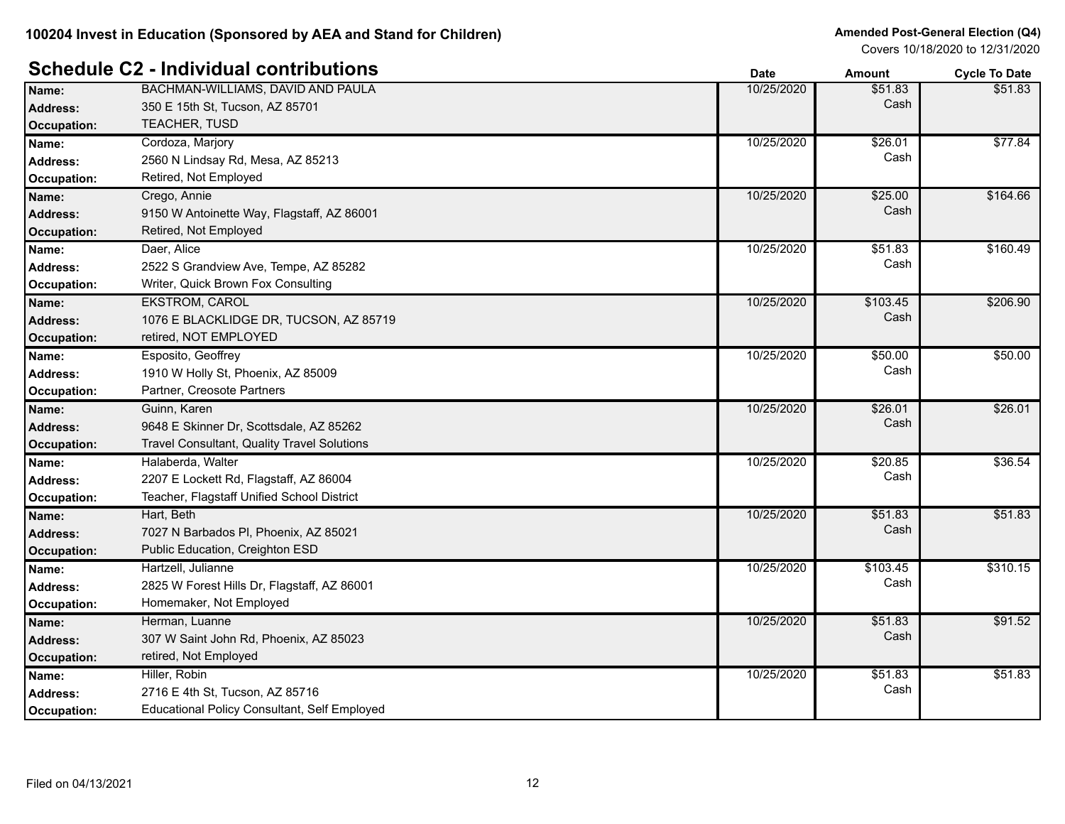100204 Invest in Education (Sponsored by AEA and Stand for Children)

Amended Post-General Election (Q4)
Covers 10/18/2020 to 12/31/2020

## Schedule C2 - Individual contributions

| | | Date | Amount | Cycle To Date |
|---|---|---|---|---|
| **Name:** | BACHMAN-WILLIAMS, DAVID AND PAULA | 10/25/2020 | $51.83 | $51.83 |
| **Address:** | 350 E 15th St, Tucson, AZ 85701 | | Cash | |
| **Occupation:** | TEACHER, TUSD | | | |
| **Name:** | Cordoza, Marjory | 10/25/2020 | $26.01 | $77.84 |
| **Address:** | 2560 N Lindsay Rd, Mesa, AZ 85213 | | Cash | |
| **Occupation:** | Retired, Not Employed | | | |
| **Name:** | Crego, Annie | 10/25/2020 | $25.00 | $164.66 |
| **Address:** | 9150 W Antoinette Way, Flagstaff, AZ 86001 | | Cash | |
| **Occupation:** | Retired, Not Employed | | | |
| **Name:** | Daer, Alice | 10/25/2020 | $51.83 | $160.49 |
| **Address:** | 2522 S Grandview Ave, Tempe, AZ 85282 | | Cash | |
| **Occupation:** | Writer, Quick Brown Fox Consulting | | | |
| **Name:** | EKSTROM, CAROL | 10/25/2020 | $103.45 | $206.90 |
| **Address:** | 1076 E BLACKLIDGE DR, TUCSON, AZ 85719 | | Cash | |
| **Occupation:** | retired, NOT EMPLOYED | | | |
| **Name:** | Esposito, Geoffrey | 10/25/2020 | $50.00 | $50.00 |
| **Address:** | 1910 W Holly St, Phoenix, AZ 85009 | | Cash | |
| **Occupation:** | Partner, Creosote Partners | | | |
| **Name:** | Guinn, Karen | 10/25/2020 | $26.01 | $26.01 |
| **Address:** | 9648 E Skinner Dr, Scottsdale, AZ 85262 | | Cash | |
| **Occupation:** | Travel Consultant, Quality Travel Solutions | | | |
| **Name:** | Halaberda, Walter | 10/25/2020 | $20.85 | $36.54 |
| **Address:** | 2207 E Lockett Rd, Flagstaff, AZ 86004 | | Cash | |
| **Occupation:** | Teacher, Flagstaff Unified School District | | | |
| **Name:** | Hart, Beth | 10/25/2020 | $51.83 | $51.83 |
| **Address:** | 7027 N Barbados Pl, Phoenix, AZ 85021 | | Cash | |
| **Occupation:** | Public Education, Creighton ESD | | | |
| **Name:** | Hartzell, Julianne | 10/25/2020 | $103.45 | $310.15 |
| **Address:** | 2825 W Forest Hills Dr, Flagstaff, AZ 86001 | | Cash | |
| **Occupation:** | Homemaker, Not Employed | | | |
| **Name:** | Herman, Luanne | 10/25/2020 | $51.83 | $91.52 |
| **Address:** | 307 W Saint John Rd, Phoenix, AZ 85023 | | Cash | |
| **Occupation:** | retired, Not Employed | | | |
| **Name:** | Hiller, Robin | 10/25/2020 | $51.83 | $51.83 |
| **Address:** | 2716 E 4th St, Tucson, AZ 85716 | | Cash | |
| **Occupation:** | Educational Policy Consultant, Self Employed | | | |

Filed on 04/13/2021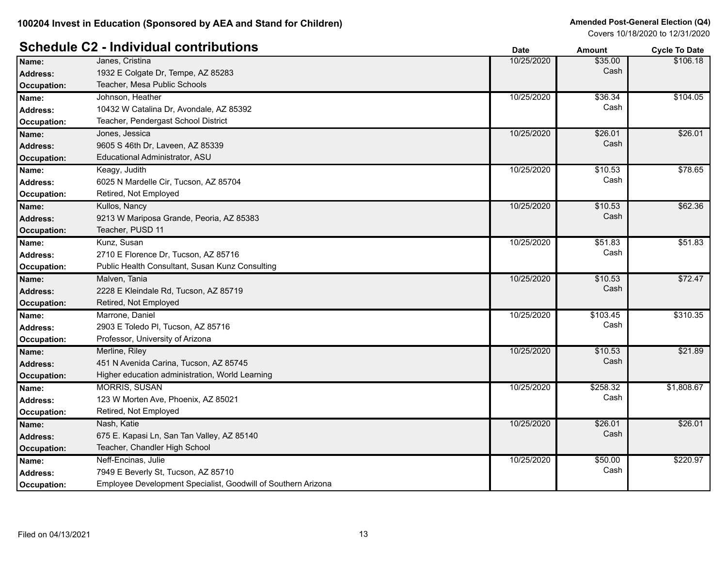100204 Invest in Education (Sponsored by AEA and Stand for Children)

Amended Post-General Election (Q4)
Covers 10/18/2020 to 12/31/2020

## Schedule C2 - Individual contributions

| | | Date | Amount | Cycle To Date |
|---|---|---|---|---|
| **Name:** | Janes, Cristina | 10/25/2020 | $35.00 Cash | $106.18 |
| **Address:** | 1932 E Colgate Dr, Tempe, AZ 85283 | | | |
| **Occupation:** | Teacher, Mesa Public Schools | | | |
| **Name:** | Johnson, Heather | 10/25/2020 | $36.34 Cash | $104.05 |
| **Address:** | 10432 W Catalina Dr, Avondale, AZ 85392 | | | |
| **Occupation:** | Teacher, Pendergast School District | | | |
| **Name:** | Jones, Jessica | 10/25/2020 | $26.01 Cash | $26.01 |
| **Address:** | 9605 S 46th Dr, Laveen, AZ 85339 | | | |
| **Occupation:** | Educational Administrator, ASU | | | |
| **Name:** | Keagy, Judith | 10/25/2020 | $10.53 Cash | $78.65 |
| **Address:** | 6025 N Mardelle Cir, Tucson, AZ 85704 | | | |
| **Occupation:** | Retired, Not Employed | | | |
| **Name:** | Kullos, Nancy | 10/25/2020 | $10.53 Cash | $62.36 |
| **Address:** | 9213 W Mariposa Grande, Peoria, AZ 85383 | | | |
| **Occupation:** | Teacher, PUSD 11 | | | |
| **Name:** | Kunz, Susan | 10/25/2020 | $51.83 Cash | $51.83 |
| **Address:** | 2710 E Florence Dr, Tucson, AZ 85716 | | | |
| **Occupation:** | Public Health Consultant, Susan Kunz Consulting | | | |
| **Name:** | Malven, Tania | 10/25/2020 | $10.53 Cash | $72.47 |
| **Address:** | 2228 E Kleindale Rd, Tucson, AZ 85719 | | | |
| **Occupation:** | Retired, Not Employed | | | |
| **Name:** | Marrone, Daniel | 10/25/2020 | $103.45 Cash | $310.35 |
| **Address:** | 2903 E Toledo Pl, Tucson, AZ 85716 | | | |
| **Occupation:** | Professor, University of Arizona | | | |
| **Name:** | Merline, Riley | 10/25/2020 | $10.53 Cash | $21.89 |
| **Address:** | 451 N Avenida Carina, Tucson, AZ 85745 | | | |
| **Occupation:** | Higher education administration, World Learning | | | |
| **Name:** | MORRIS, SUSAN | 10/25/2020 | $258.32 Cash | $1,808.67 |
| **Address:** | 123 W Morten Ave, Phoenix, AZ 85021 | | | |
| **Occupation:** | Retired, Not Employed | | | |
| **Name:** | Nash, Katie | 10/25/2020 | $26.01 Cash | $26.01 |
| **Address:** | 675 E. Kapasi Ln, San Tan Valley, AZ 85140 | | | |
| **Occupation:** | Teacher, Chandler High School | | | |
| **Name:** | Neff-Encinas, Julie | 10/25/2020 | $50.00 Cash | $220.97 |
| **Address:** | 7949 E Beverly St, Tucson, AZ 85710 | | | |
| **Occupation:** | Employee Development Specialist, Goodwill of Southern Arizona | | | |

Filed on 04/13/2021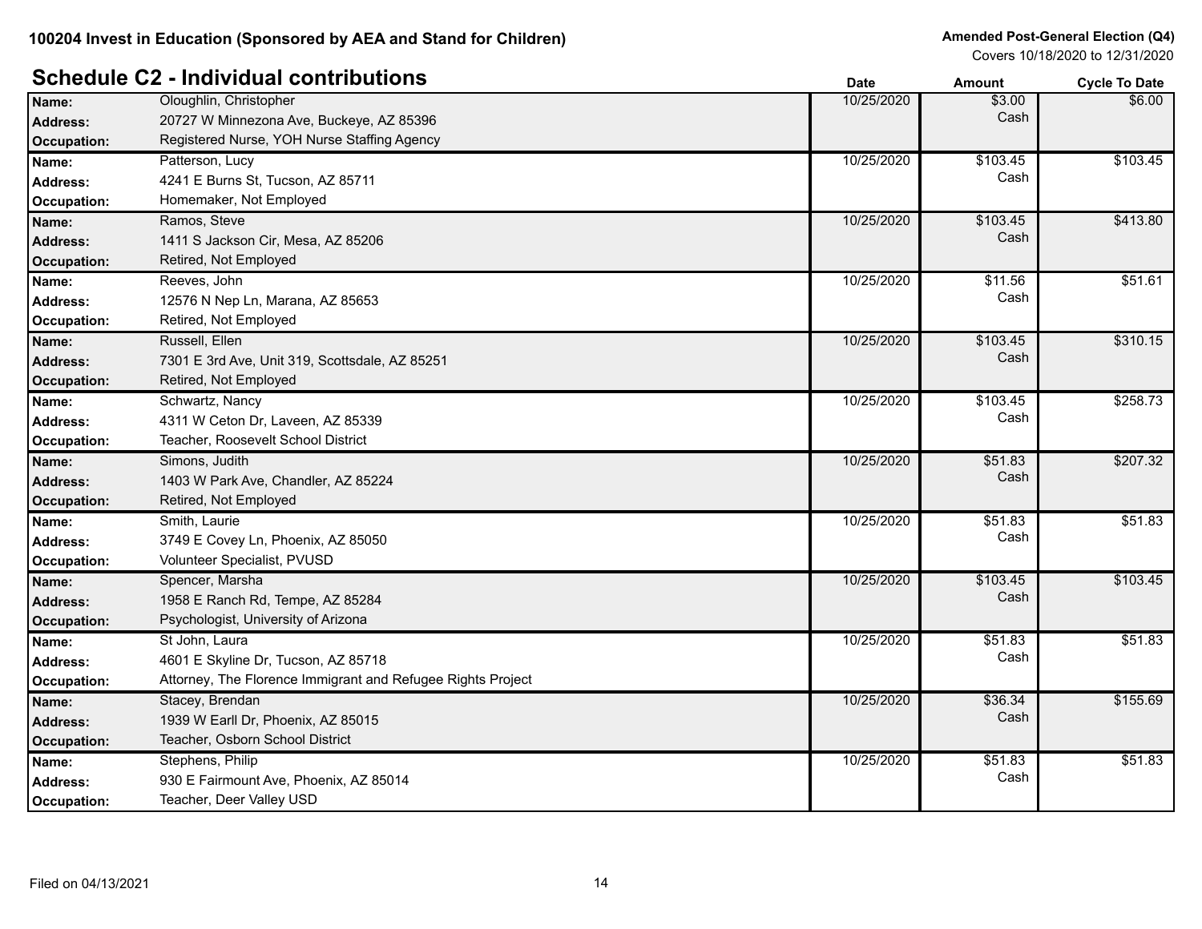100204 Invest in Education (Sponsored by AEA and Stand for Children)

**Amended Post-General Election (Q4)**
Covers 10/18/2020 to 12/31/2020

## Schedule C2 - Individual contributions

| Field | Value | Date | Amount | Cycle To Date |
|---|---|---|---|---|
| **Name:** | Oloughlin, Christopher | 10/25/2020 | $3.00 Cash | $6.00 |
| **Address:** | 20727 W Minnezona Ave, Buckeye, AZ 85396 | | | |
| **Occupation:** | Registered Nurse, YOH Nurse Staffing Agency | | | |
| **Name:** | Patterson, Lucy | 10/25/2020 | $103.45 Cash | $103.45 |
| **Address:** | 4241 E Burns St, Tucson, AZ 85711 | | | |
| **Occupation:** | Homemaker, Not Employed | | | |
| **Name:** | Ramos, Steve | 10/25/2020 | $103.45 Cash | $413.80 |
| **Address:** | 1411 S Jackson Cir, Mesa, AZ 85206 | | | |
| **Occupation:** | Retired, Not Employed | | | |
| **Name:** | Reeves, John | 10/25/2020 | $11.56 Cash | $51.61 |
| **Address:** | 12576 N Nep Ln, Marana, AZ 85653 | | | |
| **Occupation:** | Retired, Not Employed | | | |
| **Name:** | Russell, Ellen | 10/25/2020 | $103.45 Cash | $310.15 |
| **Address:** | 7301 E 3rd Ave, Unit 319, Scottsdale, AZ 85251 | | | |
| **Occupation:** | Retired, Not Employed | | | |
| **Name:** | Schwartz, Nancy | 10/25/2020 | $103.45 Cash | $258.73 |
| **Address:** | 4311 W Ceton Dr, Laveen, AZ 85339 | | | |
| **Occupation:** | Teacher, Roosevelt School District | | | |
| **Name:** | Simons, Judith | 10/25/2020 | $51.83 Cash | $207.32 |
| **Address:** | 1403 W Park Ave, Chandler, AZ 85224 | | | |
| **Occupation:** | Retired, Not Employed | | | |
| **Name:** | Smith, Laurie | 10/25/2020 | $51.83 Cash | $51.83 |
| **Address:** | 3749 E Covey Ln, Phoenix, AZ 85050 | | | |
| **Occupation:** | Volunteer Specialist, PVUSD | | | |
| **Name:** | Spencer, Marsha | 10/25/2020 | $103.45 Cash | $103.45 |
| **Address:** | 1958 E Ranch Rd, Tempe, AZ 85284 | | | |
| **Occupation:** | Psychologist, University of Arizona | | | |
| **Name:** | St John, Laura | 10/25/2020 | $51.83 Cash | $51.83 |
| **Address:** | 4601 E Skyline Dr, Tucson, AZ 85718 | | | |
| **Occupation:** | Attorney, The Florence Immigrant and Refugee Rights Project | | | |
| **Name:** | Stacey, Brendan | 10/25/2020 | $36.34 Cash | $155.69 |
| **Address:** | 1939 W Earll Dr, Phoenix, AZ 85015 | | | |
| **Occupation:** | Teacher, Osborn School District | | | |
| **Name:** | Stephens, Philip | 10/25/2020 | $51.83 Cash | $51.83 |
| **Address:** | 930 E Fairmount Ave, Phoenix, AZ 85014 | | | |
| **Occupation:** | Teacher, Deer Valley USD | | | |

Filed on 04/13/2021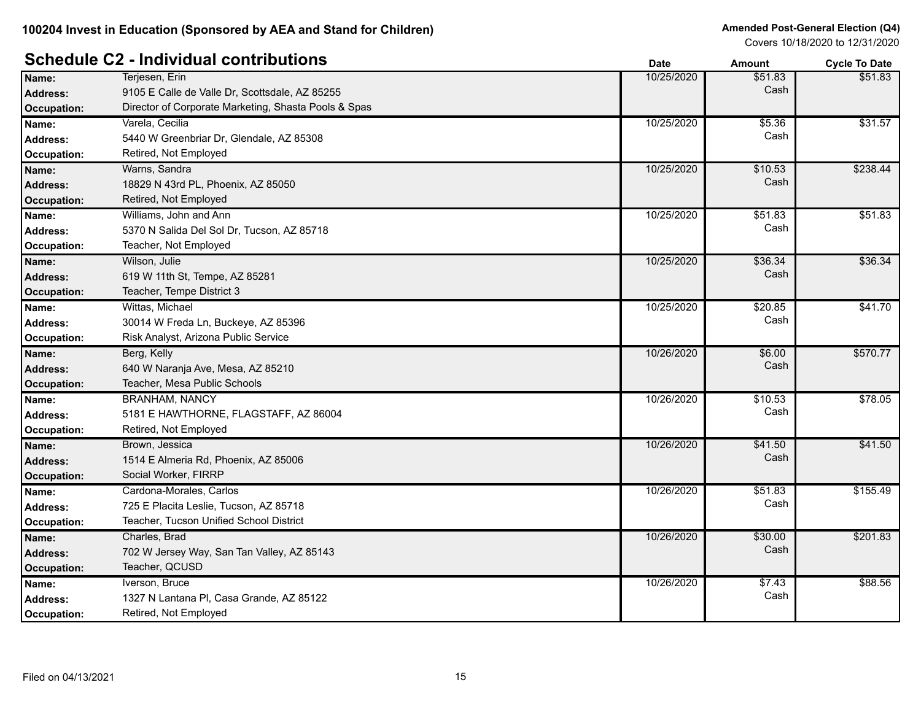**100204 Invest in Education (Sponsored by AEA and Stand for Children)**

**Amended Post-General Election (Q4)**
Covers 10/18/2020 to 12/31/2020

## Schedule C2 - Individual contributions

| | | Date | Amount | Cycle To Date |
|---|---|---|---|---|
| **Name:** | Terjesen, Erin | 10/25/2020 | $51.83 | $51.83 |
| **Address:** | 9105 E Calle de Valle Dr, Scottsdale, AZ 85255 | | Cash | |
| **Occupation:** | Director of Corporate Marketing, Shasta Pools & Spas | | | |
| **Name:** | Varela, Cecilia | 10/25/2020 | $5.36 | $31.57 |
| **Address:** | 5440 W Greenbriar Dr, Glendale, AZ 85308 | | Cash | |
| **Occupation:** | Retired, Not Employed | | | |
| **Name:** | Warns, Sandra | 10/25/2020 | $10.53 | $238.44 |
| **Address:** | 18829 N 43rd PL, Phoenix, AZ 85050 | | Cash | |
| **Occupation:** | Retired, Not Employed | | | |
| **Name:** | Williams, John and Ann | 10/25/2020 | $51.83 | $51.83 |
| **Address:** | 5370 N Salida Del Sol Dr, Tucson, AZ 85718 | | Cash | |
| **Occupation:** | Teacher, Not Employed | | | |
| **Name:** | Wilson, Julie | 10/25/2020 | $36.34 | $36.34 |
| **Address:** | 619 W 11th St, Tempe, AZ 85281 | | Cash | |
| **Occupation:** | Teacher, Tempe District 3 | | | |
| **Name:** | Wittas, Michael | 10/25/2020 | $20.85 | $41.70 |
| **Address:** | 30014 W Freda Ln, Buckeye, AZ 85396 | | Cash | |
| **Occupation:** | Risk Analyst, Arizona Public Service | | | |
| **Name:** | Berg, Kelly | 10/26/2020 | $6.00 | $570.77 |
| **Address:** | 640 W Naranja Ave, Mesa, AZ 85210 | | Cash | |
| **Occupation:** | Teacher, Mesa Public Schools | | | |
| **Name:** | BRANHAM, NANCY | 10/26/2020 | $10.53 | $78.05 |
| **Address:** | 5181 E HAWTHORNE, FLAGSTAFF, AZ 86004 | | Cash | |
| **Occupation:** | Retired, Not Employed | | | |
| **Name:** | Brown, Jessica | 10/26/2020 | $41.50 | $41.50 |
| **Address:** | 1514 E Almeria Rd, Phoenix, AZ 85006 | | Cash | |
| **Occupation:** | Social Worker, FIRRP | | | |
| **Name:** | Cardona-Morales, Carlos | 10/26/2020 | $51.83 | $155.49 |
| **Address:** | 725 E Placita Leslie, Tucson, AZ 85718 | | Cash | |
| **Occupation:** | Teacher, Tucson Unified School District | | | |
| **Name:** | Charles, Brad | 10/26/2020 | $30.00 | $201.83 |
| **Address:** | 702 W Jersey Way, San Tan Valley, AZ 85143 | | Cash | |
| **Occupation:** | Teacher, QCUSD | | | |
| **Name:** | Iverson, Bruce | 10/26/2020 | $7.43 | $88.56 |
| **Address:** | 1327 N Lantana Pl, Casa Grande, AZ 85122 | | Cash | |
| **Occupation:** | Retired, Not Employed | | | |

Filed on 04/13/2021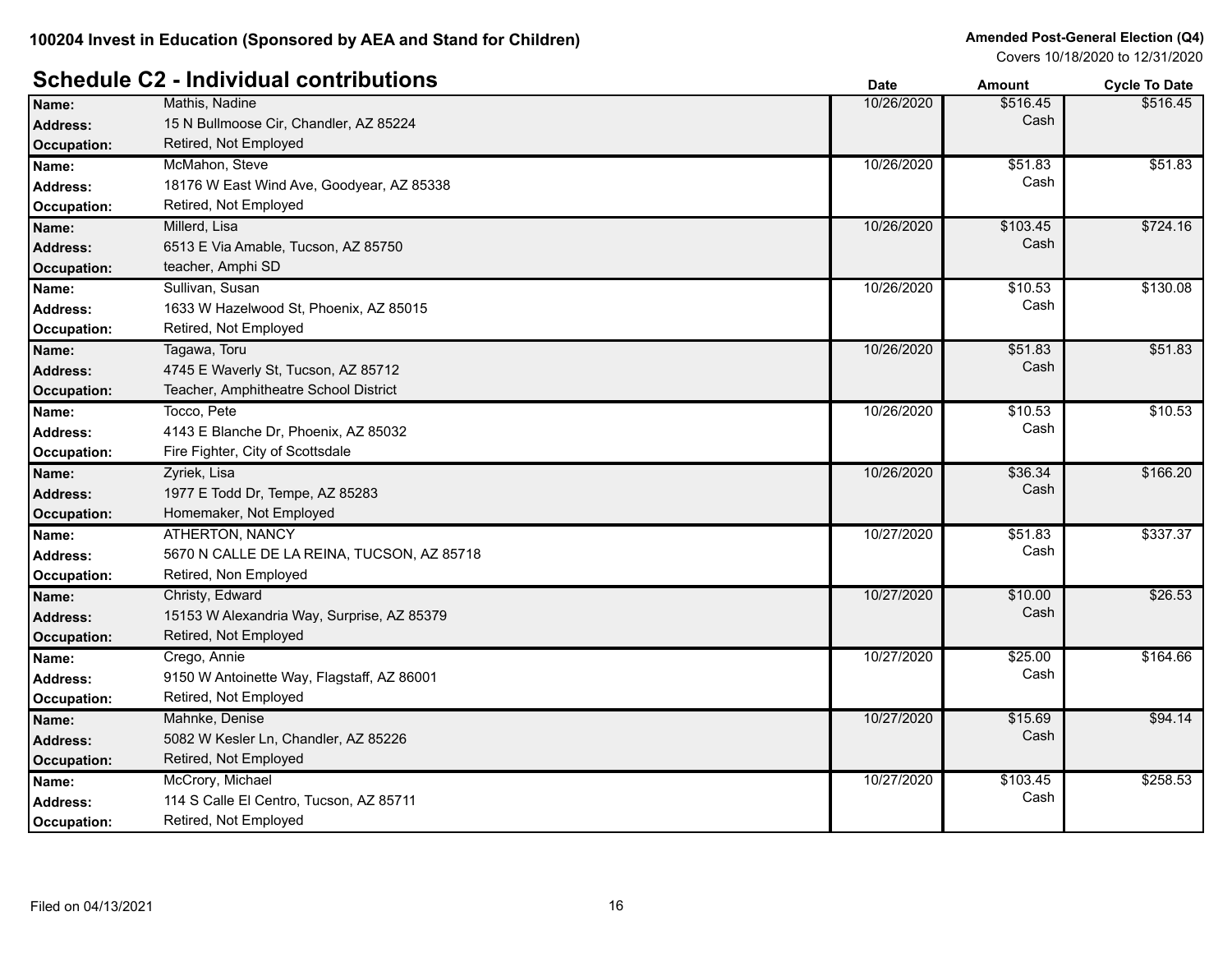100204 Invest in Education (Sponsored by AEA and Stand for Children)

**Amended Post-General Election (Q4)**
Covers 10/18/2020 to 12/31/2020

## Schedule C2 - Individual contributions

| Name / Address / Occupation | Date | Amount | Cycle To Date |
|---|---|---|---|
| **Name:** Mathis, Nadine<br>**Address:** 15 N Bullmoose Cir, Chandler, AZ 85224<br>**Occupation:** Retired, Not Employed | 10/26/2020 | $516.45<br>Cash | $516.45 |
| **Name:** McMahon, Steve<br>**Address:** 18176 W East Wind Ave, Goodyear, AZ 85338<br>**Occupation:** Retired, Not Employed | 10/26/2020 | $51.83<br>Cash | $51.83 |
| **Name:** Millerd, Lisa<br>**Address:** 6513 E Via Amable, Tucson, AZ 85750<br>**Occupation:** teacher, Amphi SD | 10/26/2020 | $103.45<br>Cash | $724.16 |
| **Name:** Sullivan, Susan<br>**Address:** 1633 W Hazelwood St, Phoenix, AZ 85015<br>**Occupation:** Retired, Not Employed | 10/26/2020 | $10.53<br>Cash | $130.08 |
| **Name:** Tagawa, Toru<br>**Address:** 4745 E Waverly St, Tucson, AZ 85712<br>**Occupation:** Teacher, Amphitheatre School District | 10/26/2020 | $51.83<br>Cash | $51.83 |
| **Name:** Tocco, Pete<br>**Address:** 4143 E Blanche Dr, Phoenix, AZ 85032<br>**Occupation:** Fire Fighter, City of Scottsdale | 10/26/2020 | $10.53<br>Cash | $10.53 |
| **Name:** Zyriek, Lisa<br>**Address:** 1977 E Todd Dr, Tempe, AZ 85283<br>**Occupation:** Homemaker, Not Employed | 10/26/2020 | $36.34<br>Cash | $166.20 |
| **Name:** ATHERTON, NANCY<br>**Address:** 5670 N CALLE DE LA REINA, TUCSON, AZ 85718<br>**Occupation:** Retired, Non Employed | 10/27/2020 | $51.83<br>Cash | $337.37 |
| **Name:** Christy, Edward<br>**Address:** 15153 W Alexandria Way, Surprise, AZ 85379<br>**Occupation:** Retired, Not Employed | 10/27/2020 | $10.00<br>Cash | $26.53 |
| **Name:** Crego, Annie<br>**Address:** 9150 W Antoinette Way, Flagstaff, AZ 86001<br>**Occupation:** Retired, Not Employed | 10/27/2020 | $25.00<br>Cash | $164.66 |
| **Name:** Mahnke, Denise<br>**Address:** 5082 W Kesler Ln, Chandler, AZ 85226<br>**Occupation:** Retired, Not Employed | 10/27/2020 | $15.69<br>Cash | $94.14 |
| **Name:** McCrory, Michael<br>**Address:** 114 S Calle El Centro, Tucson, AZ 85711<br>**Occupation:** Retired, Not Employed | 10/27/2020 | $103.45<br>Cash | $258.53 |

Filed on 04/13/2021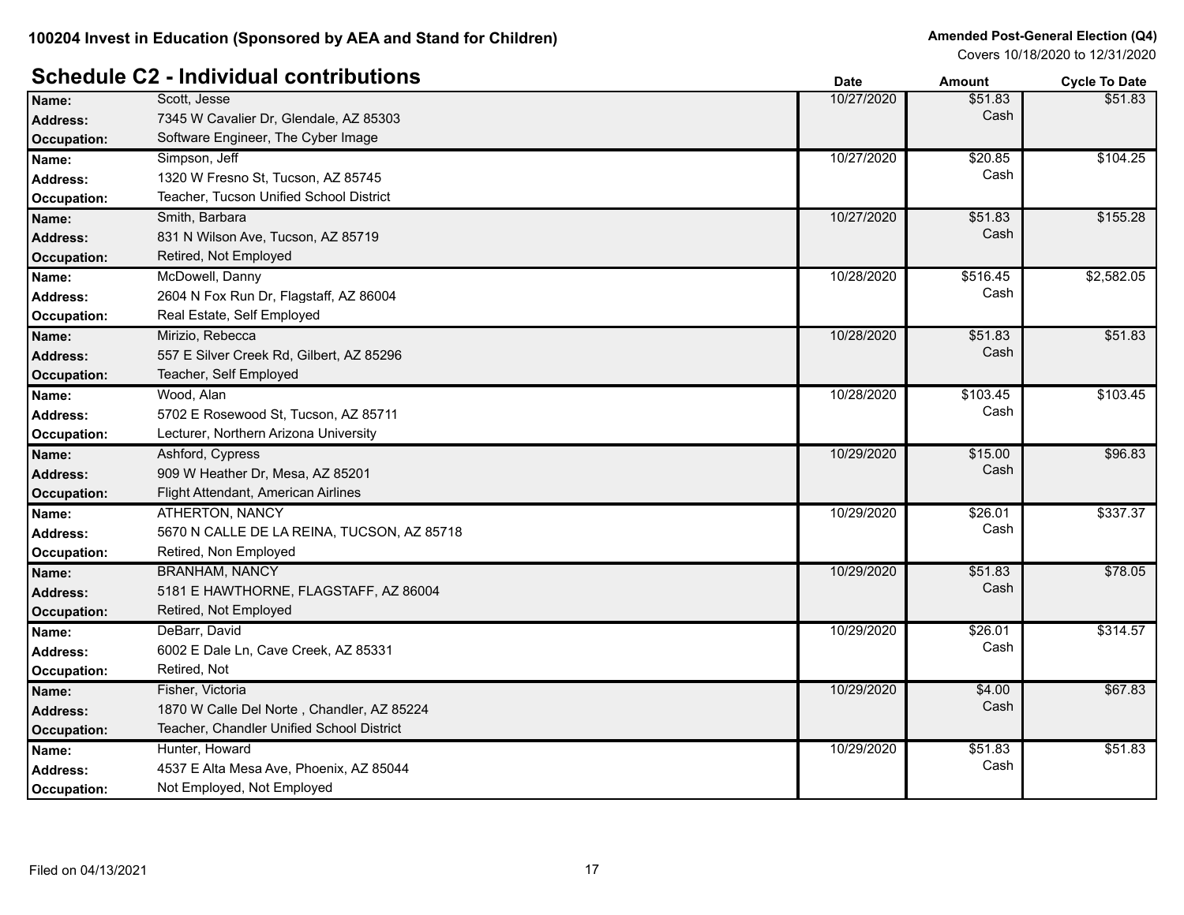100204 Invest in Education (Sponsored by AEA and Stand for Children)

Amended Post-General Election (Q4)
Covers 10/18/2020 to 12/31/2020

## Schedule C2 - Individual contributions

| | | Date | Amount | Cycle To Date |
|---|---|---|---|---|
| Name: | Scott, Jesse | 10/27/2020 | $51.83 Cash | $51.83 |
| Address: | 7345 W Cavalier Dr, Glendale, AZ 85303 | | | |
| Occupation: | Software Engineer, The Cyber Image | | | |
| Name: | Simpson, Jeff | 10/27/2020 | $20.85 Cash | $104.25 |
| Address: | 1320 W Fresno St, Tucson, AZ 85745 | | | |
| Occupation: | Teacher, Tucson Unified School District | | | |
| Name: | Smith, Barbara | 10/27/2020 | $51.83 Cash | $155.28 |
| Address: | 831 N Wilson Ave, Tucson, AZ 85719 | | | |
| Occupation: | Retired, Not Employed | | | |
| Name: | McDowell, Danny | 10/28/2020 | $516.45 Cash | $2,582.05 |
| Address: | 2604 N Fox Run Dr, Flagstaff, AZ 86004 | | | |
| Occupation: | Real Estate, Self Employed | | | |
| Name: | Mirizio, Rebecca | 10/28/2020 | $51.83 Cash | $51.83 |
| Address: | 557 E Silver Creek Rd, Gilbert, AZ 85296 | | | |
| Occupation: | Teacher, Self Employed | | | |
| Name: | Wood, Alan | 10/28/2020 | $103.45 Cash | $103.45 |
| Address: | 5702 E Rosewood St, Tucson, AZ 85711 | | | |
| Occupation: | Lecturer, Northern Arizona University | | | |
| Name: | Ashford, Cypress | 10/29/2020 | $15.00 Cash | $96.83 |
| Address: | 909 W Heather Dr, Mesa, AZ 85201 | | | |
| Occupation: | Flight Attendant, American Airlines | | | |
| Name: | ATHERTON, NANCY | 10/29/2020 | $26.01 Cash | $337.37 |
| Address: | 5670 N CALLE DE LA REINA, TUCSON, AZ 85718 | | | |
| Occupation: | Retired, Non Employed | | | |
| Name: | BRANHAM, NANCY | 10/29/2020 | $51.83 Cash | $78.05 |
| Address: | 5181 E HAWTHORNE, FLAGSTAFF, AZ 86004 | | | |
| Occupation: | Retired, Not Employed | | | |
| Name: | DeBarr, David | 10/29/2020 | $26.01 Cash | $314.57 |
| Address: | 6002 E Dale Ln, Cave Creek, AZ 85331 | | | |
| Occupation: | Retired, Not | | | |
| Name: | Fisher, Victoria | 10/29/2020 | $4.00 Cash | $67.83 |
| Address: | 1870 W Calle Del Norte , Chandler, AZ 85224 | | | |
| Occupation: | Teacher, Chandler Unified School District | | | |
| Name: | Hunter, Howard | 10/29/2020 | $51.83 Cash | $51.83 |
| Address: | 4537 E Alta Mesa Ave, Phoenix, AZ 85044 | | | |
| Occupation: | Not Employed, Not Employed | | | |

Filed on 04/13/2021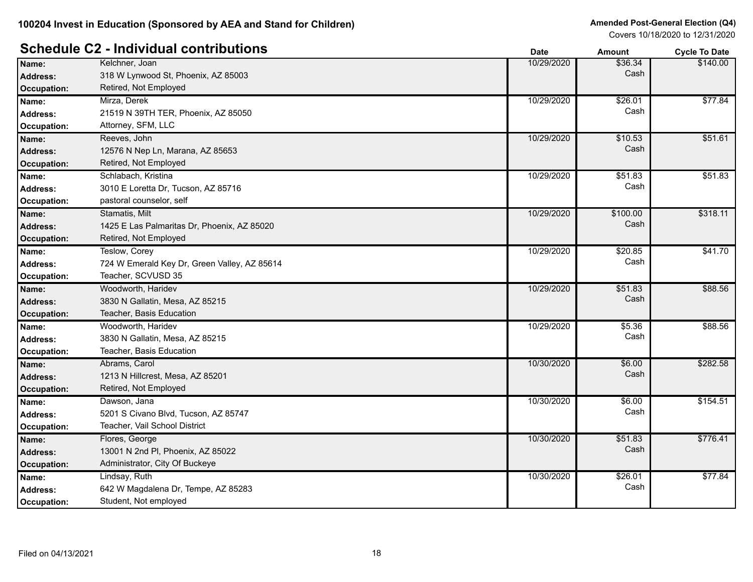100204 Invest in Education (Sponsored by AEA and Stand for Children)

Amended Post-General Election (Q4)
Covers 10/18/2020 to 12/31/2020

## Schedule C2 - Individual contributions

| | | Date | Amount | Cycle To Date |
|---|---|---|---|---|
| **Name:** | Kelchner, Joan | 10/29/2020 | $36.34 Cash | $140.00 |
| **Address:** | 318 W Lynwood St, Phoenix, AZ 85003 | | | |
| **Occupation:** | Retired, Not Employed | | | |
| **Name:** | Mirza, Derek | 10/29/2020 | $26.01 Cash | $77.84 |
| **Address:** | 21519 N 39TH TER, Phoenix, AZ 85050 | | | |
| **Occupation:** | Attorney, SFM, LLC | | | |
| **Name:** | Reeves, John | 10/29/2020 | $10.53 Cash | $51.61 |
| **Address:** | 12576 N Nep Ln, Marana, AZ 85653 | | | |
| **Occupation:** | Retired, Not Employed | | | |
| **Name:** | Schlabach, Kristina | 10/29/2020 | $51.83 Cash | $51.83 |
| **Address:** | 3010 E Loretta Dr, Tucson, AZ 85716 | | | |
| **Occupation:** | pastoral counselor, self | | | |
| **Name:** | Stamatis, Milt | 10/29/2020 | $100.00 Cash | $318.11 |
| **Address:** | 1425 E Las Palmaritas Dr, Phoenix, AZ 85020 | | | |
| **Occupation:** | Retired, Not Employed | | | |
| **Name:** | Teslow, Corey | 10/29/2020 | $20.85 Cash | $41.70 |
| **Address:** | 724 W Emerald Key Dr, Green Valley, AZ 85614 | | | |
| **Occupation:** | Teacher, SCVUSD 35 | | | |
| **Name:** | Woodworth, Haridev | 10/29/2020 | $51.83 Cash | $88.56 |
| **Address:** | 3830 N Gallatin, Mesa, AZ 85215 | | | |
| **Occupation:** | Teacher, Basis Education | | | |
| **Name:** | Woodworth, Haridev | 10/29/2020 | $5.36 Cash | $88.56 |
| **Address:** | 3830 N Gallatin, Mesa, AZ 85215 | | | |
| **Occupation:** | Teacher, Basis Education | | | |
| **Name:** | Abrams, Carol | 10/30/2020 | $6.00 Cash | $282.58 |
| **Address:** | 1213 N Hillcrest, Mesa, AZ 85201 | | | |
| **Occupation:** | Retired, Not Employed | | | |
| **Name:** | Dawson, Jana | 10/30/2020 | $6.00 Cash | $154.51 |
| **Address:** | 5201 S Civano Blvd, Tucson, AZ 85747 | | | |
| **Occupation:** | Teacher, Vail School District | | | |
| **Name:** | Flores, George | 10/30/2020 | $51.83 Cash | $776.41 |
| **Address:** | 13001 N 2nd Pl, Phoenix, AZ 85022 | | | |
| **Occupation:** | Administrator, City Of Buckeye | | | |
| **Name:** | Lindsay, Ruth | 10/30/2020 | $26.01 Cash | $77.84 |
| **Address:** | 642 W Magdalena Dr, Tempe, AZ 85283 | | | |
| **Occupation:** | Student, Not employed | | | |

Filed on 04/13/2021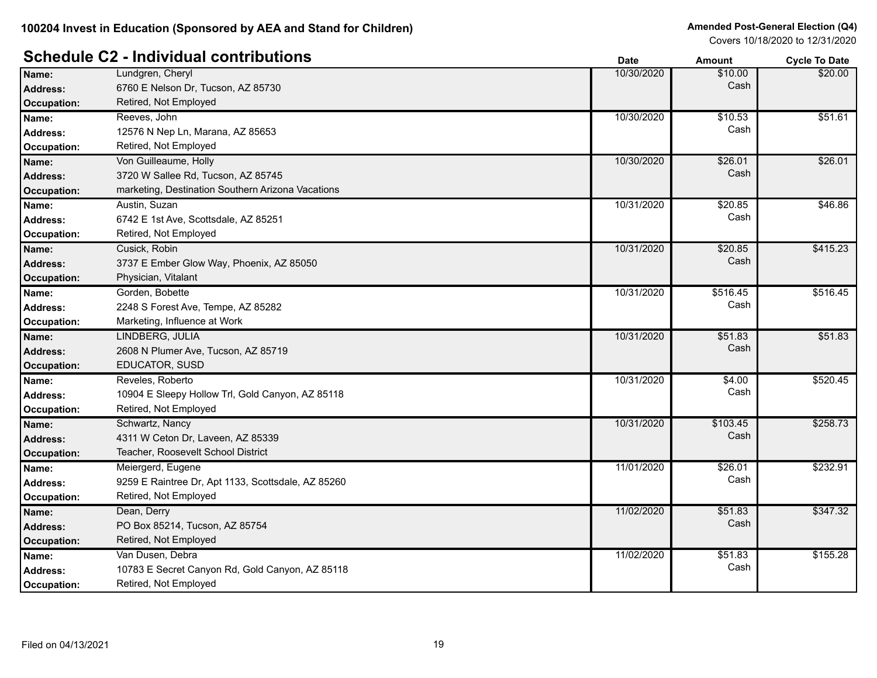100204 Invest in Education (Sponsored by AEA and Stand for Children)

**Amended Post-General Election (Q4)**
Covers 10/18/2020 to 12/31/2020

## Schedule C2 - Individual contributions

| | | Date | Amount | Cycle To Date |
|---|---|---|---|---|
| **Name:** | Lundgren, Cheryl | 10/30/2020 | $10.00 Cash | $20.00 |
| **Address:** | 6760 E Nelson Dr, Tucson, AZ 85730 | | | |
| **Occupation:** | Retired, Not Employed | | | |
| **Name:** | Reeves, John | 10/30/2020 | $10.53 Cash | $51.61 |
| **Address:** | 12576 N Nep Ln, Marana, AZ 85653 | | | |
| **Occupation:** | Retired, Not Employed | | | |
| **Name:** | Von Guilleaume, Holly | 10/30/2020 | $26.01 Cash | $26.01 |
| **Address:** | 3720 W Sallee Rd, Tucson, AZ 85745 | | | |
| **Occupation:** | marketing, Destination Southern Arizona Vacations | | | |
| **Name:** | Austin, Suzan | 10/31/2020 | $20.85 Cash | $46.86 |
| **Address:** | 6742 E 1st Ave, Scottsdale, AZ 85251 | | | |
| **Occupation:** | Retired, Not Employed | | | |
| **Name:** | Cusick, Robin | 10/31/2020 | $20.85 Cash | $415.23 |
| **Address:** | 3737 E Ember Glow Way, Phoenix, AZ 85050 | | | |
| **Occupation:** | Physician, Vitalant | | | |
| **Name:** | Gorden, Bobette | 10/31/2020 | $516.45 Cash | $516.45 |
| **Address:** | 2248 S Forest Ave, Tempe, AZ 85282 | | | |
| **Occupation:** | Marketing, Influence at Work | | | |
| **Name:** | LINDBERG, JULIA | 10/31/2020 | $51.83 Cash | $51.83 |
| **Address:** | 2608 N Plumer Ave, Tucson, AZ 85719 | | | |
| **Occupation:** | EDUCATOR, SUSD | | | |
| **Name:** | Reveles, Roberto | 10/31/2020 | $4.00 Cash | $520.45 |
| **Address:** | 10904 E Sleepy Hollow Trl, Gold Canyon, AZ 85118 | | | |
| **Occupation:** | Retired, Not Employed | | | |
| **Name:** | Schwartz, Nancy | 10/31/2020 | $103.45 Cash | $258.73 |
| **Address:** | 4311 W Ceton Dr, Laveen, AZ 85339 | | | |
| **Occupation:** | Teacher, Roosevelt School District | | | |
| **Name:** | Meiergerd, Eugene | 11/01/2020 | $26.01 Cash | $232.91 |
| **Address:** | 9259 E Raintree Dr, Apt 1133, Scottsdale, AZ 85260 | | | |
| **Occupation:** | Retired, Not Employed | | | |
| **Name:** | Dean, Derry | 11/02/2020 | $51.83 Cash | $347.32 |
| **Address:** | PO Box 85214, Tucson, AZ 85754 | | | |
| **Occupation:** | Retired, Not Employed | | | |
| **Name:** | Van Dusen, Debra | 11/02/2020 | $51.83 Cash | $155.28 |
| **Address:** | 10783 E Secret Canyon Rd, Gold Canyon, AZ 85118 | | | |
| **Occupation:** | Retired, Not Employed | | | |

Filed on 04/13/2021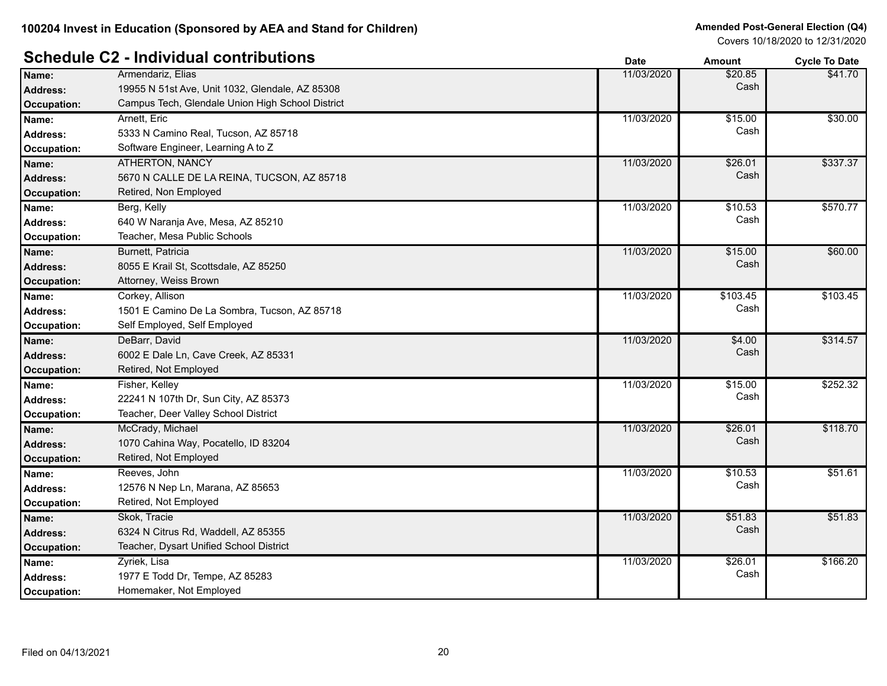100204 Invest in Education (Sponsored by AEA and Stand for Children)

**Amended Post-General Election (Q4)**
Covers 10/18/2020 to 12/31/2020

## Schedule C2 - Individual contributions

| | | Date | Amount | Cycle To Date |
|---|---|---|---|---|
| **Name:** | Armendariz, Elias | 11/03/2020 | $20.85 | $41.70 |
| **Address:** | 19955 N 51st Ave, Unit 1032, Glendale, AZ 85308 | | Cash | |
| **Occupation:** | Campus Tech, Glendale Union High School District | | | |
| **Name:** | Arnett, Eric | 11/03/2020 | $15.00 | $30.00 |
| **Address:** | 5333 N Camino Real, Tucson, AZ 85718 | | Cash | |
| **Occupation:** | Software Engineer, Learning A to Z | | | |
| **Name:** | ATHERTON, NANCY | 11/03/2020 | $26.01 | $337.37 |
| **Address:** | 5670 N CALLE DE LA REINA, TUCSON, AZ 85718 | | Cash | |
| **Occupation:** | Retired, Non Employed | | | |
| **Name:** | Berg, Kelly | 11/03/2020 | $10.53 | $570.77 |
| **Address:** | 640 W Naranja Ave, Mesa, AZ 85210 | | Cash | |
| **Occupation:** | Teacher, Mesa Public Schools | | | |
| **Name:** | Burnett, Patricia | 11/03/2020 | $15.00 | $60.00 |
| **Address:** | 8055 E Krail St, Scottsdale, AZ 85250 | | Cash | |
| **Occupation:** | Attorney, Weiss Brown | | | |
| **Name:** | Corkey, Allison | 11/03/2020 | $103.45 | $103.45 |
| **Address:** | 1501 E Camino De La Sombra, Tucson, AZ 85718 | | Cash | |
| **Occupation:** | Self Employed, Self Employed | | | |
| **Name:** | DeBarr, David | 11/03/2020 | $4.00 | $314.57 |
| **Address:** | 6002 E Dale Ln, Cave Creek, AZ 85331 | | Cash | |
| **Occupation:** | Retired, Not Employed | | | |
| **Name:** | Fisher, Kelley | 11/03/2020 | $15.00 | $252.32 |
| **Address:** | 22241 N 107th Dr, Sun City, AZ 85373 | | Cash | |
| **Occupation:** | Teacher, Deer Valley School District | | | |
| **Name:** | McCrady, Michael | 11/03/2020 | $26.01 | $118.70 |
| **Address:** | 1070 Cahina Way, Pocatello, ID 83204 | | Cash | |
| **Occupation:** | Retired, Not Employed | | | |
| **Name:** | Reeves, John | 11/03/2020 | $10.53 | $51.61 |
| **Address:** | 12576 N Nep Ln, Marana, AZ 85653 | | Cash | |
| **Occupation:** | Retired, Not Employed | | | |
| **Name:** | Skok, Tracie | 11/03/2020 | $51.83 | $51.83 |
| **Address:** | 6324 N Citrus Rd, Waddell, AZ 85355 | | Cash | |
| **Occupation:** | Teacher, Dysart Unified School District | | | |
| **Name:** | Zyriek, Lisa | 11/03/2020 | $26.01 | $166.20 |
| **Address:** | 1977 E Todd Dr, Tempe, AZ 85283 | | Cash | |
| **Occupation:** | Homemaker, Not Employed | | | |

Filed on 04/13/2021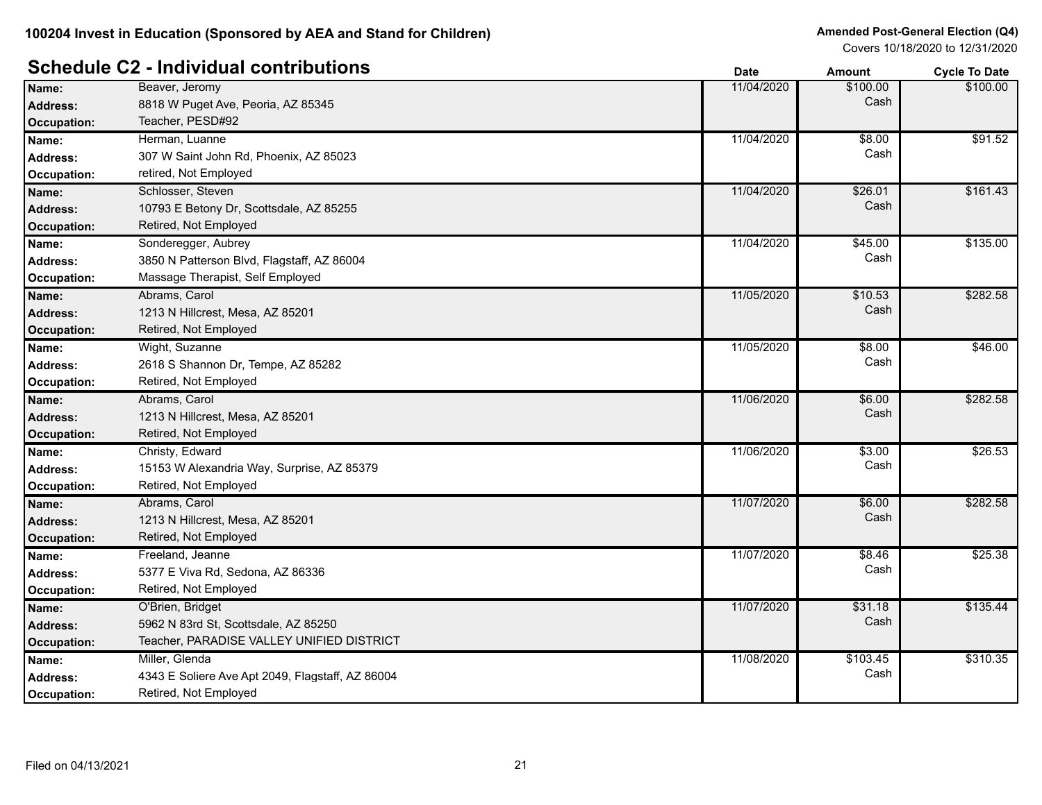100204 Invest in Education (Sponsored by AEA and Stand for Children)

Amended Post-General Election (Q4)
Covers 10/18/2020 to 12/31/2020

## Schedule C2 - Individual contributions

| Field | Value | Date | Amount | Cycle To Date |
|---|---|---|---|---|
| Name: | Beaver, Jeromy | 11/04/2020 | $100.00 Cash | $100.00 |
| Address: | 8818 W Puget Ave, Peoria, AZ 85345 | | | |
| Occupation: | Teacher, PESD#92 | | | |
| Name: | Herman, Luanne | 11/04/2020 | $8.00 Cash | $91.52 |
| Address: | 307 W Saint John Rd, Phoenix, AZ 85023 | | | |
| Occupation: | retired, Not Employed | | | |
| Name: | Schlosser, Steven | 11/04/2020 | $26.01 Cash | $161.43 |
| Address: | 10793 E Betony Dr, Scottsdale, AZ 85255 | | | |
| Occupation: | Retired, Not Employed | | | |
| Name: | Sonderegger, Aubrey | 11/04/2020 | $45.00 Cash | $135.00 |
| Address: | 3850 N Patterson Blvd, Flagstaff, AZ 86004 | | | |
| Occupation: | Massage Therapist, Self Employed | | | |
| Name: | Abrams, Carol | 11/05/2020 | $10.53 Cash | $282.58 |
| Address: | 1213 N Hillcrest, Mesa, AZ 85201 | | | |
| Occupation: | Retired, Not Employed | | | |
| Name: | Wight, Suzanne | 11/05/2020 | $8.00 Cash | $46.00 |
| Address: | 2618 S Shannon Dr, Tempe, AZ 85282 | | | |
| Occupation: | Retired, Not Employed | | | |
| Name: | Abrams, Carol | 11/06/2020 | $6.00 Cash | $282.58 |
| Address: | 1213 N Hillcrest, Mesa, AZ 85201 | | | |
| Occupation: | Retired, Not Employed | | | |
| Name: | Christy, Edward | 11/06/2020 | $3.00 Cash | $26.53 |
| Address: | 15153 W Alexandria Way, Surprise, AZ 85379 | | | |
| Occupation: | Retired, Not Employed | | | |
| Name: | Abrams, Carol | 11/07/2020 | $6.00 Cash | $282.58 |
| Address: | 1213 N Hillcrest, Mesa, AZ 85201 | | | |
| Occupation: | Retired, Not Employed | | | |
| Name: | Freeland, Jeanne | 11/07/2020 | $8.46 Cash | $25.38 |
| Address: | 5377 E Viva Rd, Sedona, AZ 86336 | | | |
| Occupation: | Retired, Not Employed | | | |
| Name: | O'Brien, Bridget | 11/07/2020 | $31.18 Cash | $135.44 |
| Address: | 5962 N 83rd St, Scottsdale, AZ 85250 | | | |
| Occupation: | Teacher, PARADISE VALLEY UNIFIED DISTRICT | | | |
| Name: | Miller, Glenda | 11/08/2020 | $103.45 Cash | $310.35 |
| Address: | 4343 E Soliere Ave Apt 2049, Flagstaff, AZ 86004 | | | |
| Occupation: | Retired, Not Employed | | | |

Filed on 04/13/2021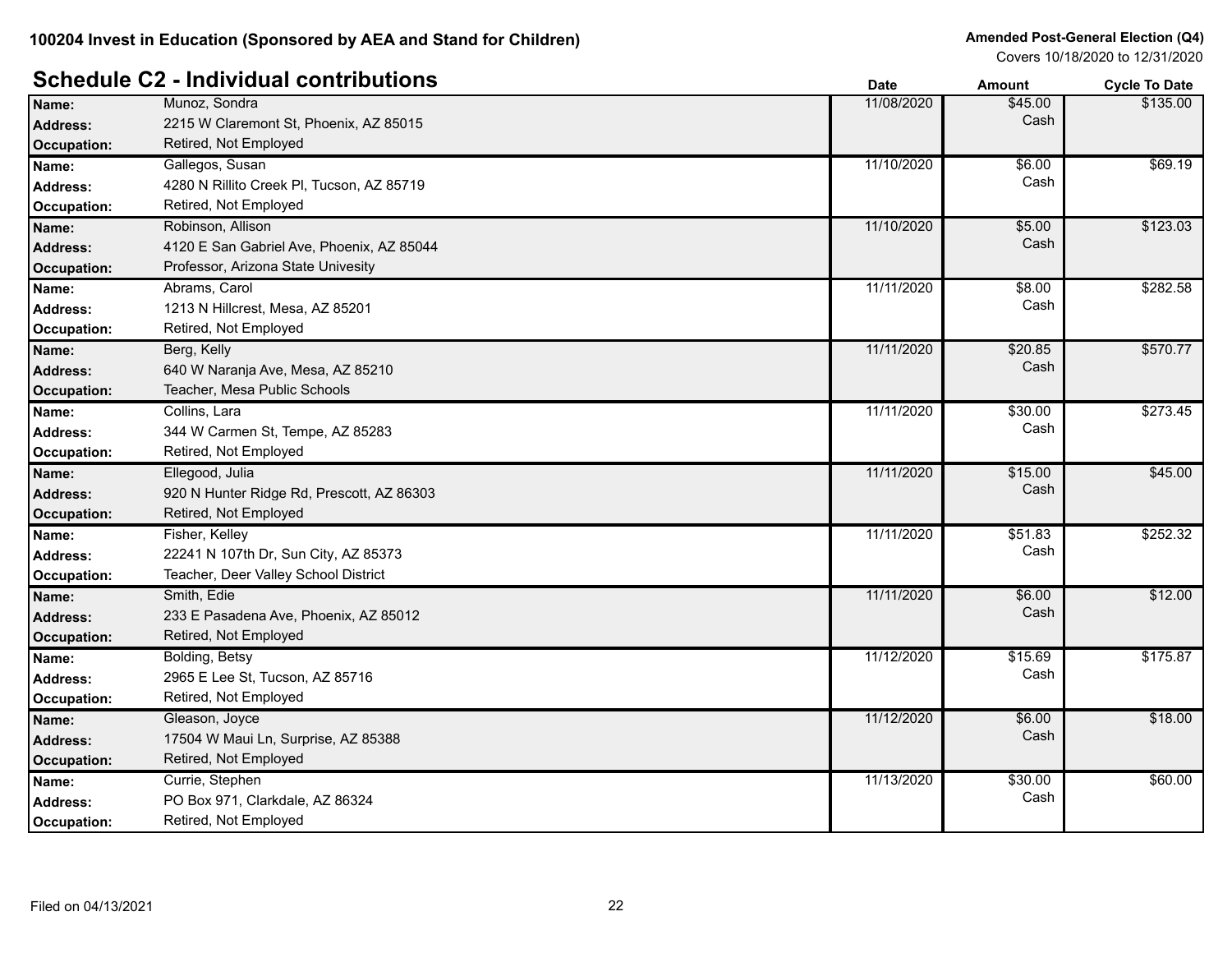**100204 Invest in Education (Sponsored by AEA and Stand for Children)**

**Amended Post-General Election (Q4)**
Covers 10/18/2020 to 12/31/2020

## Schedule C2 - Individual contributions

| Name / Address / Occupation | | Date | Amount | Cycle To Date |
|---|---|---|---|---|
| **Name:** | Munoz, Sondra | 11/08/2020 | $45.00 Cash | $135.00 |
| **Address:** | 2215 W Claremont St, Phoenix, AZ 85015 | | | |
| **Occupation:** | Retired, Not Employed | | | |
| **Name:** | Gallegos, Susan | 11/10/2020 | $6.00 Cash | $69.19 |
| **Address:** | 4280 N Rillito Creek Pl, Tucson, AZ 85719 | | | |
| **Occupation:** | Retired, Not Employed | | | |
| **Name:** | Robinson, Allison | 11/10/2020 | $5.00 Cash | $123.03 |
| **Address:** | 4120 E San Gabriel Ave, Phoenix, AZ 85044 | | | |
| **Occupation:** | Professor, Arizona State Univesity | | | |
| **Name:** | Abrams, Carol | 11/11/2020 | $8.00 Cash | $282.58 |
| **Address:** | 1213 N Hillcrest, Mesa, AZ 85201 | | | |
| **Occupation:** | Retired, Not Employed | | | |
| **Name:** | Berg, Kelly | 11/11/2020 | $20.85 Cash | $570.77 |
| **Address:** | 640 W Naranja Ave, Mesa, AZ 85210 | | | |
| **Occupation:** | Teacher, Mesa Public Schools | | | |
| **Name:** | Collins, Lara | 11/11/2020 | $30.00 Cash | $273.45 |
| **Address:** | 344 W Carmen St, Tempe, AZ 85283 | | | |
| **Occupation:** | Retired, Not Employed | | | |
| **Name:** | Ellegood, Julia | 11/11/2020 | $15.00 Cash | $45.00 |
| **Address:** | 920 N Hunter Ridge Rd, Prescott, AZ 86303 | | | |
| **Occupation:** | Retired, Not Employed | | | |
| **Name:** | Fisher, Kelley | 11/11/2020 | $51.83 Cash | $252.32 |
| **Address:** | 22241 N 107th Dr, Sun City, AZ 85373 | | | |
| **Occupation:** | Teacher, Deer Valley School District | | | |
| **Name:** | Smith, Edie | 11/11/2020 | $6.00 Cash | $12.00 |
| **Address:** | 233 E Pasadena Ave, Phoenix, AZ 85012 | | | |
| **Occupation:** | Retired, Not Employed | | | |
| **Name:** | Bolding, Betsy | 11/12/2020 | $15.69 Cash | $175.87 |
| **Address:** | 2965 E Lee St, Tucson, AZ 85716 | | | |
| **Occupation:** | Retired, Not Employed | | | |
| **Name:** | Gleason, Joyce | 11/12/2020 | $6.00 Cash | $18.00 |
| **Address:** | 17504 W Maui Ln, Surprise, AZ 85388 | | | |
| **Occupation:** | Retired, Not Employed | | | |
| **Name:** | Currie, Stephen | 11/13/2020 | $30.00 Cash | $60.00 |
| **Address:** | PO Box 971, Clarkdale, AZ 86324 | | | |
| **Occupation:** | Retired, Not Employed | | | |

Filed on 04/13/2021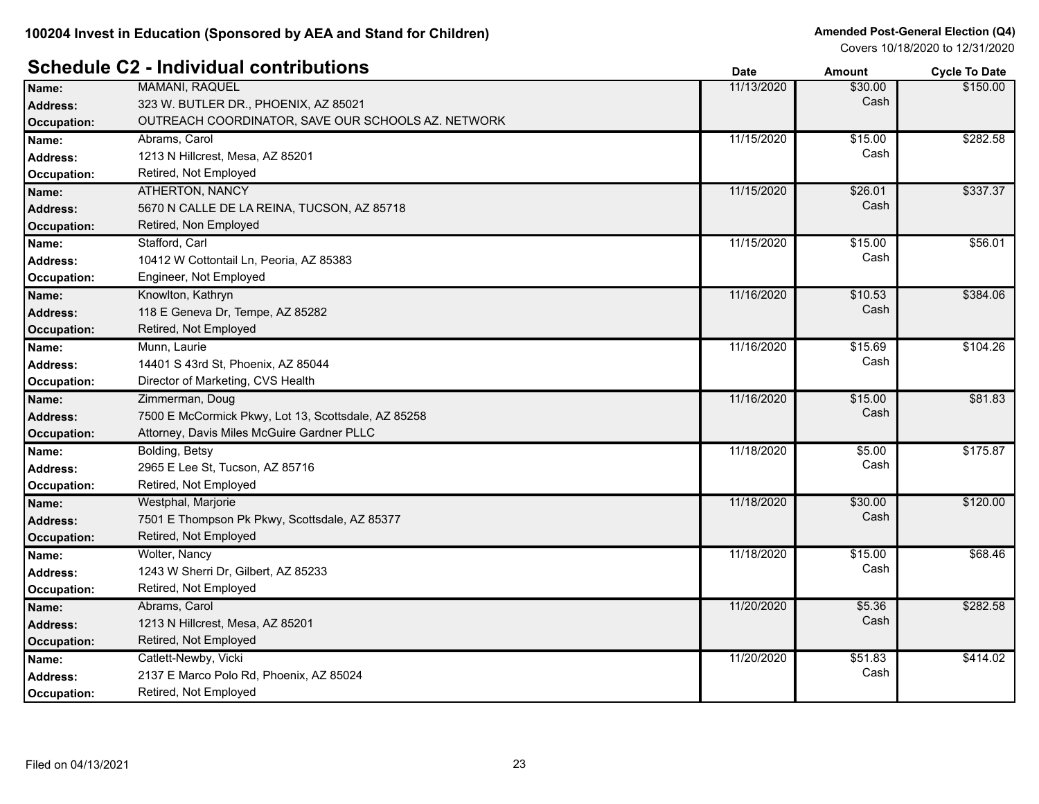## Schedule C2 - Individual contributions

| | | Date | Amount | Cycle To Date |
|---|---|---|---|---|
| **Name:** | MAMANI, RAQUEL | 11/13/2020 | $30.00 | $150.00 |
| **Address:** | 323 W. BUTLER DR., PHOENIX, AZ 85021 | | Cash | |
| **Occupation:** | OUTREACH COORDINATOR, SAVE OUR SCHOOLS AZ. NETWORK | | | |
| **Name:** | Abrams, Carol | 11/15/2020 | $15.00 | $282.58 |
| **Address:** | 1213 N Hillcrest, Mesa, AZ 85201 | | Cash | |
| **Occupation:** | Retired, Not Employed | | | |
| **Name:** | ATHERTON, NANCY | 11/15/2020 | $26.01 | $337.37 |
| **Address:** | 5670 N CALLE DE LA REINA, TUCSON, AZ 85718 | | Cash | |
| **Occupation:** | Retired, Non Employed | | | |
| **Name:** | Stafford, Carl | 11/15/2020 | $15.00 | $56.01 |
| **Address:** | 10412 W Cottontail Ln, Peoria, AZ 85383 | | Cash | |
| **Occupation:** | Engineer, Not Employed | | | |
| **Name:** | Knowlton, Kathryn | 11/16/2020 | $10.53 | $384.06 |
| **Address:** | 118 E Geneva Dr, Tempe, AZ 85282 | | Cash | |
| **Occupation:** | Retired, Not Employed | | | |
| **Name:** | Munn, Laurie | 11/16/2020 | $15.69 | $104.26 |
| **Address:** | 14401 S 43rd St, Phoenix, AZ 85044 | | Cash | |
| **Occupation:** | Director of Marketing, CVS Health | | | |
| **Name:** | Zimmerman, Doug | 11/16/2020 | $15.00 | $81.83 |
| **Address:** | 7500 E McCormick Pkwy, Lot 13, Scottsdale, AZ 85258 | | Cash | |
| **Occupation:** | Attorney, Davis Miles McGuire Gardner PLLC | | | |
| **Name:** | Bolding, Betsy | 11/18/2020 | $5.00 | $175.87 |
| **Address:** | 2965 E Lee St, Tucson, AZ 85716 | | Cash | |
| **Occupation:** | Retired, Not Employed | | | |
| **Name:** | Westphal, Marjorie | 11/18/2020 | $30.00 | $120.00 |
| **Address:** | 7501 E Thompson Pk Pkwy, Scottsdale, AZ 85377 | | Cash | |
| **Occupation:** | Retired, Not Employed | | | |
| **Name:** | Wolter, Nancy | 11/18/2020 | $15.00 | $68.46 |
| **Address:** | 1243 W Sherri Dr, Gilbert, AZ 85233 | | Cash | |
| **Occupation:** | Retired, Not Employed | | | |
| **Name:** | Abrams, Carol | 11/20/2020 | $5.36 | $282.58 |
| **Address:** | 1213 N Hillcrest, Mesa, AZ 85201 | | Cash | |
| **Occupation:** | Retired, Not Employed | | | |
| **Name:** | Catlett-Newby, Vicki | 11/20/2020 | $51.83 | $414.02 |
| **Address:** | 2137 E Marco Polo Rd, Phoenix, AZ 85024 | | Cash | |
| **Occupation:** | Retired, Not Employed | | | |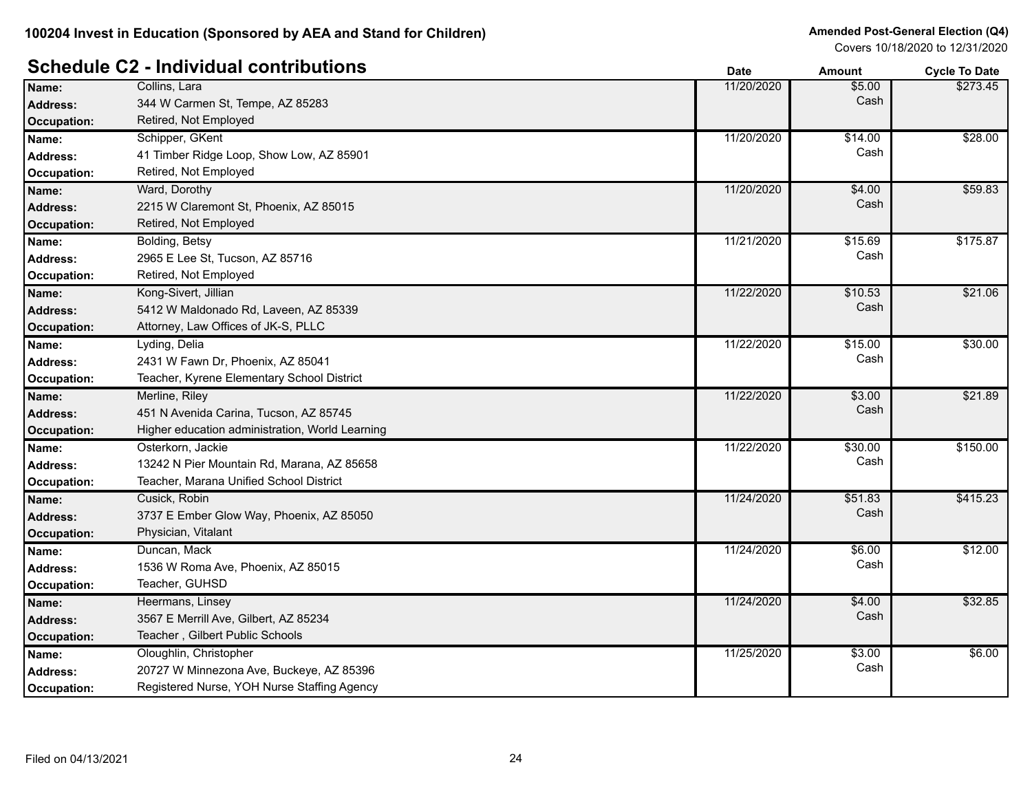## Schedule C2 - Individual contributions

| Name / Address / Occupation | | Date | Amount | Cycle To Date |
|---|---|---|---|---|
| **Name:** | Collins, Lara | 11/20/2020 | $5.00 Cash | $273.45 |
| **Address:** | 344 W Carmen St, Tempe, AZ 85283 | | | |
| **Occupation:** | Retired, Not Employed | | | |
| **Name:** | Schipper, GKent | 11/20/2020 | $14.00 Cash | $28.00 |
| **Address:** | 41 Timber Ridge Loop, Show Low, AZ 85901 | | | |
| **Occupation:** | Retired, Not Employed | | | |
| **Name:** | Ward, Dorothy | 11/20/2020 | $4.00 Cash | $59.83 |
| **Address:** | 2215 W Claremont St, Phoenix, AZ 85015 | | | |
| **Occupation:** | Retired, Not Employed | | | |
| **Name:** | Bolding, Betsy | 11/21/2020 | $15.69 Cash | $175.87 |
| **Address:** | 2965 E Lee St, Tucson, AZ 85716 | | | |
| **Occupation:** | Retired, Not Employed | | | |
| **Name:** | Kong-Sivert, Jillian | 11/22/2020 | $10.53 Cash | $21.06 |
| **Address:** | 5412 W Maldonado Rd, Laveen, AZ 85339 | | | |
| **Occupation:** | Attorney, Law Offices of JK-S, PLLC | | | |
| **Name:** | Lyding, Delia | 11/22/2020 | $15.00 Cash | $30.00 |
| **Address:** | 2431 W Fawn Dr, Phoenix, AZ 85041 | | | |
| **Occupation:** | Teacher, Kyrene Elementary School District | | | |
| **Name:** | Merline, Riley | 11/22/2020 | $3.00 Cash | $21.89 |
| **Address:** | 451 N Avenida Carina, Tucson, AZ 85745 | | | |
| **Occupation:** | Higher education administration, World Learning | | | |
| **Name:** | Osterkorn, Jackie | 11/22/2020 | $30.00 Cash | $150.00 |
| **Address:** | 13242 N Pier Mountain Rd, Marana, AZ 85658 | | | |
| **Occupation:** | Teacher, Marana Unified School District | | | |
| **Name:** | Cusick, Robin | 11/24/2020 | $51.83 Cash | $415.23 |
| **Address:** | 3737 E Ember Glow Way, Phoenix, AZ 85050 | | | |
| **Occupation:** | Physician, Vitalant | | | |
| **Name:** | Duncan, Mack | 11/24/2020 | $6.00 Cash | $12.00 |
| **Address:** | 1536 W Roma Ave, Phoenix, AZ 85015 | | | |
| **Occupation:** | Teacher, GUHSD | | | |
| **Name:** | Heermans, Linsey | 11/24/2020 | $4.00 Cash | $32.85 |
| **Address:** | 3567 E Merrill Ave, Gilbert, AZ 85234 | | | |
| **Occupation:** | Teacher , Gilbert Public Schools | | | |
| **Name:** | Oloughlin, Christopher | 11/25/2020 | $3.00 Cash | $6.00 |
| **Address:** | 20727 W Minnezona Ave, Buckeye, AZ 85396 | | | |
| **Occupation:** | Registered Nurse, YOH Nurse Staffing Agency | | | |

Filed on 04/13/2021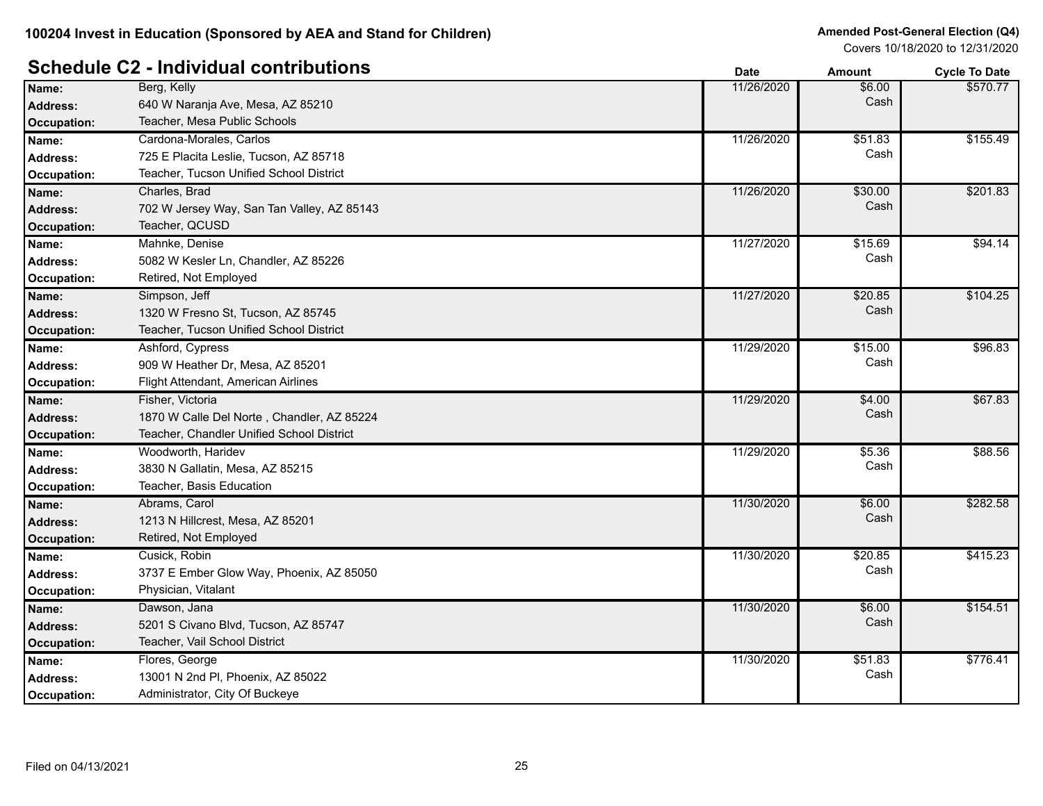100204 Invest in Education (Sponsored by AEA and Stand for Children)

Amended Post-General Election (Q4)
Covers 10/18/2020 to 12/31/2020

## Schedule C2 - Individual contributions

| Field | Value | Date | Amount | Cycle To Date |
|---|---|---|---|---|
| Name: | Berg, Kelly | 11/26/2020 | $6.00 | $570.77 |
| Address: | 640 W Naranja Ave, Mesa, AZ 85210 | | Cash | |
| Occupation: | Teacher, Mesa Public Schools | | | |
| Name: | Cardona-Morales, Carlos | 11/26/2020 | $51.83 | $155.49 |
| Address: | 725 E Placita Leslie, Tucson, AZ 85718 | | Cash | |
| Occupation: | Teacher, Tucson Unified School District | | | |
| Name: | Charles, Brad | 11/26/2020 | $30.00 | $201.83 |
| Address: | 702 W Jersey Way, San Tan Valley, AZ 85143 | | Cash | |
| Occupation: | Teacher, QCUSD | | | |
| Name: | Mahnke, Denise | 11/27/2020 | $15.69 | $94.14 |
| Address: | 5082 W Kesler Ln, Chandler, AZ 85226 | | Cash | |
| Occupation: | Retired, Not Employed | | | |
| Name: | Simpson, Jeff | 11/27/2020 | $20.85 | $104.25 |
| Address: | 1320 W Fresno St, Tucson, AZ 85745 | | Cash | |
| Occupation: | Teacher, Tucson Unified School District | | | |
| Name: | Ashford, Cypress | 11/29/2020 | $15.00 | $96.83 |
| Address: | 909 W Heather Dr, Mesa, AZ 85201 | | Cash | |
| Occupation: | Flight Attendant, American Airlines | | | |
| Name: | Fisher, Victoria | 11/29/2020 | $4.00 | $67.83 |
| Address: | 1870 W Calle Del Norte , Chandler, AZ 85224 | | Cash | |
| Occupation: | Teacher, Chandler Unified School District | | | |
| Name: | Woodworth, Haridev | 11/29/2020 | $5.36 | $88.56 |
| Address: | 3830 N Gallatin, Mesa, AZ 85215 | | Cash | |
| Occupation: | Teacher, Basis Education | | | |
| Name: | Abrams, Carol | 11/30/2020 | $6.00 | $282.58 |
| Address: | 1213 N Hillcrest, Mesa, AZ 85201 | | Cash | |
| Occupation: | Retired, Not Employed | | | |
| Name: | Cusick, Robin | 11/30/2020 | $20.85 | $415.23 |
| Address: | 3737 E Ember Glow Way, Phoenix, AZ 85050 | | Cash | |
| Occupation: | Physician, Vitalant | | | |
| Name: | Dawson, Jana | 11/30/2020 | $6.00 | $154.51 |
| Address: | 5201 S Civano Blvd, Tucson, AZ 85747 | | Cash | |
| Occupation: | Teacher, Vail School District | | | |
| Name: | Flores, George | 11/30/2020 | $51.83 | $776.41 |
| Address: | 13001 N 2nd Pl, Phoenix, AZ 85022 | | Cash | |
| Occupation: | Administrator, City Of Buckeye | | | |

Filed on 04/13/2021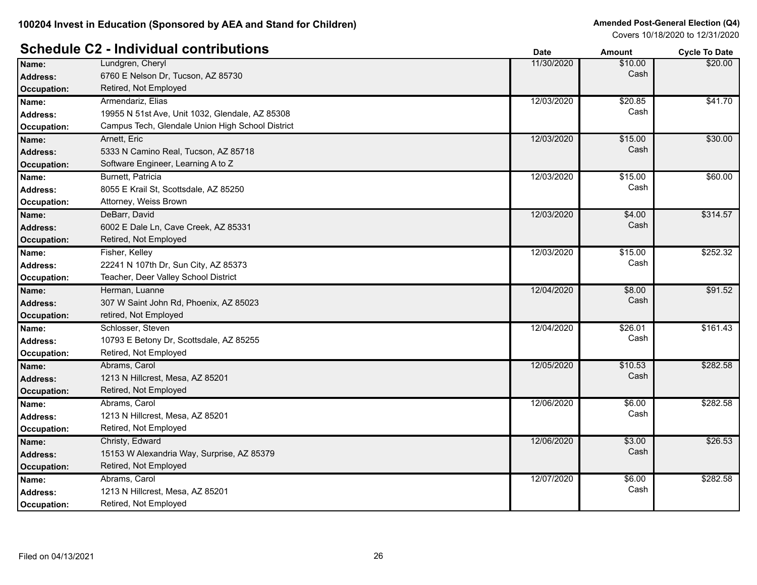**100204 Invest in Education (Sponsored by AEA and Stand for Children)**

**Amended Post-General Election (Q4)**
Covers 10/18/2020 to 12/31/2020

## Schedule C2 - Individual contributions

| | | Date | Amount | Cycle To Date |
|---|---|---|---|---|
| **Name:** | Lundgren, Cheryl | 11/30/2020 | $10.00 Cash | $20.00 |
| **Address:** | 6760 E Nelson Dr, Tucson, AZ 85730 | | | |
| **Occupation:** | Retired, Not Employed | | | |
| **Name:** | Armendariz, Elias | 12/03/2020 | $20.85 Cash | $41.70 |
| **Address:** | 19955 N 51st Ave, Unit 1032, Glendale, AZ 85308 | | | |
| **Occupation:** | Campus Tech, Glendale Union High School District | | | |
| **Name:** | Arnett, Eric | 12/03/2020 | $15.00 Cash | $30.00 |
| **Address:** | 5333 N Camino Real, Tucson, AZ 85718 | | | |
| **Occupation:** | Software Engineer, Learning A to Z | | | |
| **Name:** | Burnett, Patricia | 12/03/2020 | $15.00 Cash | $60.00 |
| **Address:** | 8055 E Krail St, Scottsdale, AZ 85250 | | | |
| **Occupation:** | Attorney, Weiss Brown | | | |
| **Name:** | DeBarr, David | 12/03/2020 | $4.00 Cash | $314.57 |
| **Address:** | 6002 E Dale Ln, Cave Creek, AZ 85331 | | | |
| **Occupation:** | Retired, Not Employed | | | |
| **Name:** | Fisher, Kelley | 12/03/2020 | $15.00 Cash | $252.32 |
| **Address:** | 22241 N 107th Dr, Sun City, AZ 85373 | | | |
| **Occupation:** | Teacher, Deer Valley School District | | | |
| **Name:** | Herman, Luanne | 12/04/2020 | $8.00 Cash | $91.52 |
| **Address:** | 307 W Saint John Rd, Phoenix, AZ 85023 | | | |
| **Occupation:** | retired, Not Employed | | | |
| **Name:** | Schlosser, Steven | 12/04/2020 | $26.01 Cash | $161.43 |
| **Address:** | 10793 E Betony Dr, Scottsdale, AZ 85255 | | | |
| **Occupation:** | Retired, Not Employed | | | |
| **Name:** | Abrams, Carol | 12/05/2020 | $10.53 Cash | $282.58 |
| **Address:** | 1213 N Hillcrest, Mesa, AZ 85201 | | | |
| **Occupation:** | Retired, Not Employed | | | |
| **Name:** | Abrams, Carol | 12/06/2020 | $6.00 Cash | $282.58 |
| **Address:** | 1213 N Hillcrest, Mesa, AZ 85201 | | | |
| **Occupation:** | Retired, Not Employed | | | |
| **Name:** | Christy, Edward | 12/06/2020 | $3.00 Cash | $26.53 |
| **Address:** | 15153 W Alexandria Way, Surprise, AZ 85379 | | | |
| **Occupation:** | Retired, Not Employed | | | |
| **Name:** | Abrams, Carol | 12/07/2020 | $6.00 Cash | $282.58 |
| **Address:** | 1213 N Hillcrest, Mesa, AZ 85201 | | | |
| **Occupation:** | Retired, Not Employed | | | |

Filed on 04/13/2021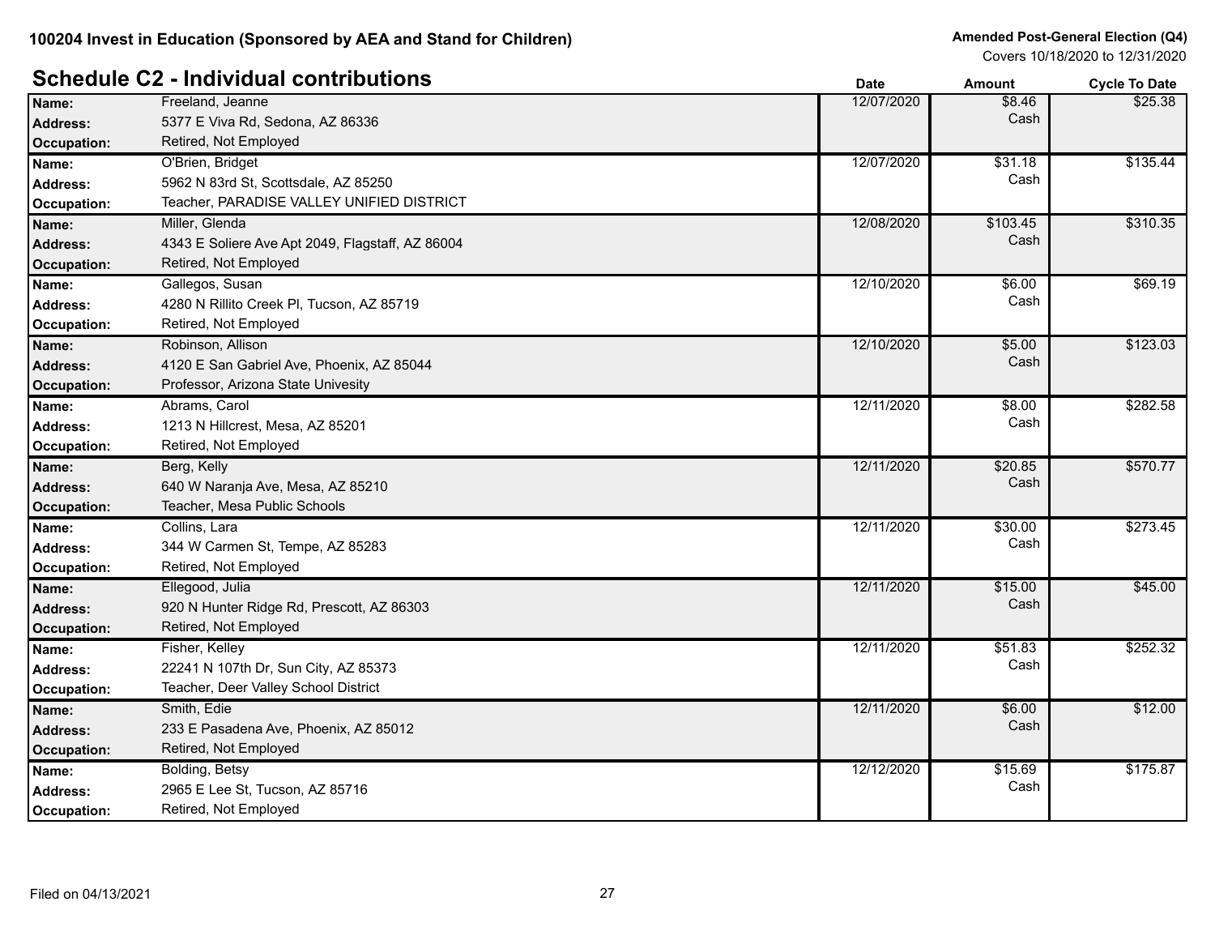100204 Invest in Education (Sponsored by AEA and Stand for Children)

Amended Post-General Election (Q4)
Covers 10/18/2020 to 12/31/2020

## Schedule C2 - Individual contributions

| | | Date | Amount | Cycle To Date |
|---|---|---|---|---|
| **Name:** | Freeland, Jeanne | 12/07/2020 | $8.46 Cash | $25.38 |
| **Address:** | 5377 E Viva Rd, Sedona, AZ 86336 | | | |
| **Occupation:** | Retired, Not Employed | | | |
| **Name:** | O'Brien, Bridget | 12/07/2020 | $31.18 Cash | $135.44 |
| **Address:** | 5962 N 83rd St, Scottsdale, AZ 85250 | | | |
| **Occupation:** | Teacher, PARADISE VALLEY UNIFIED DISTRICT | | | |
| **Name:** | Miller, Glenda | 12/08/2020 | $103.45 Cash | $310.35 |
| **Address:** | 4343 E Soliere Ave Apt 2049, Flagstaff, AZ 86004 | | | |
| **Occupation:** | Retired, Not Employed | | | |
| **Name:** | Gallegos, Susan | 12/10/2020 | $6.00 Cash | $69.19 |
| **Address:** | 4280 N Rillito Creek Pl, Tucson, AZ 85719 | | | |
| **Occupation:** | Retired, Not Employed | | | |
| **Name:** | Robinson, Allison | 12/10/2020 | $5.00 Cash | $123.03 |
| **Address:** | 4120 E San Gabriel Ave, Phoenix, AZ 85044 | | | |
| **Occupation:** | Professor, Arizona State Univesity | | | |
| **Name:** | Abrams, Carol | 12/11/2020 | $8.00 Cash | $282.58 |
| **Address:** | 1213 N Hillcrest, Mesa, AZ 85201 | | | |
| **Occupation:** | Retired, Not Employed | | | |
| **Name:** | Berg, Kelly | 12/11/2020 | $20.85 Cash | $570.77 |
| **Address:** | 640 W Naranja Ave, Mesa, AZ 85210 | | | |
| **Occupation:** | Teacher, Mesa Public Schools | | | |
| **Name:** | Collins, Lara | 12/11/2020 | $30.00 Cash | $273.45 |
| **Address:** | 344 W Carmen St, Tempe, AZ 85283 | | | |
| **Occupation:** | Retired, Not Employed | | | |
| **Name:** | Ellegood, Julia | 12/11/2020 | $15.00 Cash | $45.00 |
| **Address:** | 920 N Hunter Ridge Rd, Prescott, AZ 86303 | | | |
| **Occupation:** | Retired, Not Employed | | | |
| **Name:** | Fisher, Kelley | 12/11/2020 | $51.83 Cash | $252.32 |
| **Address:** | 22241 N 107th Dr, Sun City, AZ 85373 | | | |
| **Occupation:** | Teacher, Deer Valley School District | | | |
| **Name:** | Smith, Edie | 12/11/2020 | $6.00 Cash | $12.00 |
| **Address:** | 233 E Pasadena Ave, Phoenix, AZ 85012 | | | |
| **Occupation:** | Retired, Not Employed | | | |
| **Name:** | Bolding, Betsy | 12/12/2020 | $15.69 Cash | $175.87 |
| **Address:** | 2965 E Lee St, Tucson, AZ 85716 | | | |
| **Occupation:** | Retired, Not Employed | | | |

Filed on 04/13/2021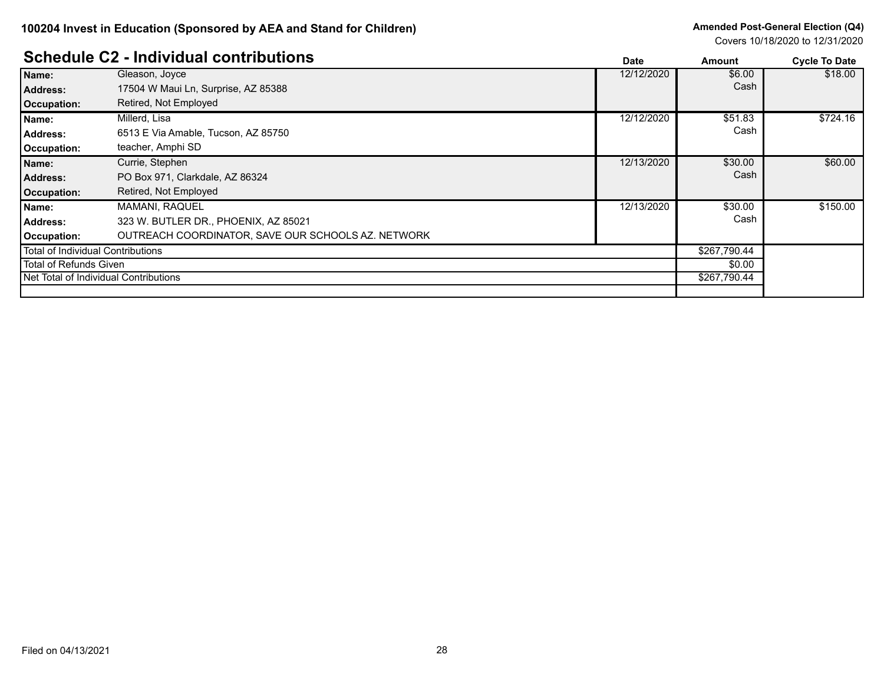## Schedule C2 - Individual contributions

| | | Date | Amount | Cycle To Date |
|---|---|---|---|---|
| **Name:** | Gleason, Joyce | 12/12/2020 | $6.00 Cash | $18.00 |
| **Address:** | 17504 W Maui Ln, Surprise, AZ 85388 | | | |
| **Occupation:** | Retired, Not Employed | | | |
| **Name:** | Millerd, Lisa | 12/12/2020 | $51.83 Cash | $724.16 |
| **Address:** | 6513 E Via Amable, Tucson, AZ 85750 | | | |
| **Occupation:** | teacher, Amphi SD | | | |
| **Name:** | Currie, Stephen | 12/13/2020 | $30.00 Cash | $60.00 |
| **Address:** | PO Box 971, Clarkdale, AZ 86324 | | | |
| **Occupation:** | Retired, Not Employed | | | |
| **Name:** | MAMANI, RAQUEL | 12/13/2020 | $30.00 Cash | $150.00 |
| **Address:** | 323 W. BUTLER DR., PHOENIX, AZ 85021 | | | |
| **Occupation:** | OUTREACH COORDINATOR, SAVE OUR SCHOOLS AZ. NETWORK | | | |
| Total of Individual Contributions | | | $267,790.44 | |
| Total of Refunds Given | | | $0.00 | |
| Net Total of Individual Contributions | | | $267,790.44 | |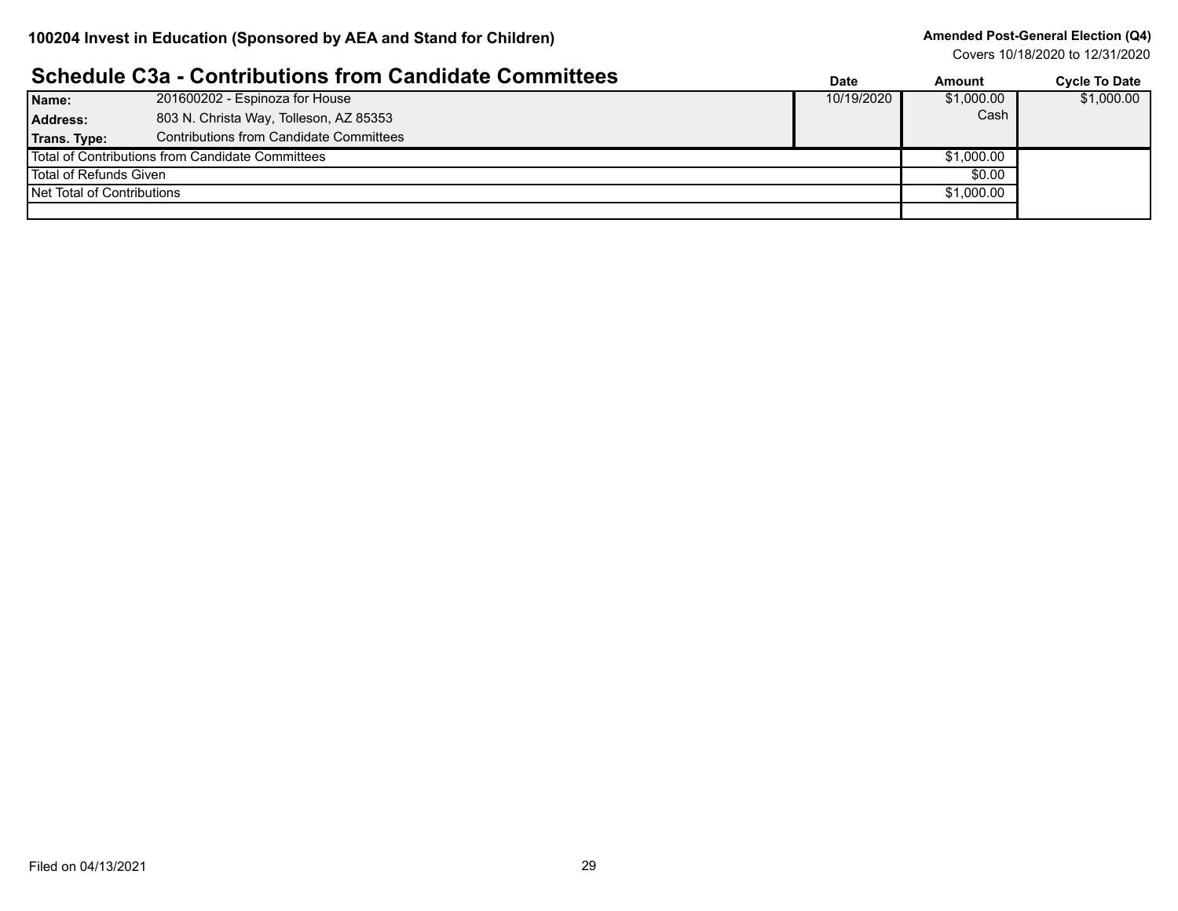**100204 Invest in Education (Sponsored by AEA and Stand for Children)**

**Amended Post-General Election (Q4)**
Covers 10/18/2020 to 12/31/2020

## Schedule C3a - Contributions from Candidate Committees

| | | Date | Amount | Cycle To Date |
|---|---|---|---|---|
| **Name:** | 201600202 - Espinoza for House | 10/19/2020 | $1,000.00 | $1,000.00 |
| **Address:** | 803 N. Christa Way, Tolleson, AZ 85353 | | Cash | |
| **Trans. Type:** | Contributions from Candidate Committees | | | |
| Total of Contributions from Candidate Committees | | | $1,000.00 | |
| Total of Refunds Given | | | $0.00 | |
| Net Total of Contributions | | | $1,000.00 | |

Filed on 04/13/2021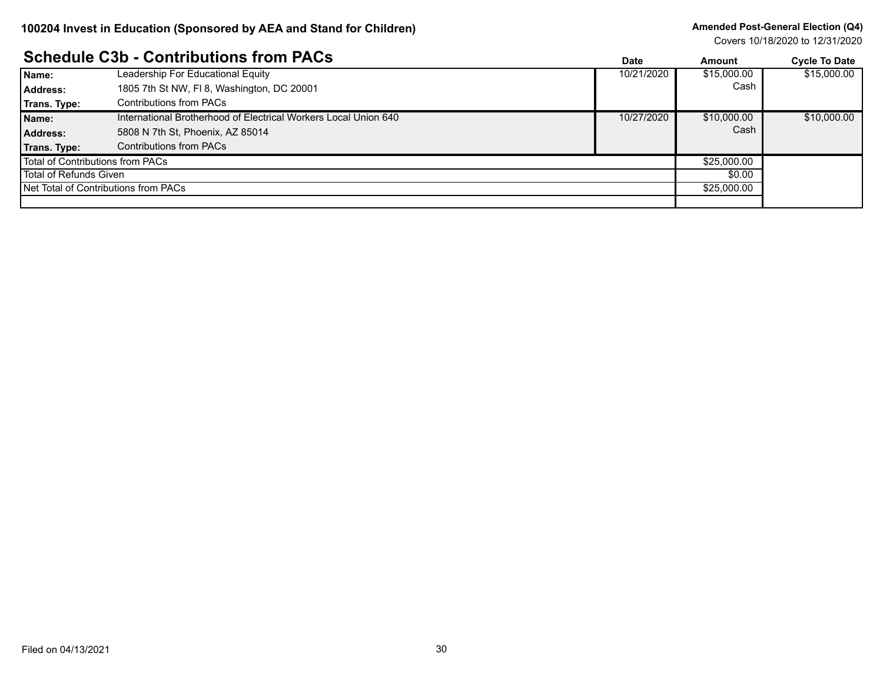**100204 Invest in Education (Sponsored by AEA and Stand for Children)**

**Amended Post-General Election (Q4)**
Covers 10/18/2020 to 12/31/2020

## Schedule C3b - Contributions from PACs

| | | Date | Amount | Cycle To Date |
|---|---|---|---|---|
| **Name:** | Leadership For Educational Equity | 10/21/2020 | $15,000.00 | $15,000.00 |
| **Address:** | 1805 7th St NW, Fl 8, Washington, DC 20001 | | Cash | |
| **Trans. Type:** | Contributions from PACs | | | |
| **Name:** | International Brotherhood of Electrical Workers Local Union 640 | 10/27/2020 | $10,000.00 | $10,000.00 |
| **Address:** | 5808 N 7th St, Phoenix, AZ 85014 | | Cash | |
| **Trans. Type:** | Contributions from PACs | | | |
| Total of Contributions from PACs | | | $25,000.00 | |
| Total of Refunds Given | | | $0.00 | |
| Net Total of Contributions from PACs | | | $25,000.00 | |

Filed on 04/13/2021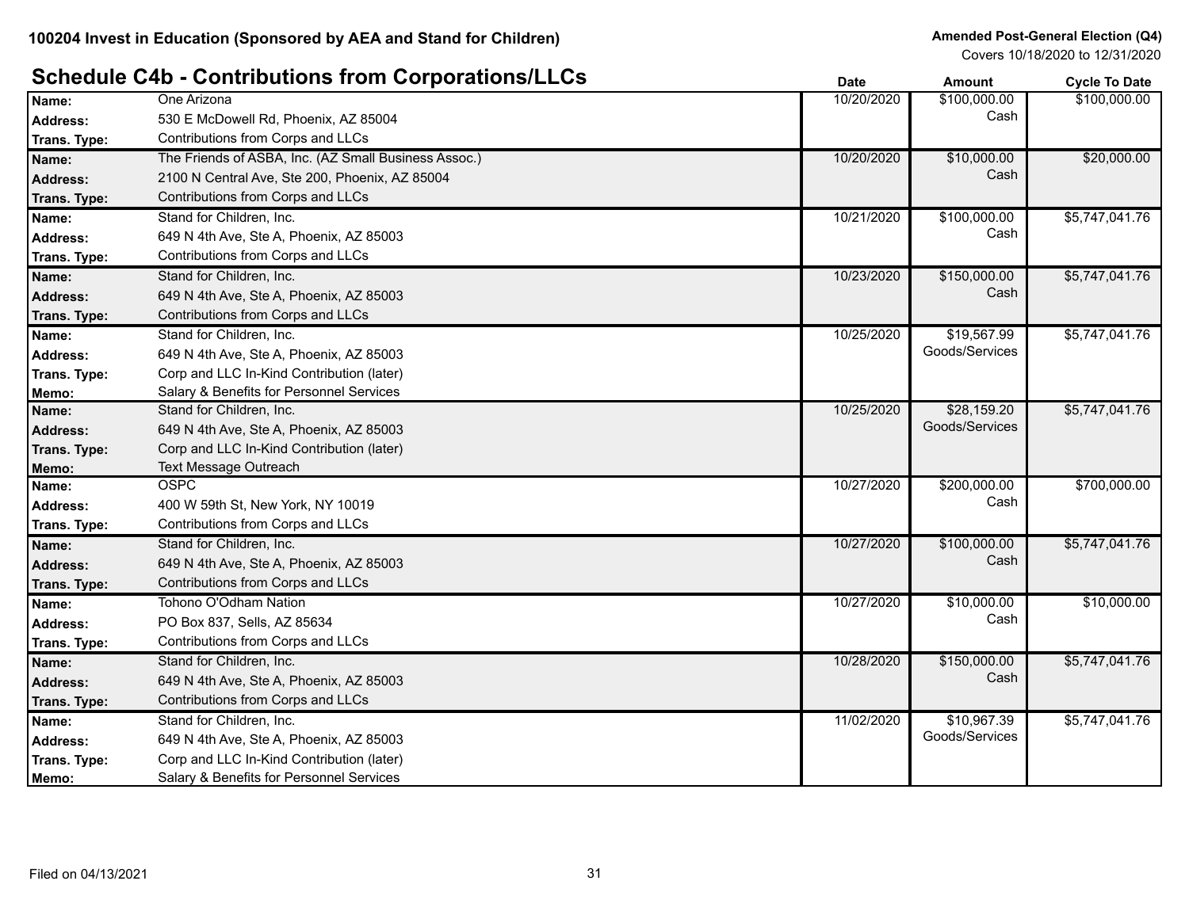100204 Invest in Education (Sponsored by AEA and Stand for Children)

**Amended Post-General Election (Q4)**
Covers 10/18/2020 to 12/31/2020

## Schedule C4b - Contributions from Corporations/LLCs

| | | Date | Amount | Cycle To Date |
|---|---|---|---|---|
| **Name:** | One Arizona | 10/20/2020 | $100,000.00 | $100,000.00 |
| **Address:** | 530 E McDowell Rd, Phoenix, AZ 85004 | | Cash | |
| **Trans. Type:** | Contributions from Corps and LLCs | | | |
| **Name:** | The Friends of ASBA, Inc. (AZ Small Business Assoc.) | 10/20/2020 | $10,000.00 | $20,000.00 |
| **Address:** | 2100 N Central Ave, Ste 200, Phoenix, AZ 85004 | | Cash | |
| **Trans. Type:** | Contributions from Corps and LLCs | | | |
| **Name:** | Stand for Children, Inc. | 10/21/2020 | $100,000.00 | $5,747,041.76 |
| **Address:** | 649 N 4th Ave, Ste A, Phoenix, AZ 85003 | | Cash | |
| **Trans. Type:** | Contributions from Corps and LLCs | | | |
| **Name:** | Stand for Children, Inc. | 10/23/2020 | $150,000.00 | $5,747,041.76 |
| **Address:** | 649 N 4th Ave, Ste A, Phoenix, AZ 85003 | | Cash | |
| **Trans. Type:** | Contributions from Corps and LLCs | | | |
| **Name:** | Stand for Children, Inc. | 10/25/2020 | $19,567.99 | $5,747,041.76 |
| **Address:** | 649 N 4th Ave, Ste A, Phoenix, AZ 85003 | | Goods/Services | |
| **Trans. Type:** | Corp and LLC In-Kind Contribution (later) | | | |
| **Memo:** | Salary & Benefits for Personnel Services | | | |
| **Name:** | Stand for Children, Inc. | 10/25/2020 | $28,159.20 | $5,747,041.76 |
| **Address:** | 649 N 4th Ave, Ste A, Phoenix, AZ 85003 | | Goods/Services | |
| **Trans. Type:** | Corp and LLC In-Kind Contribution (later) | | | |
| **Memo:** | Text Message Outreach | | | |
| **Name:** | OSPC | 10/27/2020 | $200,000.00 | $700,000.00 |
| **Address:** | 400 W 59th St, New York, NY 10019 | | Cash | |
| **Trans. Type:** | Contributions from Corps and LLCs | | | |
| **Name:** | Stand for Children, Inc. | 10/27/2020 | $100,000.00 | $5,747,041.76 |
| **Address:** | 649 N 4th Ave, Ste A, Phoenix, AZ 85003 | | Cash | |
| **Trans. Type:** | Contributions from Corps and LLCs | | | |
| **Name:** | Tohono O'Odham Nation | 10/27/2020 | $10,000.00 | $10,000.00 |
| **Address:** | PO Box 837, Sells, AZ 85634 | | Cash | |
| **Trans. Type:** | Contributions from Corps and LLCs | | | |
| **Name:** | Stand for Children, Inc. | 10/28/2020 | $150,000.00 | $5,747,041.76 |
| **Address:** | 649 N 4th Ave, Ste A, Phoenix, AZ 85003 | | Cash | |
| **Trans. Type:** | Contributions from Corps and LLCs | | | |
| **Name:** | Stand for Children, Inc. | 11/02/2020 | $10,967.39 | $5,747,041.76 |
| **Address:** | 649 N 4th Ave, Ste A, Phoenix, AZ 85003 | | Goods/Services | |
| **Trans. Type:** | Corp and LLC In-Kind Contribution (later) | | | |
| **Memo:** | Salary & Benefits for Personnel Services | | | |

Filed on 04/13/2021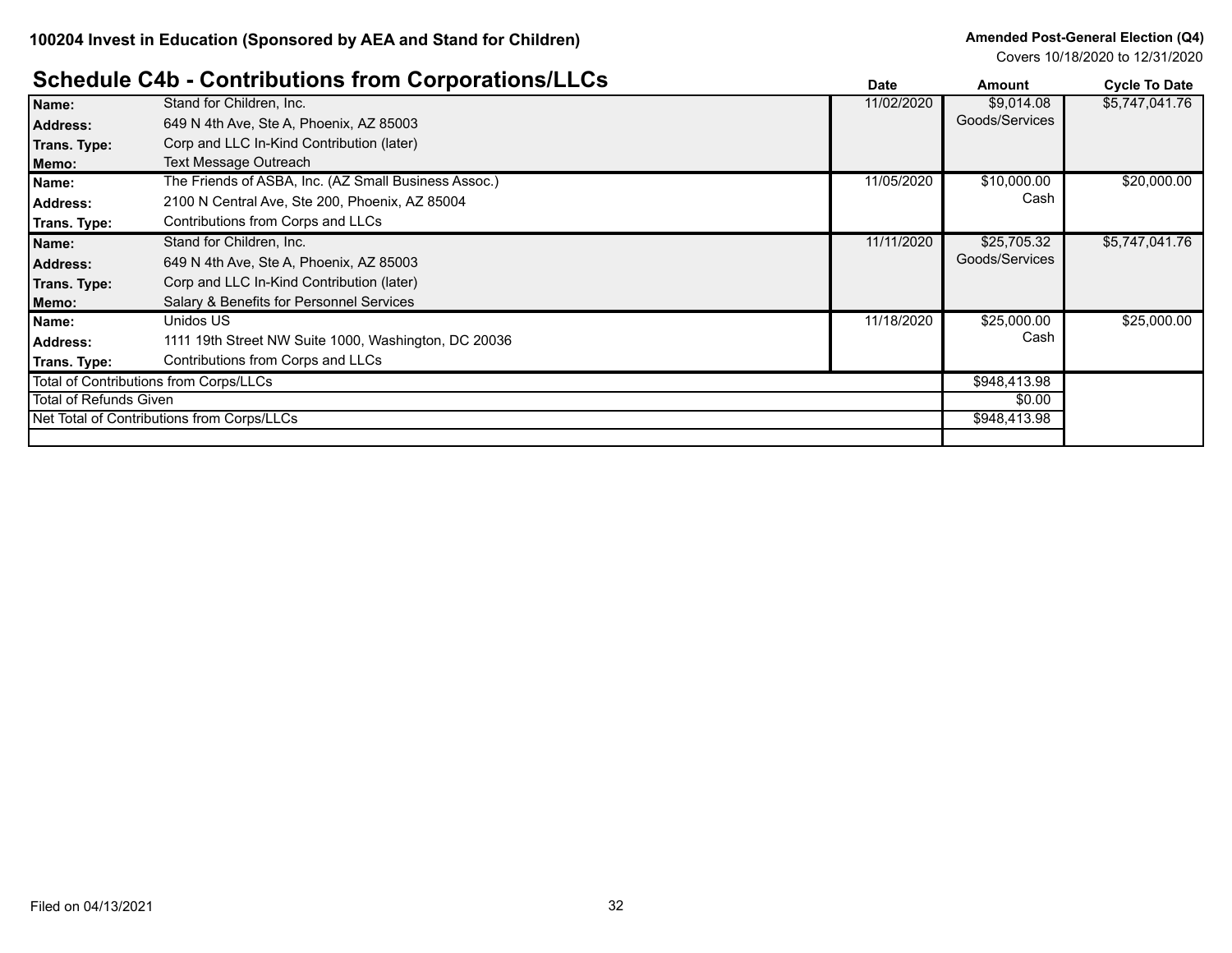**100204 Invest in Education (Sponsored by AEA and Stand for Children)**

**Amended Post-General Election (Q4)**
Covers 10/18/2020 to 12/31/2020

## Schedule C4b - Contributions from Corporations/LLCs

| | | Date | Amount | Cycle To Date |
|---|---|---|---|---|
| **Name:** | Stand for Children, Inc. | 11/02/2020 | $9,014.08 Goods/Services | $5,747,041.76 |
| **Address:** | 649 N 4th Ave, Ste A, Phoenix, AZ 85003 | | | |
| **Trans. Type:** | Corp and LLC In-Kind Contribution (later) | | | |
| **Memo:** | Text Message Outreach | | | |
| **Name:** | The Friends of ASBA, Inc. (AZ Small Business Assoc.) | 11/05/2020 | $10,000.00 Cash | $20,000.00 |
| **Address:** | 2100 N Central Ave, Ste 200, Phoenix, AZ 85004 | | | |
| **Trans. Type:** | Contributions from Corps and LLCs | | | |
| **Name:** | Stand for Children, Inc. | 11/11/2020 | $25,705.32 Goods/Services | $5,747,041.76 |
| **Address:** | 649 N 4th Ave, Ste A, Phoenix, AZ 85003 | | | |
| **Trans. Type:** | Corp and LLC In-Kind Contribution (later) | | | |
| **Memo:** | Salary & Benefits for Personnel Services | | | |
| **Name:** | Unidos US | 11/18/2020 | $25,000.00 Cash | $25,000.00 |
| **Address:** | 1111 19th Street NW Suite 1000, Washington, DC 20036 | | | |
| **Trans. Type:** | Contributions from Corps and LLCs | | | |
| Total of Contributions from Corps/LLCs | | | $948,413.98 | |
| Total of Refunds Given | | | $0.00 | |
| Net Total of Contributions from Corps/LLCs | | | $948,413.98 | |

Filed on 04/13/2021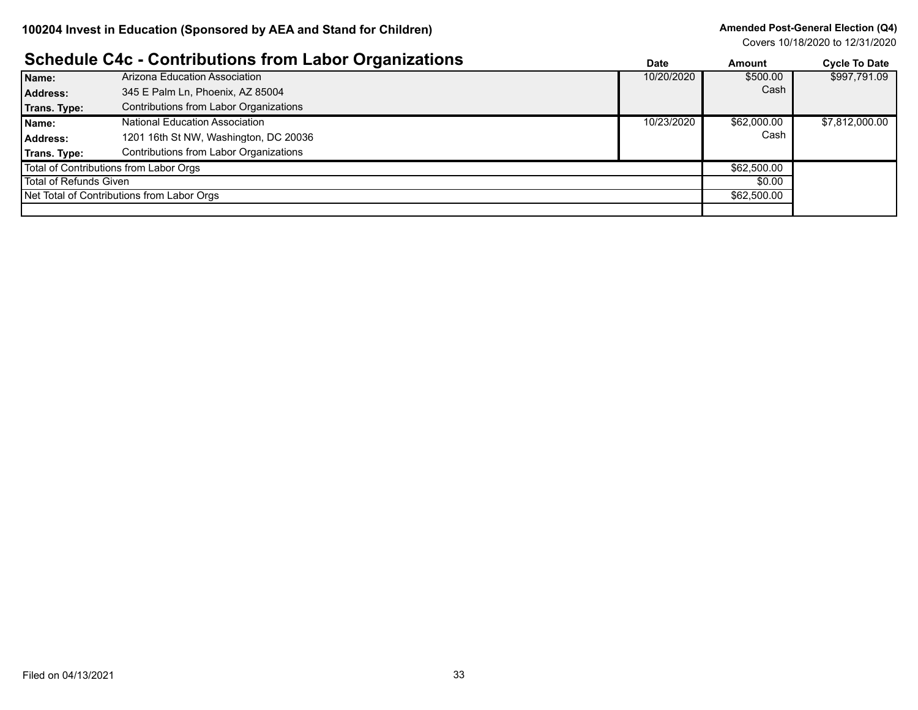## Schedule C4c - Contributions from Labor Organizations

| | | Date | Amount | Cycle To Date |
|---|---|---|---|---|
| **Name:** | Arizona Education Association | 10/20/2020 | $500.00 | $997,791.09 |
| **Address:** | 345 E Palm Ln, Phoenix, AZ 85004 | | Cash | |
| **Trans. Type:** | Contributions from Labor Organizations | | | |
| **Name:** | National Education Association | 10/23/2020 | $62,000.00 | $7,812,000.00 |
| **Address:** | 1201 16th St NW, Washington, DC 20036 | | Cash | |
| **Trans. Type:** | Contributions from Labor Organizations | | | |
| Total of Contributions from Labor Orgs | | | $62,500.00 | |
| Total of Refunds Given | | | $0.00 | |
| Net Total of Contributions from Labor Orgs | | | $62,500.00 | |

Filed on 04/13/2021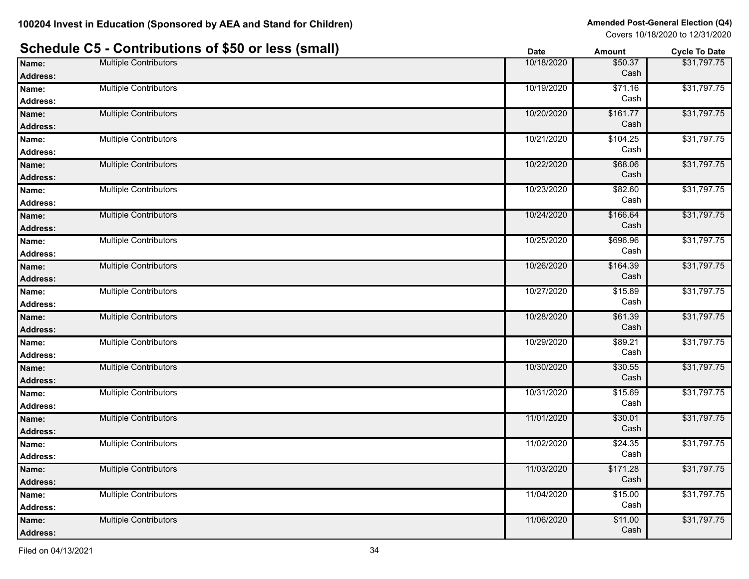100204 Invest in Education (Sponsored by AEA and Stand for Children)

Amended Post-General Election (Q4)
Covers 10/18/2020 to 12/31/2020

## Schedule C5 - Contributions of $50 or less (small)

| Name / Address | | Date | Amount | Cycle To Date |
|---|---|---|---|---|
| **Name:** **Address:** | Multiple Contributors | 10/18/2020 | $50.37 Cash | $31,797.75 |
| **Name:** **Address:** | Multiple Contributors | 10/19/2020 | $71.16 Cash | $31,797.75 |
| **Name:** **Address:** | Multiple Contributors | 10/20/2020 | $161.77 Cash | $31,797.75 |
| **Name:** **Address:** | Multiple Contributors | 10/21/2020 | $104.25 Cash | $31,797.75 |
| **Name:** **Address:** | Multiple Contributors | 10/22/2020 | $68.06 Cash | $31,797.75 |
| **Name:** **Address:** | Multiple Contributors | 10/23/2020 | $82.60 Cash | $31,797.75 |
| **Name:** **Address:** | Multiple Contributors | 10/24/2020 | $166.64 Cash | $31,797.75 |
| **Name:** **Address:** | Multiple Contributors | 10/25/2020 | $696.96 Cash | $31,797.75 |
| **Name:** **Address:** | Multiple Contributors | 10/26/2020 | $164.39 Cash | $31,797.75 |
| **Name:** **Address:** | Multiple Contributors | 10/27/2020 | $15.89 Cash | $31,797.75 |
| **Name:** **Address:** | Multiple Contributors | 10/28/2020 | $61.39 Cash | $31,797.75 |
| **Name:** **Address:** | Multiple Contributors | 10/29/2020 | $89.21 Cash | $31,797.75 |
| **Name:** **Address:** | Multiple Contributors | 10/30/2020 | $30.55 Cash | $31,797.75 |
| **Name:** **Address:** | Multiple Contributors | 10/31/2020 | $15.69 Cash | $31,797.75 |
| **Name:** **Address:** | Multiple Contributors | 11/01/2020 | $30.01 Cash | $31,797.75 |
| **Name:** **Address:** | Multiple Contributors | 11/02/2020 | $24.35 Cash | $31,797.75 |
| **Name:** **Address:** | Multiple Contributors | 11/03/2020 | $171.28 Cash | $31,797.75 |
| **Name:** **Address:** | Multiple Contributors | 11/04/2020 | $15.00 Cash | $31,797.75 |
| **Name:** **Address:** | Multiple Contributors | 11/06/2020 | $11.00 Cash | $31,797.75 |

Filed on 04/13/2021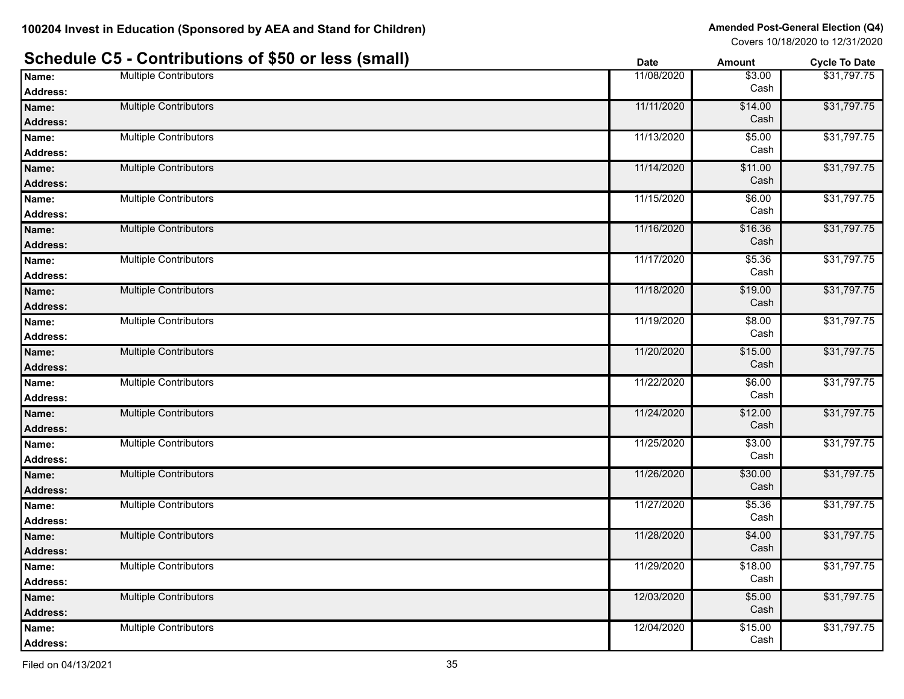100204 Invest in Education (Sponsored by AEA and Stand for Children)

**Amended Post-General Election (Q4)**
Covers 10/18/2020 to 12/31/2020

## Schedule C5 - Contributions of $50 or less (small)

| Name / Address | Date | Amount | Cycle To Date |
|---|---|---|---|
| **Name:** Multiple Contributors<br>**Address:** | 11/08/2020 | $3.00<br>Cash | $31,797.75 |
| **Name:** Multiple Contributors<br>**Address:** | 11/11/2020 | $14.00<br>Cash | $31,797.75 |
| **Name:** Multiple Contributors<br>**Address:** | 11/13/2020 | $5.00<br>Cash | $31,797.75 |
| **Name:** Multiple Contributors<br>**Address:** | 11/14/2020 | $11.00<br>Cash | $31,797.75 |
| **Name:** Multiple Contributors<br>**Address:** | 11/15/2020 | $6.00<br>Cash | $31,797.75 |
| **Name:** Multiple Contributors<br>**Address:** | 11/16/2020 | $16.36<br>Cash | $31,797.75 |
| **Name:** Multiple Contributors<br>**Address:** | 11/17/2020 | $5.36<br>Cash | $31,797.75 |
| **Name:** Multiple Contributors<br>**Address:** | 11/18/2020 | $19.00<br>Cash | $31,797.75 |
| **Name:** Multiple Contributors<br>**Address:** | 11/19/2020 | $8.00<br>Cash | $31,797.75 |
| **Name:** Multiple Contributors<br>**Address:** | 11/20/2020 | $15.00<br>Cash | $31,797.75 |
| **Name:** Multiple Contributors<br>**Address:** | 11/22/2020 | $6.00<br>Cash | $31,797.75 |
| **Name:** Multiple Contributors<br>**Address:** | 11/24/2020 | $12.00<br>Cash | $31,797.75 |
| **Name:** Multiple Contributors<br>**Address:** | 11/25/2020 | $3.00<br>Cash | $31,797.75 |
| **Name:** Multiple Contributors<br>**Address:** | 11/26/2020 | $30.00<br>Cash | $31,797.75 |
| **Name:** Multiple Contributors<br>**Address:** | 11/27/2020 | $5.36<br>Cash | $31,797.75 |
| **Name:** Multiple Contributors<br>**Address:** | 11/28/2020 | $4.00<br>Cash | $31,797.75 |
| **Name:** Multiple Contributors<br>**Address:** | 11/29/2020 | $18.00<br>Cash | $31,797.75 |
| **Name:** Multiple Contributors<br>**Address:** | 12/03/2020 | $5.00<br>Cash | $31,797.75 |
| **Name:** Multiple Contributors<br>**Address:** | 12/04/2020 | $15.00<br>Cash | $31,797.75 |

Filed on 04/13/2021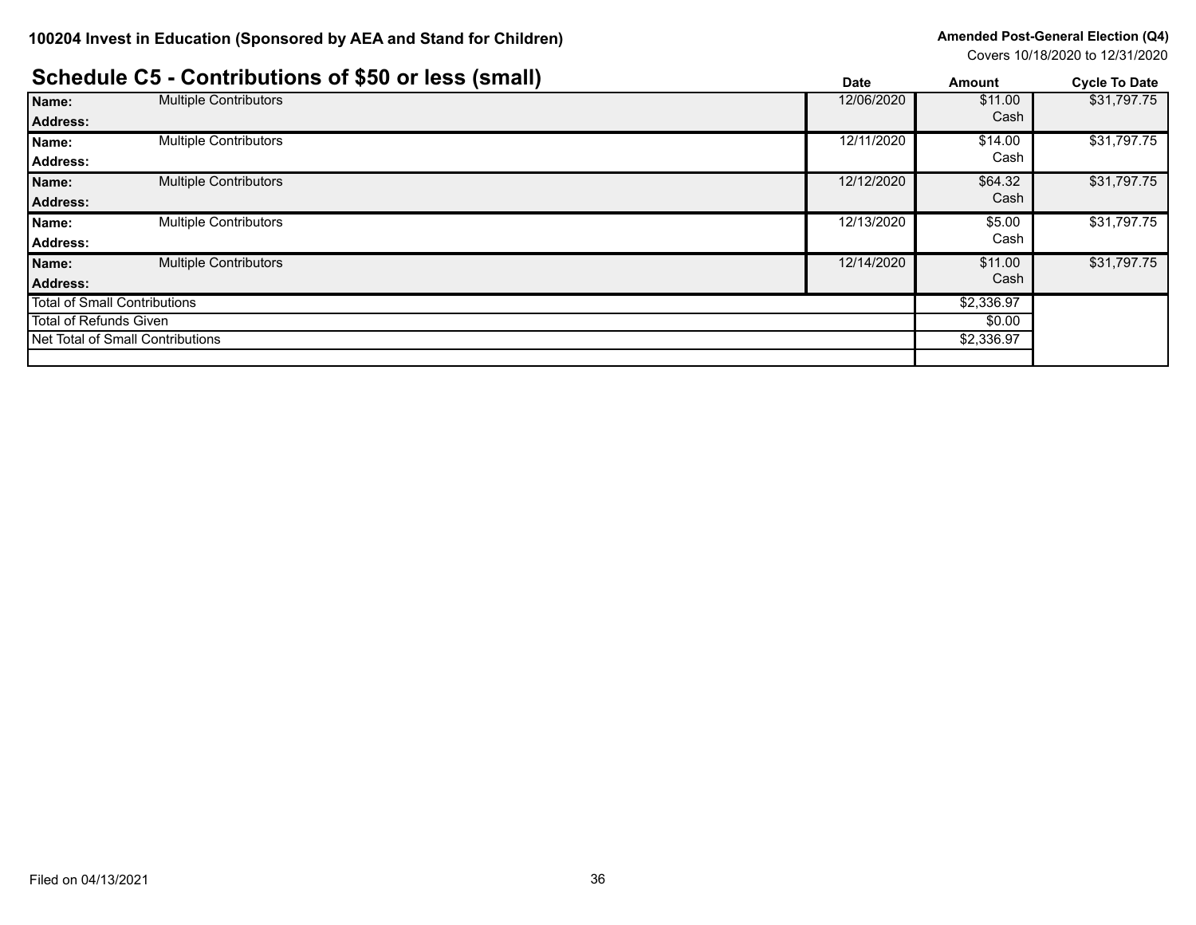**100204 Invest in Education (Sponsored by AEA and Stand for Children)**

**Amended Post-General Election (Q4)**
Covers 10/18/2020 to 12/31/2020

## Schedule C5 - Contributions of $50 or less (small)

| | | Date | Amount | Cycle To Date |
|---|---|---|---|---|
| **Name:** | Multiple Contributors | 12/06/2020 | $11.00 | $31,797.75 |
| **Address:** | | | Cash | |
| **Name:** | Multiple Contributors | 12/11/2020 | $14.00 | $31,797.75 |
| **Address:** | | | Cash | |
| **Name:** | Multiple Contributors | 12/12/2020 | $64.32 | $31,797.75 |
| **Address:** | | | Cash | |
| **Name:** | Multiple Contributors | 12/13/2020 | $5.00 | $31,797.75 |
| **Address:** | | | Cash | |
| **Name:** | Multiple Contributors | 12/14/2020 | $11.00 | $31,797.75 |
| **Address:** | | | Cash | |
| Total of Small Contributions | | | $2,336.97 | |
| Total of Refunds Given | | | $0.00 | |
| Net Total of Small Contributions | | | $2,336.97 | |

Filed on 04/13/2021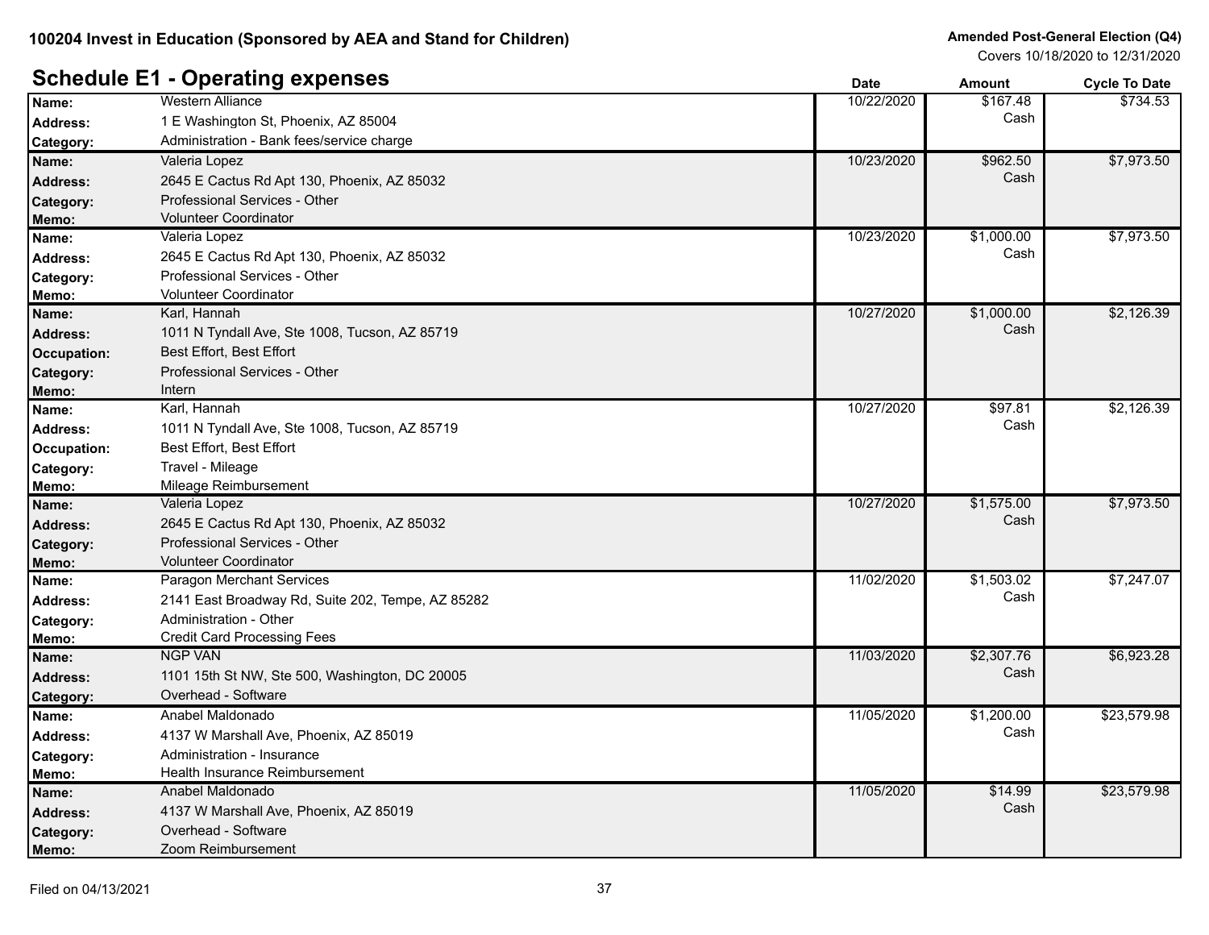100204 Invest in Education (Sponsored by AEA and Stand for Children)

**Amended Post-General Election (Q4)**
Covers 10/18/2020 to 12/31/2020

## Schedule E1 - Operating expenses

| | | Date | Amount | Cycle To Date |
|---|---|---|---|---|
| **Name:** | Western Alliance | 10/22/2020 | $167.48 Cash | $734.53 |
| **Address:** | 1 E Washington St, Phoenix, AZ 85004 | | | |
| **Category:** | Administration - Bank fees/service charge | | | |
| **Name:** | Valeria Lopez | 10/23/2020 | $962.50 Cash | $7,973.50 |
| **Address:** | 2645 E Cactus Rd Apt 130, Phoenix, AZ 85032 | | | |
| **Category:** | Professional Services - Other | | | |
| **Memo:** | Volunteer Coordinator | | | |
| **Name:** | Valeria Lopez | 10/23/2020 | $1,000.00 Cash | $7,973.50 |
| **Address:** | 2645 E Cactus Rd Apt 130, Phoenix, AZ 85032 | | | |
| **Category:** | Professional Services - Other | | | |
| **Memo:** | Volunteer Coordinator | | | |
| **Name:** | Karl, Hannah | 10/27/2020 | $1,000.00 Cash | $2,126.39 |
| **Address:** | 1011 N Tyndall Ave, Ste 1008, Tucson, AZ 85719 | | | |
| **Occupation:** | Best Effort, Best Effort | | | |
| **Category:** | Professional Services - Other | | | |
| **Memo:** | Intern | | | |
| **Name:** | Karl, Hannah | 10/27/2020 | $97.81 Cash | $2,126.39 |
| **Address:** | 1011 N Tyndall Ave, Ste 1008, Tucson, AZ 85719 | | | |
| **Occupation:** | Best Effort, Best Effort | | | |
| **Category:** | Travel - Mileage | | | |
| **Memo:** | Mileage Reimbursement | | | |
| **Name:** | Valeria Lopez | 10/27/2020 | $1,575.00 Cash | $7,973.50 |
| **Address:** | 2645 E Cactus Rd Apt 130, Phoenix, AZ 85032 | | | |
| **Category:** | Professional Services - Other | | | |
| **Memo:** | Volunteer Coordinator | | | |
| **Name:** | Paragon Merchant Services | 11/02/2020 | $1,503.02 Cash | $7,247.07 |
| **Address:** | 2141 East Broadway Rd, Suite 202, Tempe, AZ 85282 | | | |
| **Category:** | Administration - Other | | | |
| **Memo:** | Credit Card Processing Fees | | | |
| **Name:** | NGP VAN | 11/03/2020 | $2,307.76 Cash | $6,923.28 |
| **Address:** | 1101 15th St NW, Ste 500, Washington, DC 20005 | | | |
| **Category:** | Overhead - Software | | | |
| **Name:** | Anabel Maldonado | 11/05/2020 | $1,200.00 Cash | $23,579.98 |
| **Address:** | 4137 W Marshall Ave, Phoenix, AZ 85019 | | | |
| **Category:** | Administration - Insurance | | | |
| **Memo:** | Health Insurance Reimbursement | | | |
| **Name:** | Anabel Maldonado | 11/05/2020 | $14.99 Cash | $23,579.98 |
| **Address:** | 4137 W Marshall Ave, Phoenix, AZ 85019 | | | |
| **Category:** | Overhead - Software | | | |
| **Memo:** | Zoom Reimbursement | | | |

Filed on 04/13/2021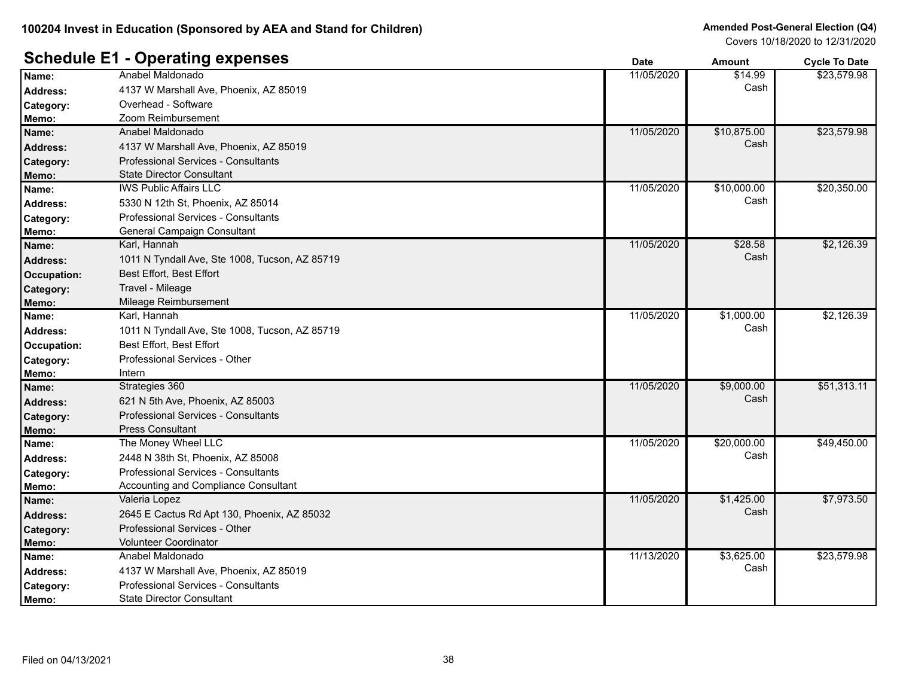## Schedule E1 - Operating expenses

| | | Date | Amount | Cycle To Date |
|---|---|---|---|---|
| **Name:** | Anabel Maldonado | 11/05/2020 | $14.99 Cash | $23,579.98 |
| **Address:** | 4137 W Marshall Ave, Phoenix, AZ 85019 | | | |
| **Category:** | Overhead - Software | | | |
| **Memo:** | Zoom Reimbursement | | | |
| **Name:** | Anabel Maldonado | 11/05/2020 | $10,875.00 Cash | $23,579.98 |
| **Address:** | 4137 W Marshall Ave, Phoenix, AZ 85019 | | | |
| **Category:** | Professional Services - Consultants | | | |
| **Memo:** | State Director Consultant | | | |
| **Name:** | IWS Public Affairs LLC | 11/05/2020 | $10,000.00 Cash | $20,350.00 |
| **Address:** | 5330 N 12th St, Phoenix, AZ 85014 | | | |
| **Category:** | Professional Services - Consultants | | | |
| **Memo:** | General Campaign Consultant | | | |
| **Name:** | Karl, Hannah | 11/05/2020 | $28.58 Cash | $2,126.39 |
| **Address:** | 1011 N Tyndall Ave, Ste 1008, Tucson, AZ 85719 | | | |
| **Occupation:** | Best Effort, Best Effort | | | |
| **Category:** | Travel - Mileage | | | |
| **Memo:** | Mileage Reimbursement | | | |
| **Name:** | Karl, Hannah | 11/05/2020 | $1,000.00 Cash | $2,126.39 |
| **Address:** | 1011 N Tyndall Ave, Ste 1008, Tucson, AZ 85719 | | | |
| **Occupation:** | Best Effort, Best Effort | | | |
| **Category:** | Professional Services - Other | | | |
| **Memo:** | Intern | | | |
| **Name:** | Strategies 360 | 11/05/2020 | $9,000.00 Cash | $51,313.11 |
| **Address:** | 621 N 5th Ave, Phoenix, AZ 85003 | | | |
| **Category:** | Professional Services - Consultants | | | |
| **Memo:** | Press Consultant | | | |
| **Name:** | The Money Wheel LLC | 11/05/2020 | $20,000.00 Cash | $49,450.00 |
| **Address:** | 2448 N 38th St, Phoenix, AZ 85008 | | | |
| **Category:** | Professional Services - Consultants | | | |
| **Memo:** | Accounting and Compliance Consultant | | | |
| **Name:** | Valeria Lopez | 11/05/2020 | $1,425.00 Cash | $7,973.50 |
| **Address:** | 2645 E Cactus Rd Apt 130, Phoenix, AZ 85032 | | | |
| **Category:** | Professional Services - Other | | | |
| **Memo:** | Volunteer Coordinator | | | |
| **Name:** | Anabel Maldonado | 11/13/2020 | $3,625.00 Cash | $23,579.98 |
| **Address:** | 4137 W Marshall Ave, Phoenix, AZ 85019 | | | |
| **Category:** | Professional Services - Consultants | | | |
| **Memo:** | State Director Consultant | | | |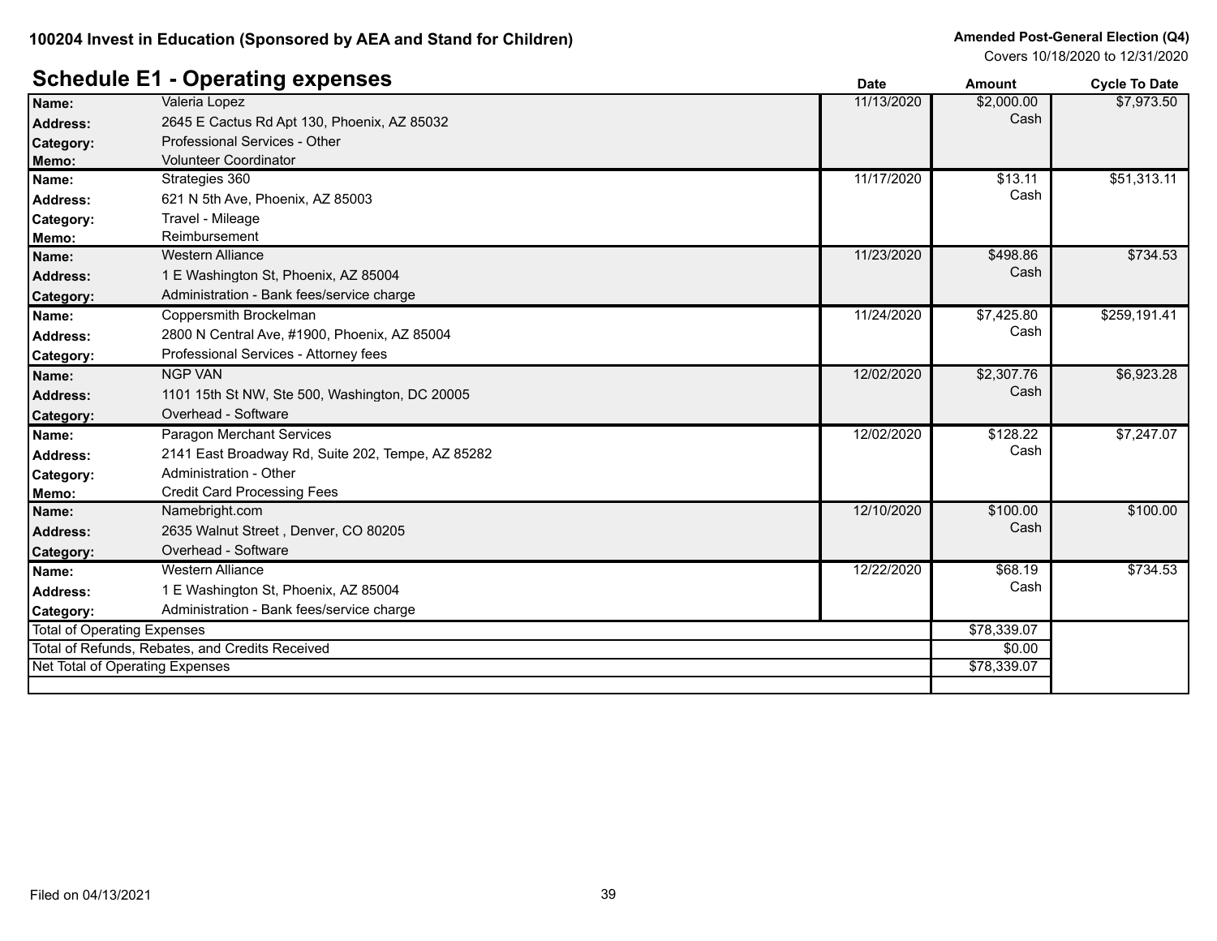100204 Invest in Education (Sponsored by AEA and Stand for Children)

**Amended Post-General Election (Q4)**
Covers 10/18/2020 to 12/31/2020

## Schedule E1 - Operating expenses

| | | Date | Amount | Cycle To Date |
|---|---|---|---|---|
| **Name:** | Valeria Lopez | 11/13/2020 | $2,000.00 Cash | $7,973.50 |
| **Address:** | 2645 E Cactus Rd Apt 130, Phoenix, AZ 85032 | | | |
| **Category:** | Professional Services - Other | | | |
| **Memo:** | Volunteer Coordinator | | | |
| **Name:** | Strategies 360 | 11/17/2020 | $13.11 Cash | $51,313.11 |
| **Address:** | 621 N 5th Ave, Phoenix, AZ 85003 | | | |
| **Category:** | Travel - Mileage | | | |
| **Memo:** | Reimbursement | | | |
| **Name:** | Western Alliance | 11/23/2020 | $498.86 Cash | $734.53 |
| **Address:** | 1 E Washington St, Phoenix, AZ 85004 | | | |
| **Category:** | Administration - Bank fees/service charge | | | |
| **Name:** | Coppersmith Brockelman | 11/24/2020 | $7,425.80 Cash | $259,191.41 |
| **Address:** | 2800 N Central Ave, #1900, Phoenix, AZ 85004 | | | |
| **Category:** | Professional Services - Attorney fees | | | |
| **Name:** | NGP VAN | 12/02/2020 | $2,307.76 Cash | $6,923.28 |
| **Address:** | 1101 15th St NW, Ste 500, Washington, DC 20005 | | | |
| **Category:** | Overhead - Software | | | |
| **Name:** | Paragon Merchant Services | 12/02/2020 | $128.22 Cash | $7,247.07 |
| **Address:** | 2141 East Broadway Rd, Suite 202, Tempe, AZ 85282 | | | |
| **Category:** | Administration - Other | | | |
| **Memo:** | Credit Card Processing Fees | | | |
| **Name:** | Namebright.com | 12/10/2020 | $100.00 Cash | $100.00 |
| **Address:** | 2635 Walnut Street , Denver, CO 80205 | | | |
| **Category:** | Overhead - Software | | | |
| **Name:** | Western Alliance | 12/22/2020 | $68.19 Cash | $734.53 |
| **Address:** | 1 E Washington St, Phoenix, AZ 85004 | | | |
| **Category:** | Administration - Bank fees/service charge | | | |
| Total of Operating Expenses | | | $78,339.07 | |
| Total of Refunds, Rebates, and Credits Received | | | $0.00 | |
| Net Total of Operating Expenses | | | $78,339.07 | |

Filed on 04/13/2021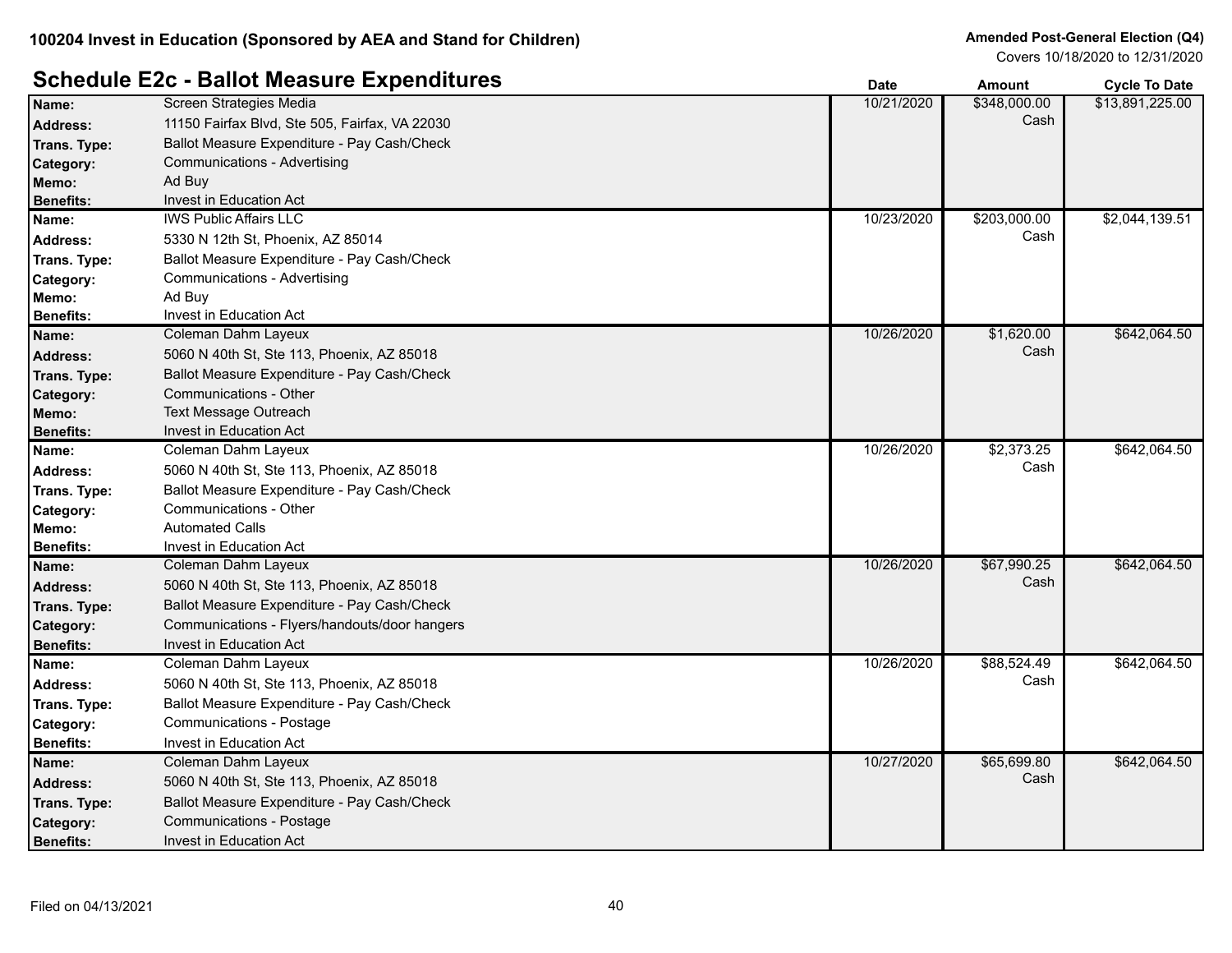100204 Invest in Education (Sponsored by AEA and Stand for Children)

Amended Post-General Election (Q4)
Covers 10/18/2020 to 12/31/2020

## Schedule E2c - Ballot Measure Expenditures

| Field | Details | Date | Amount | Cycle To Date |
|---|---|---|---|---|
| **Name:** | Screen Strategies Media | 10/21/2020 | $348,000.00 Cash | $13,891,225.00 |
| **Address:** | 11150 Fairfax Blvd, Ste 505, Fairfax, VA 22030 | | | |
| **Trans. Type:** | Ballot Measure Expenditure - Pay Cash/Check | | | |
| **Category:** | Communications - Advertising | | | |
| **Memo:** | Ad Buy | | | |
| **Benefits:** | Invest in Education Act | | | |
| **Name:** | IWS Public Affairs LLC | 10/23/2020 | $203,000.00 Cash | $2,044,139.51 |
| **Address:** | 5330 N 12th St, Phoenix, AZ 85014 | | | |
| **Trans. Type:** | Ballot Measure Expenditure - Pay Cash/Check | | | |
| **Category:** | Communications - Advertising | | | |
| **Memo:** | Ad Buy | | | |
| **Benefits:** | Invest in Education Act | | | |
| **Name:** | Coleman Dahm Layeux | 10/26/2020 | $1,620.00 Cash | $642,064.50 |
| **Address:** | 5060 N 40th St, Ste 113, Phoenix, AZ 85018 | | | |
| **Trans. Type:** | Ballot Measure Expenditure - Pay Cash/Check | | | |
| **Category:** | Communications - Other | | | |
| **Memo:** | Text Message Outreach | | | |
| **Benefits:** | Invest in Education Act | | | |
| **Name:** | Coleman Dahm Layeux | 10/26/2020 | $2,373.25 Cash | $642,064.50 |
| **Address:** | 5060 N 40th St, Ste 113, Phoenix, AZ 85018 | | | |
| **Trans. Type:** | Ballot Measure Expenditure - Pay Cash/Check | | | |
| **Category:** | Communications - Other | | | |
| **Memo:** | Automated Calls | | | |
| **Benefits:** | Invest in Education Act | | | |
| **Name:** | Coleman Dahm Layeux | 10/26/2020 | $67,990.25 Cash | $642,064.50 |
| **Address:** | 5060 N 40th St, Ste 113, Phoenix, AZ 85018 | | | |
| **Trans. Type:** | Ballot Measure Expenditure - Pay Cash/Check | | | |
| **Category:** | Communications - Flyers/handouts/door hangers | | | |
| **Benefits:** | Invest in Education Act | | | |
| **Name:** | Coleman Dahm Layeux | 10/26/2020 | $88,524.49 Cash | $642,064.50 |
| **Address:** | 5060 N 40th St, Ste 113, Phoenix, AZ 85018 | | | |
| **Trans. Type:** | Ballot Measure Expenditure - Pay Cash/Check | | | |
| **Category:** | Communications - Postage | | | |
| **Benefits:** | Invest in Education Act | | | |
| **Name:** | Coleman Dahm Layeux | 10/27/2020 | $65,699.80 Cash | $642,064.50 |
| **Address:** | 5060 N 40th St, Ste 113, Phoenix, AZ 85018 | | | |
| **Trans. Type:** | Ballot Measure Expenditure - Pay Cash/Check | | | |
| **Category:** | Communications - Postage | | | |
| **Benefits:** | Invest in Education Act | | | |

Filed on 04/13/2021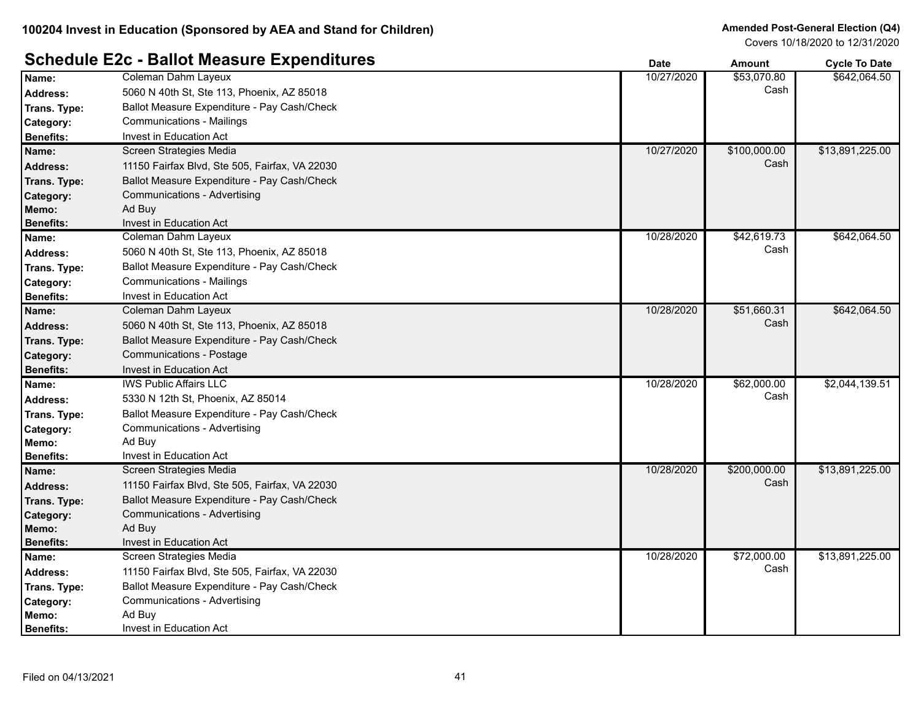## Schedule E2c - Ballot Measure Expenditures

| Name | Address | Trans. Type | Category | Memo | Benefits | Date | Amount | Cycle To Date |
|---|---|---|---|---|---|---|---|---|
| Coleman Dahm Layeux | 5060 N 40th St, Ste 113, Phoenix, AZ 85018 | Ballot Measure Expenditure - Pay Cash/Check | Communications - Mailings | | Invest in Education Act | 10/27/2020 | $53,070.80 Cash | $642,064.50 |
| Screen Strategies Media | 11150 Fairfax Blvd, Ste 505, Fairfax, VA 22030 | Ballot Measure Expenditure - Pay Cash/Check | Communications - Advertising | Ad Buy | Invest in Education Act | 10/27/2020 | $100,000.00 Cash | $13,891,225.00 |
| Coleman Dahm Layeux | 5060 N 40th St, Ste 113, Phoenix, AZ 85018 | Ballot Measure Expenditure - Pay Cash/Check | Communications - Mailings | | Invest in Education Act | 10/28/2020 | $42,619.73 Cash | $642,064.50 |
| Coleman Dahm Layeux | 5060 N 40th St, Ste 113, Phoenix, AZ 85018 | Ballot Measure Expenditure - Pay Cash/Check | Communications - Postage | | Invest in Education Act | 10/28/2020 | $51,660.31 Cash | $642,064.50 |
| IWS Public Affairs LLC | 5330 N 12th St, Phoenix, AZ 85014 | Ballot Measure Expenditure - Pay Cash/Check | Communications - Advertising | Ad Buy | Invest in Education Act | 10/28/2020 | $62,000.00 Cash | $2,044,139.51 |
| Screen Strategies Media | 11150 Fairfax Blvd, Ste 505, Fairfax, VA 22030 | Ballot Measure Expenditure - Pay Cash/Check | Communications - Advertising | Ad Buy | Invest in Education Act | 10/28/2020 | $200,000.00 Cash | $13,891,225.00 |
| Screen Strategies Media | 11150 Fairfax Blvd, Ste 505, Fairfax, VA 22030 | Ballot Measure Expenditure - Pay Cash/Check | Communications - Advertising | Ad Buy | Invest in Education Act | 10/28/2020 | $72,000.00 Cash | $13,891,225.00 |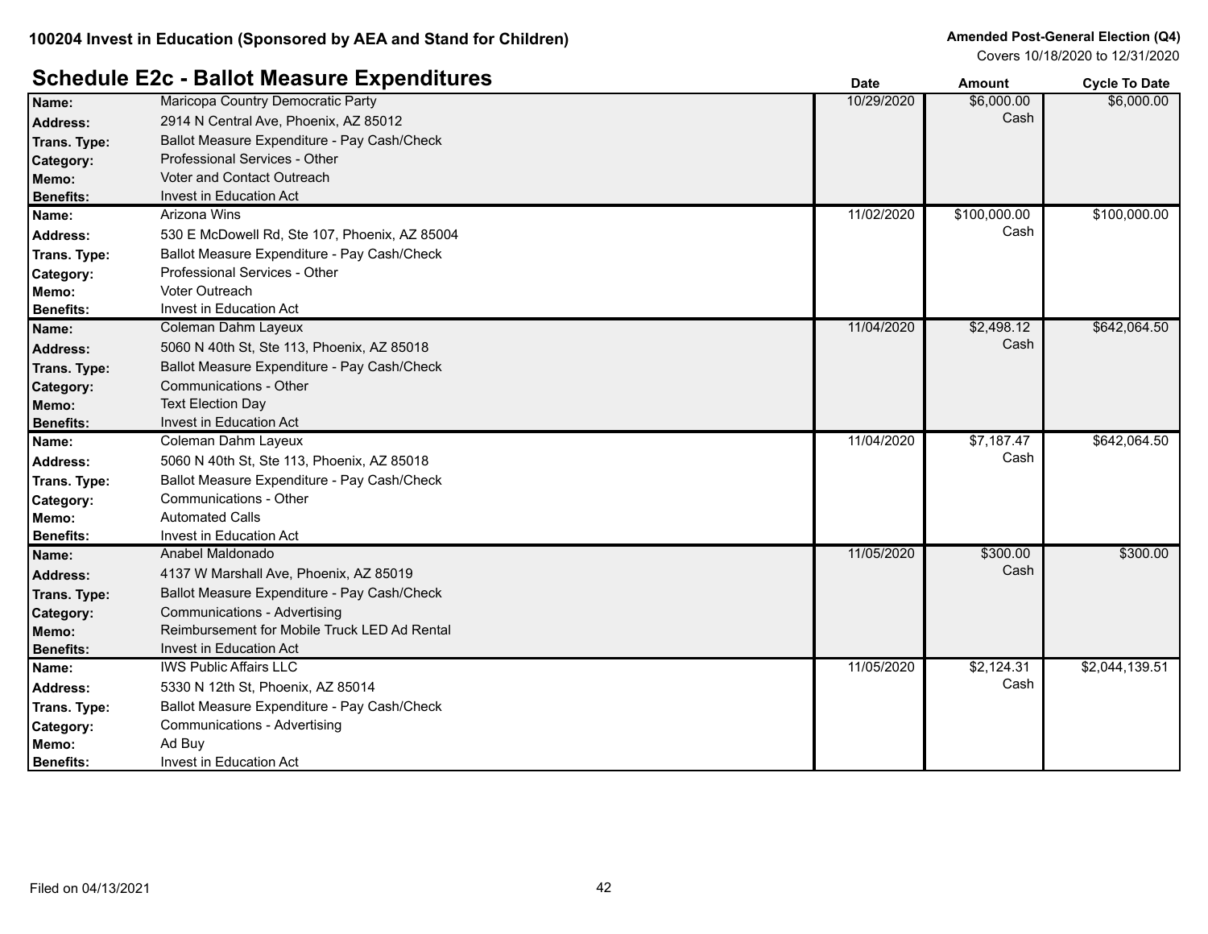**100204 Invest in Education (Sponsored by AEA and Stand for Children)**

**Amended Post-General Election (Q4)**
Covers 10/18/2020 to 12/31/2020

## Schedule E2c - Ballot Measure Expenditures

| Field | Details | Date | Amount | Cycle To Date |
|---|---|---|---|---|
| **Name:** | Maricopa Country Democratic Party | 10/29/2020 | $6,000.00 Cash | $6,000.00 |
| **Address:** | 2914 N Central Ave, Phoenix, AZ 85012 | | | |
| **Trans. Type:** | Ballot Measure Expenditure - Pay Cash/Check | | | |
| **Category:** | Professional Services - Other | | | |
| **Memo:** | Voter and Contact Outreach | | | |
| **Benefits:** | Invest in Education Act | | | |
| **Name:** | Arizona Wins | 11/02/2020 | $100,000.00 Cash | $100,000.00 |
| **Address:** | 530 E McDowell Rd, Ste 107, Phoenix, AZ 85004 | | | |
| **Trans. Type:** | Ballot Measure Expenditure - Pay Cash/Check | | | |
| **Category:** | Professional Services - Other | | | |
| **Memo:** | Voter Outreach | | | |
| **Benefits:** | Invest in Education Act | | | |
| **Name:** | Coleman Dahm Layeux | 11/04/2020 | $2,498.12 Cash | $642,064.50 |
| **Address:** | 5060 N 40th St, Ste 113, Phoenix, AZ 85018 | | | |
| **Trans. Type:** | Ballot Measure Expenditure - Pay Cash/Check | | | |
| **Category:** | Communications - Other | | | |
| **Memo:** | Text Election Day | | | |
| **Benefits:** | Invest in Education Act | | | |
| **Name:** | Coleman Dahm Layeux | 11/04/2020 | $7,187.47 Cash | $642,064.50 |
| **Address:** | 5060 N 40th St, Ste 113, Phoenix, AZ 85018 | | | |
| **Trans. Type:** | Ballot Measure Expenditure - Pay Cash/Check | | | |
| **Category:** | Communications - Other | | | |
| **Memo:** | Automated Calls | | | |
| **Benefits:** | Invest in Education Act | | | |
| **Name:** | Anabel Maldonado | 11/05/2020 | $300.00 Cash | $300.00 |
| **Address:** | 4137 W Marshall Ave, Phoenix, AZ 85019 | | | |
| **Trans. Type:** | Ballot Measure Expenditure - Pay Cash/Check | | | |
| **Category:** | Communications - Advertising | | | |
| **Memo:** | Reimbursement for Mobile Truck LED Ad Rental | | | |
| **Benefits:** | Invest in Education Act | | | |
| **Name:** | IWS Public Affairs LLC | 11/05/2020 | $2,124.31 Cash | $2,044,139.51 |
| **Address:** | 5330 N 12th St, Phoenix, AZ 85014 | | | |
| **Trans. Type:** | Ballot Measure Expenditure - Pay Cash/Check | | | |
| **Category:** | Communications - Advertising | | | |
| **Memo:** | Ad Buy | | | |
| **Benefits:** | Invest in Education Act | | | |

Filed on 04/13/2021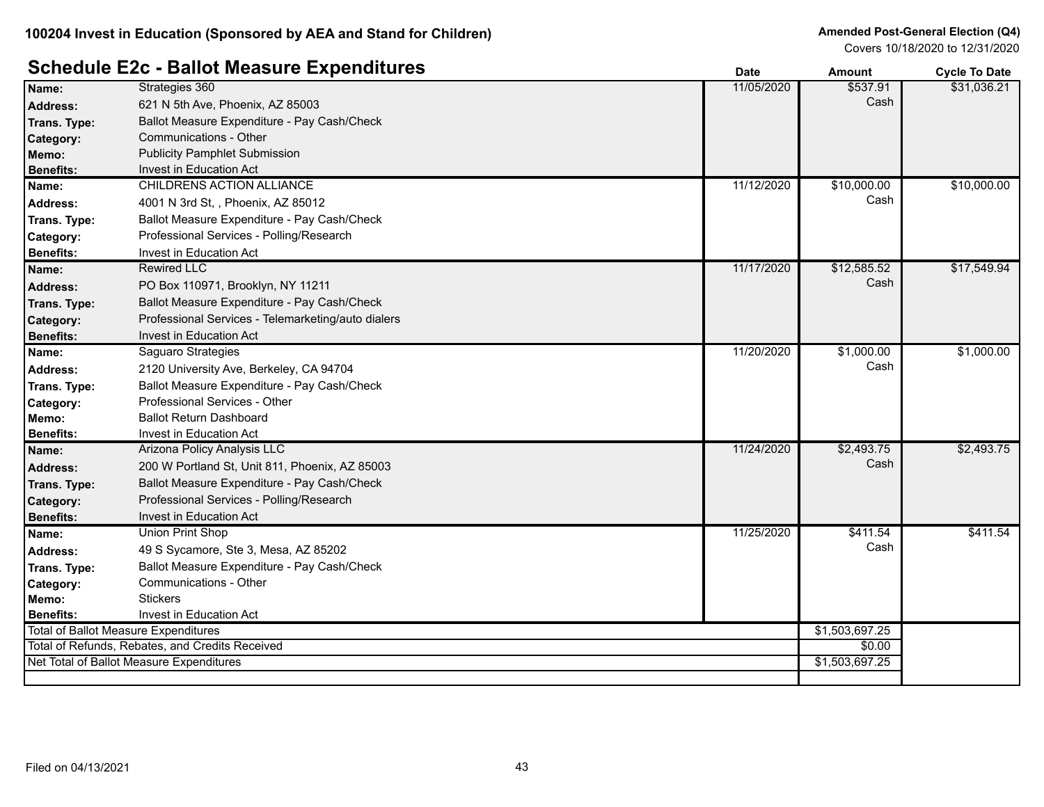**100204 Invest in Education (Sponsored by AEA and Stand for Children)**

**Amended Post-General Election (Q4)**
Covers 10/18/2020 to 12/31/2020

## Schedule E2c - Ballot Measure Expenditures

| | | Date | Amount | Cycle To Date |
|---|---|---|---|---|
| **Name:** | Strategies 360 | 11/05/2020 | $537.91 Cash | $31,036.21 |
| **Address:** | 621 N 5th Ave, Phoenix, AZ 85003 | | | |
| **Trans. Type:** | Ballot Measure Expenditure - Pay Cash/Check | | | |
| **Category:** | Communications - Other | | | |
| **Memo:** | Publicity Pamphlet Submission | | | |
| **Benefits:** | Invest in Education Act | | | |
| **Name:** | CHILDRENS ACTION ALLIANCE | 11/12/2020 | $10,000.00 Cash | $10,000.00 |
| **Address:** | 4001 N 3rd St, , Phoenix, AZ 85012 | | | |
| **Trans. Type:** | Ballot Measure Expenditure - Pay Cash/Check | | | |
| **Category:** | Professional Services - Polling/Research | | | |
| **Benefits:** | Invest in Education Act | | | |
| **Name:** | Rewired LLC | 11/17/2020 | $12,585.52 Cash | $17,549.94 |
| **Address:** | PO Box 110971, Brooklyn, NY 11211 | | | |
| **Trans. Type:** | Ballot Measure Expenditure - Pay Cash/Check | | | |
| **Category:** | Professional Services - Telemarketing/auto dialers | | | |
| **Benefits:** | Invest in Education Act | | | |
| **Name:** | Saguaro Strategies | 11/20/2020 | $1,000.00 Cash | $1,000.00 |
| **Address:** | 2120 University Ave, Berkeley, CA 94704 | | | |
| **Trans. Type:** | Ballot Measure Expenditure - Pay Cash/Check | | | |
| **Category:** | Professional Services - Other | | | |
| **Memo:** | Ballot Return Dashboard | | | |
| **Benefits:** | Invest in Education Act | | | |
| **Name:** | Arizona Policy Analysis LLC | 11/24/2020 | $2,493.75 Cash | $2,493.75 |
| **Address:** | 200 W Portland St, Unit 811, Phoenix, AZ 85003 | | | |
| **Trans. Type:** | Ballot Measure Expenditure - Pay Cash/Check | | | |
| **Category:** | Professional Services - Polling/Research | | | |
| **Benefits:** | Invest in Education Act | | | |
| **Name:** | Union Print Shop | 11/25/2020 | $411.54 Cash | $411.54 |
| **Address:** | 49 S Sycamore, Ste 3, Mesa, AZ 85202 | | | |
| **Trans. Type:** | Ballot Measure Expenditure - Pay Cash/Check | | | |
| **Category:** | Communications - Other | | | |
| **Memo:** | Stickers | | | |
| **Benefits:** | Invest in Education Act | | | |

| | |
|---|---|
| Total of Ballot Measure Expenditures | $1,503,697.25 |
| Total of Refunds, Rebates, and Credits Received | $0.00 |
| Net Total of Ballot Measure Expenditures | $1,503,697.25 |

Filed on 04/13/2021